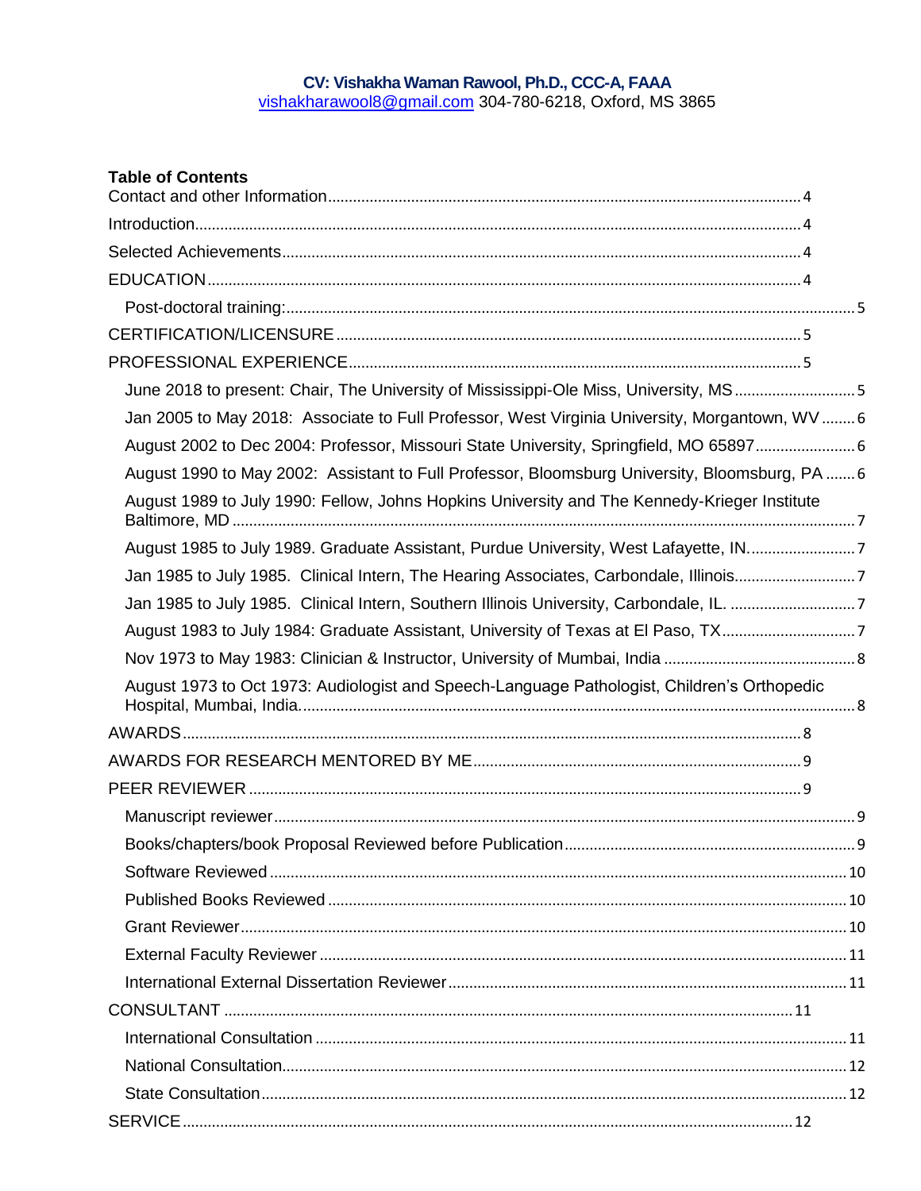# CV: Vishakha Waman Rawool, Ph.D., CCC-A, FAAA

vishakharawool8@gmail.com 304-780-6218, Oxford, MS 3865

**Table of Contents**

Contact and other Information ..... 4

Introduction ..... 4

Selected Achievements ..... 4

EDUCATION ..... 4

- Post-doctoral training: ..... 5

CERTIFICATION/LICENSURE ..... 5

PROFESSIONAL EXPERIENCE ..... 5

- June 2018 to present: Chair, The University of Mississippi-Ole Miss, University, MS ..... 5
- Jan 2005 to May 2018: Associate to Full Professor, West Virginia University, Morgantown, WV ..... 6
- August 2002 to Dec 2004: Professor, Missouri State University, Springfield, MO 65897 ..... 6
- August 1990 to May 2002: Assistant to Full Professor, Bloomsburg University, Bloomsburg, PA ..... 6
- August 1989 to July 1990: Fellow, Johns Hopkins University and The Kennedy-Krieger Institute Baltimore, MD ..... 7
- August 1985 to July 1989. Graduate Assistant, Purdue University, West Lafayette, IN. ..... 7
- Jan 1985 to July 1985. Clinical Intern, The Hearing Associates, Carbondale, Illinois ..... 7
- Jan 1985 to July 1985. Clinical Intern, Southern Illinois University, Carbondale, IL. ..... 7
- August 1983 to July 1984: Graduate Assistant, University of Texas at El Paso, TX ..... 7
- Nov 1973 to May 1983: Clinician & Instructor, University of Mumbai, India ..... 8
- August 1973 to Oct 1973: Audiologist and Speech-Language Pathologist, Children's Orthopedic Hospital, Mumbai, India. ..... 8

AWARDS ..... 8

AWARDS FOR RESEARCH MENTORED BY ME ..... 9

PEER REVIEWER ..... 9

- Manuscript reviewer ..... 9
- Books/chapters/book Proposal Reviewed before Publication ..... 9
- Software Reviewed ..... 10
- Published Books Reviewed ..... 10
- Grant Reviewer ..... 10
- External Faculty Reviewer ..... 11
- International External Dissertation Reviewer ..... 11

CONSULTANT ..... 11

- International Consultation ..... 11
- National Consultation ..... 12
- State Consultation ..... 12

SERVICE ..... 12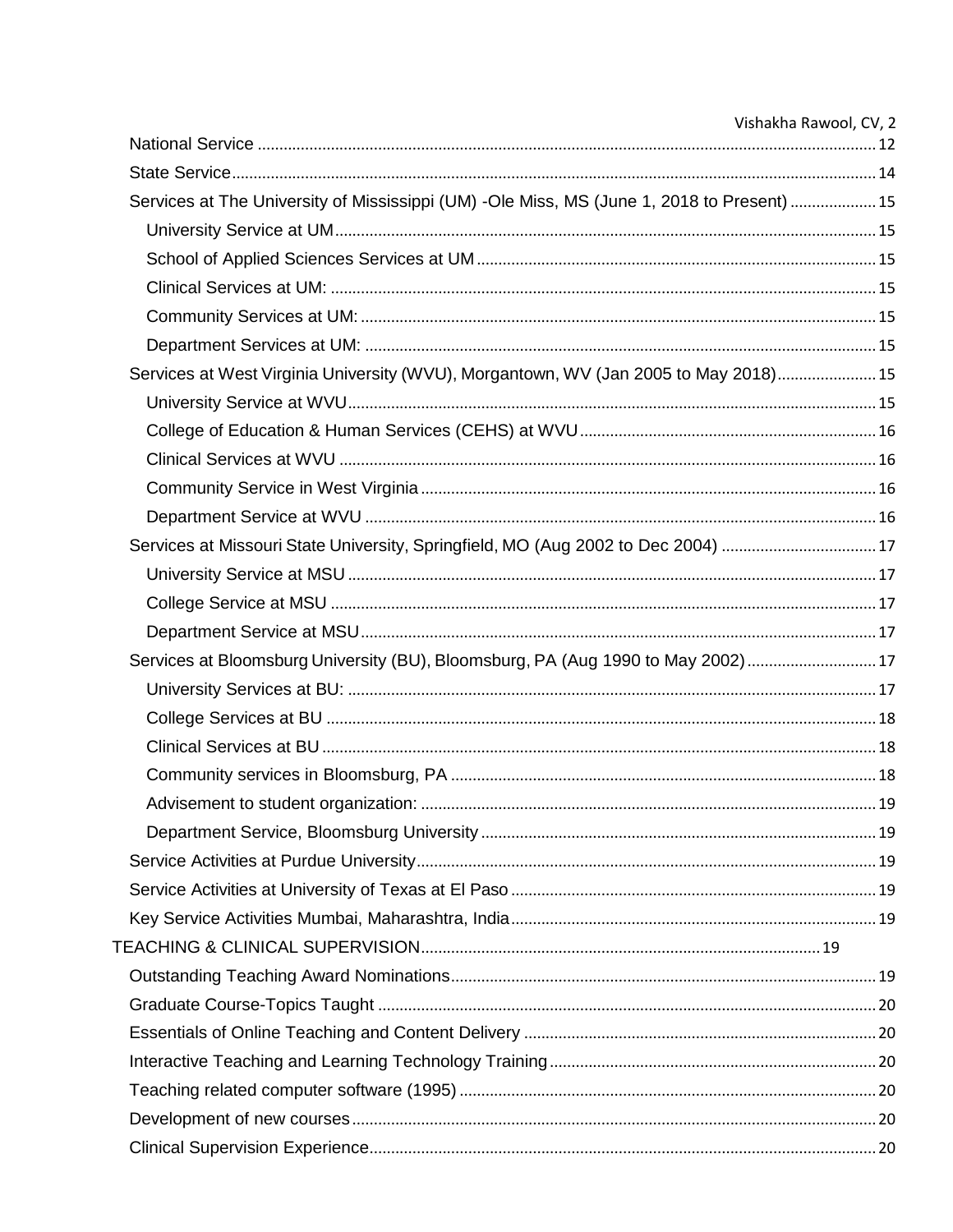- National Service ... 12
- State Service ... 14
- Services at The University of Mississippi (UM) -Ole Miss, MS (June 1, 2018 to Present) ... 15
  - University Service at UM ... 15
  - School of Applied Sciences Services at UM ... 15
  - Clinical Services at UM: ... 15
  - Community Services at UM: ... 15
  - Department Services at UM: ... 15
- Services at West Virginia University (WVU), Morgantown, WV (Jan 2005 to May 2018) ... 15
  - University Service at WVU ... 15
  - College of Education & Human Services (CEHS) at WVU ... 16
  - Clinical Services at WVU ... 16
  - Community Service in West Virginia ... 16
  - Department Service at WVU ... 16
- Services at Missouri State University, Springfield, MO (Aug 2002 to Dec 2004) ... 17
  - University Service at MSU ... 17
  - College Service at MSU ... 17
  - Department Service at MSU ... 17
- Services at Bloomsburg University (BU), Bloomsburg, PA (Aug 1990 to May 2002) ... 17
  - University Services at BU: ... 17
  - College Services at BU ... 18
  - Clinical Services at BU ... 18
  - Community services in Bloomsburg, PA ... 18
  - Advisement to student organization: ... 19
  - Department Service, Bloomsburg University ... 19
- Service Activities at Purdue University ... 19
- Service Activities at University of Texas at El Paso ... 19
- Key Service Activities Mumbai, Maharashtra, India ... 19

TEACHING & CLINICAL SUPERVISION ... 19

- Outstanding Teaching Award Nominations ... 19
- Graduate Course-Topics Taught ... 20
- Essentials of Online Teaching and Content Delivery ... 20
- Interactive Teaching and Learning Technology Training ... 20
- Teaching related computer software (1995) ... 20
- Development of new courses ... 20
- Clinical Supervision Experience ... 20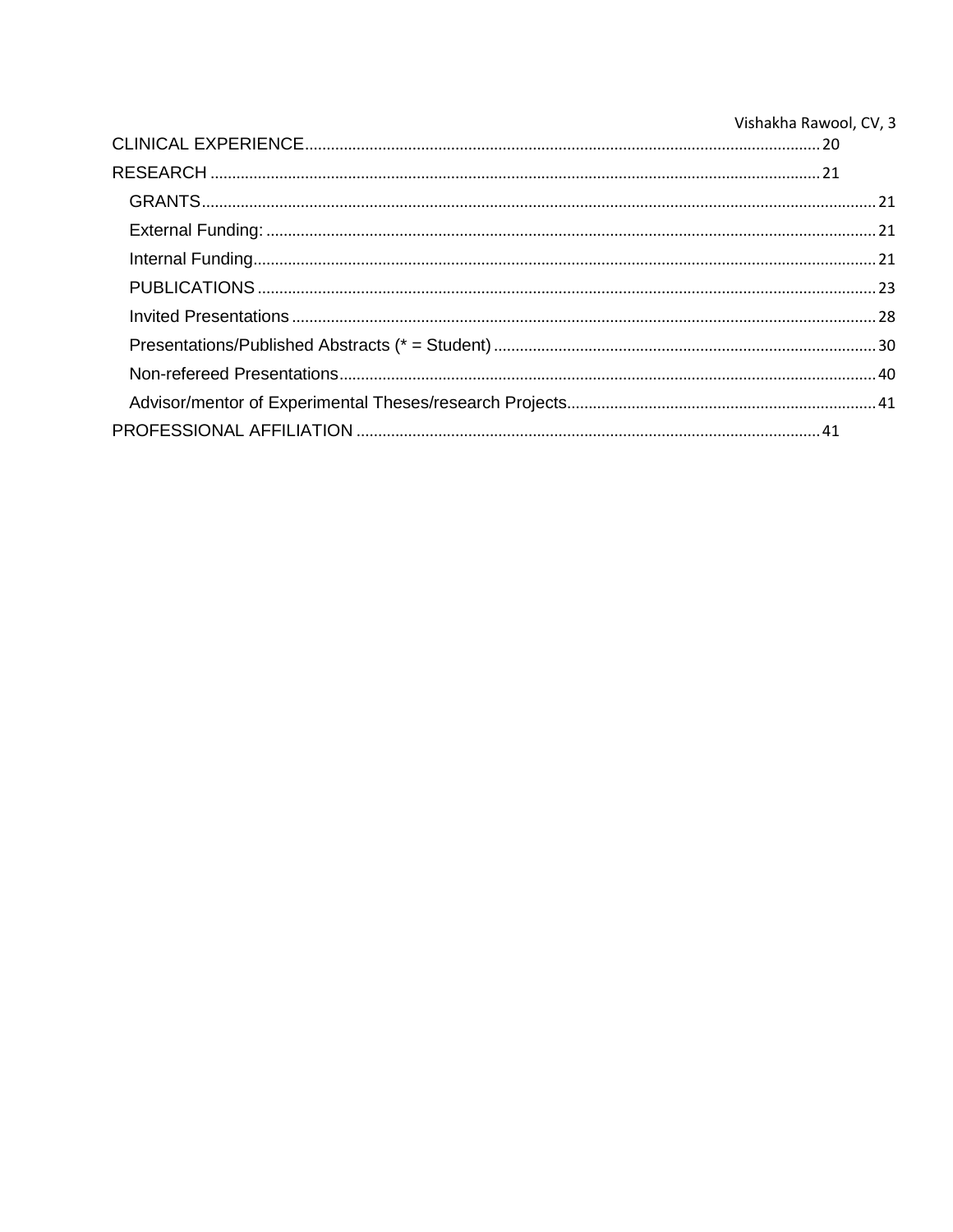CLINICAL EXPERIENCE ..... 20

RESEARCH ..... 21

- GRANTS ..... 21
- External Funding: ..... 21
- Internal Funding ..... 21
- PUBLICATIONS ..... 23
- Invited Presentations ..... 28
- Presentations/Published Abstracts (* = Student) ..... 30
- Non-refereed Presentations ..... 40
- Advisor/mentor of Experimental Theses/research Projects ..... 41

PROFESSIONAL AFFILIATION ..... 41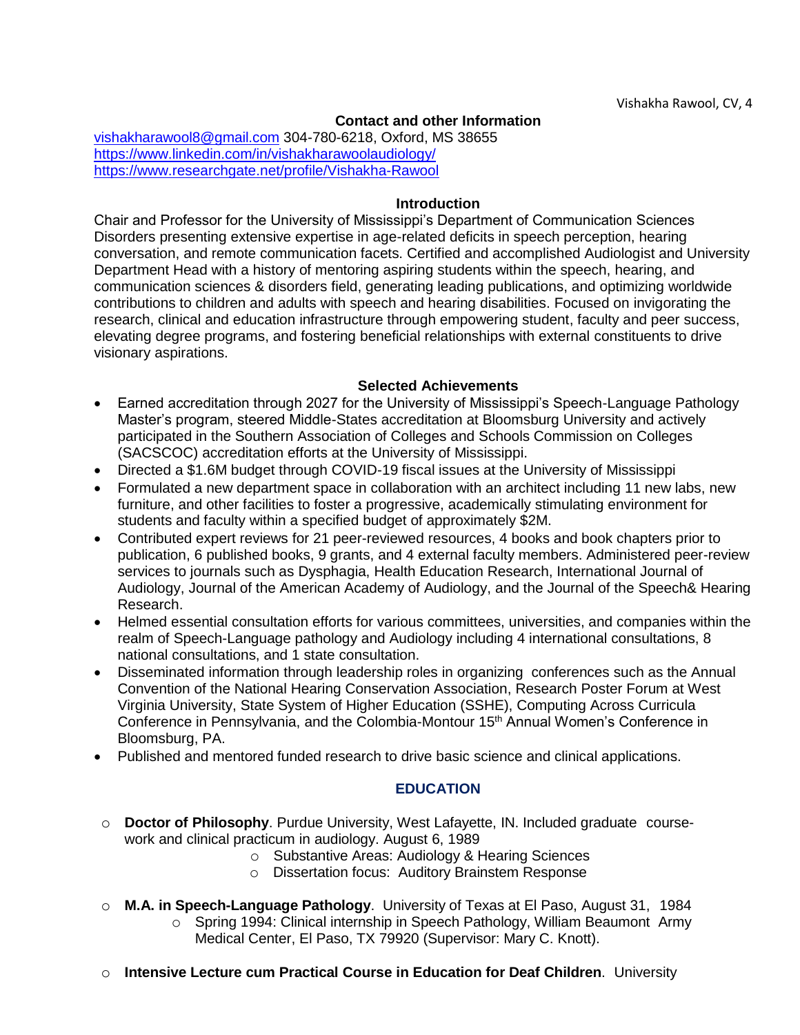### Contact and other Information

vishakharawool8@gmail.com 304-780-6218, Oxford, MS 38655
https://www.linkedin.com/in/vishakharawoolaudiology/
https://www.researchgate.net/profile/Vishakha-Rawool

### Introduction

Chair and Professor for the University of Mississippi's Department of Communication Sciences Disorders presenting extensive expertise in age-related deficits in speech perception, hearing conversation, and remote communication facets. Certified and accomplished Audiologist and University Department Head with a history of mentoring aspiring students within the speech, hearing, and communication sciences & disorders field, generating leading publications, and optimizing worldwide contributions to children and adults with speech and hearing disabilities. Focused on invigorating the research, clinical and education infrastructure through empowering student, faculty and peer success, elevating degree programs, and fostering beneficial relationships with external constituents to drive visionary aspirations.

### Selected Achievements

- Earned accreditation through 2027 for the University of Mississippi's Speech-Language Pathology Master's program, steered Middle-States accreditation at Bloomsburg University and actively participated in the Southern Association of Colleges and Schools Commission on Colleges (SACSCOC) accreditation efforts at the University of Mississippi.
- Directed a $1.6M budget through COVID-19 fiscal issues at the University of Mississippi
- Formulated a new department space in collaboration with an architect including 11 new labs, new furniture, and other facilities to foster a progressive, academically stimulating environment for students and faculty within a specified budget of approximately $2M.
- Contributed expert reviews for 21 peer-reviewed resources, 4 books and book chapters prior to publication, 6 published books, 9 grants, and 4 external faculty members. Administered peer-review services to journals such as Dysphagia, Health Education Research, International Journal of Audiology, Journal of the American Academy of Audiology, and the Journal of the Speech& Hearing Research.
- Helmed essential consultation efforts for various committees, universities, and companies within the realm of Speech-Language pathology and Audiology including 4 international consultations, 8 national consultations, and 1 state consultation.
- Disseminated information through leadership roles in organizing conferences such as the Annual Convention of the National Hearing Conservation Association, Research Poster Forum at West Virginia University, State System of Higher Education (SSHE), Computing Across Curricula Conference in Pennsylvania, and the Colombia-Montour 15th Annual Women's Conference in Bloomsburg, PA.
- Published and mentored funded research to drive basic science and clinical applications.

## EDUCATION

- **Doctor of Philosophy**. Purdue University, West Lafayette, IN. Included graduate course-work and clinical practicum in audiology. August 6, 1989
  - Substantive Areas: Audiology & Hearing Sciences
  - Dissertation focus: Auditory Brainstem Response
- **M.A. in Speech-Language Pathology**. University of Texas at El Paso, August 31, 1984
  - Spring 1994: Clinical internship in Speech Pathology, William Beaumont Army Medical Center, El Paso, TX 79920 (Supervisor: Mary C. Knott).
- **Intensive Lecture cum Practical Course in Education for Deaf Children**. University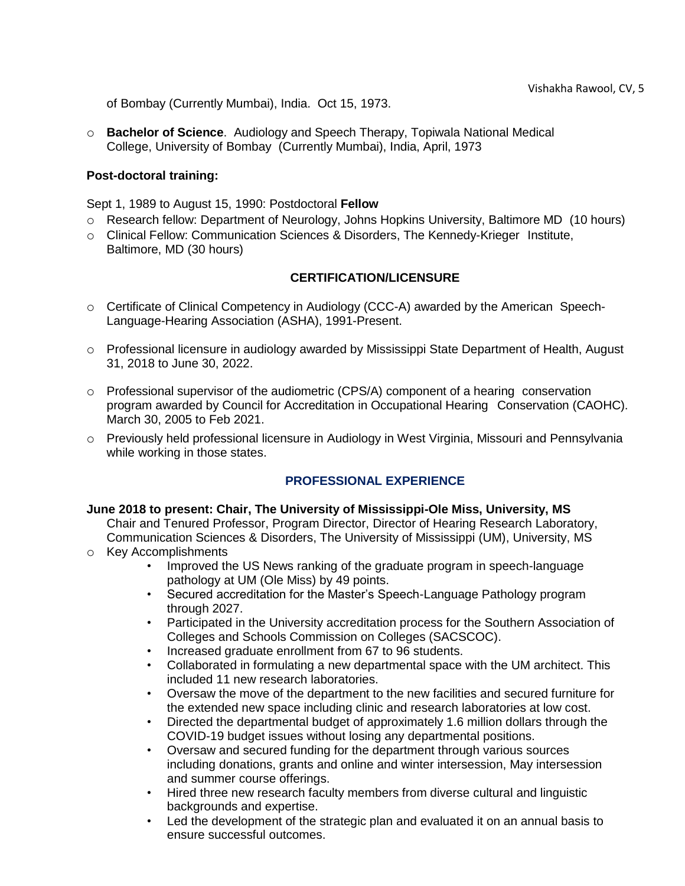of Bombay (Currently Mumbai), India.  Oct 15, 1973.

- **Bachelor of Science**. Audiology and Speech Therapy, Topiwala National Medical College, University of Bombay (Currently Mumbai), India, April, 1973

**Post-doctoral training:**

Sept 1, 1989 to August 15, 1990: Postdoctoral **Fellow**

- Research fellow: Department of Neurology, Johns Hopkins University, Baltimore MD (10 hours)
- Clinical Fellow: Communication Sciences & Disorders, The Kennedy-Krieger Institute, Baltimore, MD (30 hours)

## CERTIFICATION/LICENSURE

- Certificate of Clinical Competency in Audiology (CCC-A) awarded by the American Speech-Language-Hearing Association (ASHA), 1991-Present.
- Professional licensure in audiology awarded by Mississippi State Department of Health, August 31, 2018 to June 30, 2022.
- Professional supervisor of the audiometric (CPS/A) component of a hearing conservation program awarded by Council for Accreditation in Occupational Hearing Conservation (CAOHC). March 30, 2005 to Feb 2021.
- Previously held professional licensure in Audiology in West Virginia, Missouri and Pennsylvania while working in those states.

## PROFESSIONAL EXPERIENCE

**June 2018 to present: Chair, The University of Mississippi-Ole Miss, University, MS**

Chair and Tenured Professor, Program Director, Director of Hearing Research Laboratory, Communication Sciences & Disorders, The University of Mississippi (UM), University, MS

- Key Accomplishments
  - Improved the US News ranking of the graduate program in speech-language pathology at UM (Ole Miss) by 49 points.
  - Secured accreditation for the Master's Speech-Language Pathology program through 2027.
  - Participated in the University accreditation process for the Southern Association of Colleges and Schools Commission on Colleges (SACSCOC).
  - Increased graduate enrollment from 67 to 96 students.
  - Collaborated in formulating a new departmental space with the UM architect. This included 11 new research laboratories.
  - Oversaw the move of the department to the new facilities and secured furniture for the extended new space including clinic and research laboratories at low cost.
  - Directed the departmental budget of approximately 1.6 million dollars through the COVID-19 budget issues without losing any departmental positions.
  - Oversaw and secured funding for the department through various sources including donations, grants and online and winter intersession, May intersession and summer course offerings.
  - Hired three new research faculty members from diverse cultural and linguistic backgrounds and expertise.
  - Led the development of the strategic plan and evaluated it on an annual basis to ensure successful outcomes.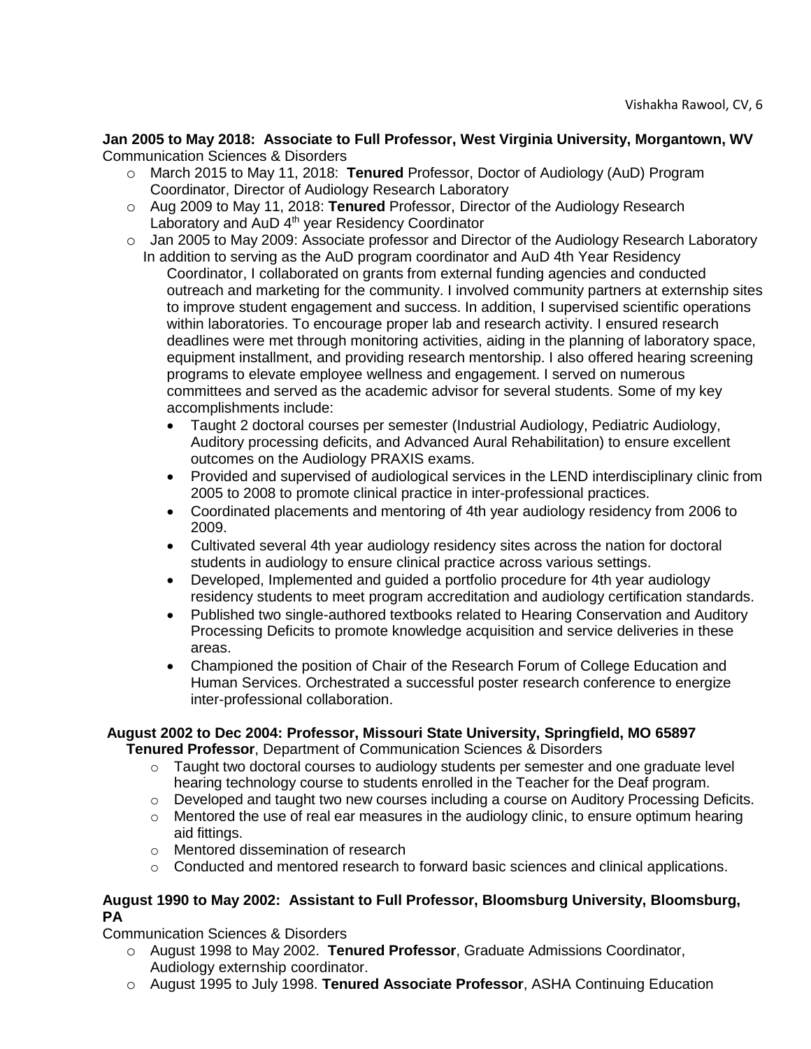**Jan 2005 to May 2018: Associate to Full Professor, West Virginia University, Morgantown, WV**
Communication Sciences & Disorders

- March 2015 to May 11, 2018: **Tenured** Professor, Doctor of Audiology (AuD) Program Coordinator, Director of Audiology Research Laboratory
- Aug 2009 to May 11, 2018: **Tenured** Professor, Director of the Audiology Research Laboratory and AuD 4th year Residency Coordinator
- Jan 2005 to May 2009: Associate professor and Director of the Audiology Research Laboratory

  In addition to serving as the AuD program coordinator and AuD 4th Year Residency Coordinator, I collaborated on grants from external funding agencies and conducted outreach and marketing for the community. I involved community partners at externship sites to improve student engagement and success. In addition, I supervised scientific operations within laboratories. To encourage proper lab and research activity. I ensured research deadlines were met through monitoring activities, aiding in the planning of laboratory space, equipment installment, and providing research mentorship. I also offered hearing screening programs to elevate employee wellness and engagement. I served on numerous committees and served as the academic advisor for several students. Some of my key accomplishments include:

  - Taught 2 doctoral courses per semester (Industrial Audiology, Pediatric Audiology, Auditory processing deficits, and Advanced Aural Rehabilitation) to ensure excellent outcomes on the Audiology PRAXIS exams.
  - Provided and supervised of audiological services in the LEND interdisciplinary clinic from 2005 to 2008 to promote clinical practice in inter-professional practices.
  - Coordinated placements and mentoring of 4th year audiology residency from 2006 to 2009.
  - Cultivated several 4th year audiology residency sites across the nation for doctoral students in audiology to ensure clinical practice across various settings.
  - Developed, Implemented and guided a portfolio procedure for 4th year audiology residency students to meet program accreditation and audiology certification standards.
  - Published two single-authored textbooks related to Hearing Conservation and Auditory Processing Deficits to promote knowledge acquisition and service deliveries in these areas.
  - Championed the position of Chair of the Research Forum of College Education and Human Services. Orchestrated a successful poster research conference to energize inter-professional collaboration.

**August 2002 to Dec 2004: Professor, Missouri State University, Springfield, MO 65897**
**Tenured Professor**, Department of Communication Sciences & Disorders

- Taught two doctoral courses to audiology students per semester and one graduate level hearing technology course to students enrolled in the Teacher for the Deaf program.
- Developed and taught two new courses including a course on Auditory Processing Deficits.
- Mentored the use of real ear measures in the audiology clinic, to ensure optimum hearing aid fittings.
- Mentored dissemination of research
- Conducted and mentored research to forward basic sciences and clinical applications.

**August 1990 to May 2002: Assistant to Full Professor, Bloomsburg University, Bloomsburg, PA**

Communication Sciences & Disorders

- August 1998 to May 2002. **Tenured Professor**, Graduate Admissions Coordinator, Audiology externship coordinator.
- August 1995 to July 1998. **Tenured Associate Professor**, ASHA Continuing Education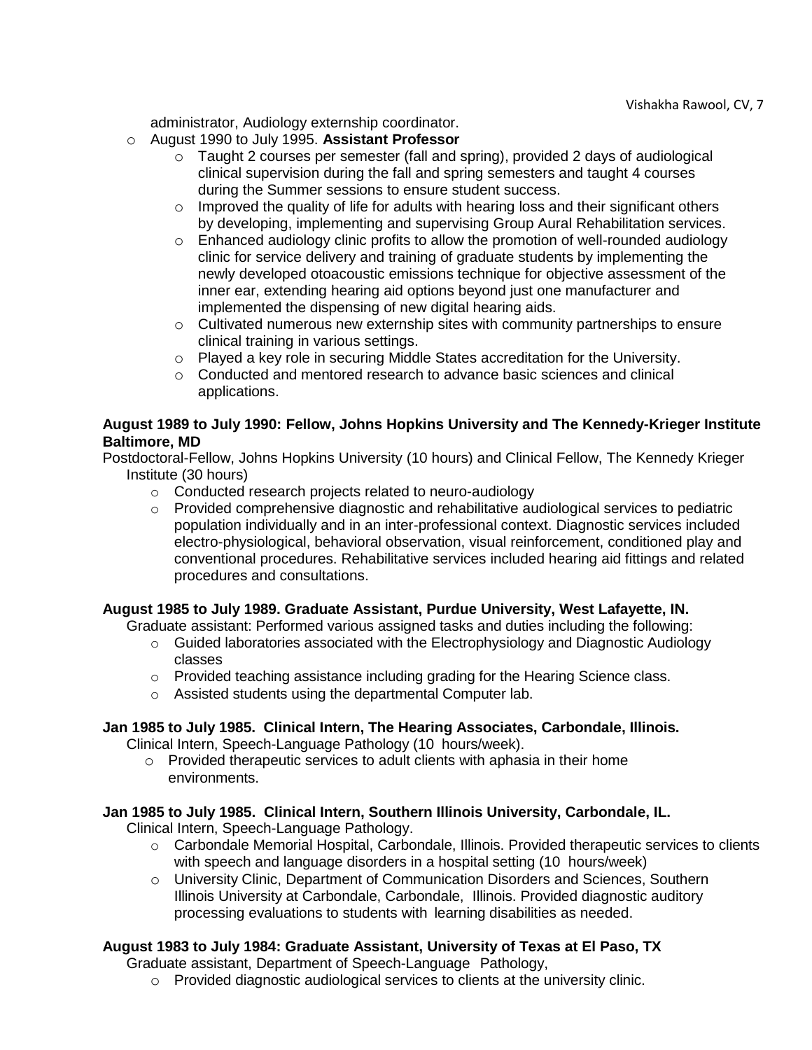administrator, Audiology externship coordinator.

- August 1990 to July 1995. **Assistant Professor**
  - Taught 2 courses per semester (fall and spring), provided 2 days of audiological clinical supervision during the fall and spring semesters and taught 4 courses during the Summer sessions to ensure student success.
  - Improved the quality of life for adults with hearing loss and their significant others by developing, implementing and supervising Group Aural Rehabilitation services.
  - Enhanced audiology clinic profits to allow the promotion of well-rounded audiology clinic for service delivery and training of graduate students by implementing the newly developed otoacoustic emissions technique for objective assessment of the inner ear, extending hearing aid options beyond just one manufacturer and implemented the dispensing of new digital hearing aids.
  - Cultivated numerous new externship sites with community partnerships to ensure clinical training in various settings.
  - Played a key role in securing Middle States accreditation for the University.
  - Conducted and mentored research to advance basic sciences and clinical applications.

**August 1989 to July 1990: Fellow, Johns Hopkins University and The Kennedy-Krieger Institute Baltimore, MD**

Postdoctoral-Fellow, Johns Hopkins University (10 hours) and Clinical Fellow, The Kennedy Krieger Institute (30 hours)

- Conducted research projects related to neuro-audiology
- Provided comprehensive diagnostic and rehabilitative audiological services to pediatric population individually and in an inter-professional context. Diagnostic services included electro-physiological, behavioral observation, visual reinforcement, conditioned play and conventional procedures. Rehabilitative services included hearing aid fittings and related procedures and consultations.

**August 1985 to July 1989. Graduate Assistant, Purdue University, West Lafayette, IN.**

Graduate assistant: Performed various assigned tasks and duties including the following:

- Guided laboratories associated with the Electrophysiology and Diagnostic Audiology classes
- Provided teaching assistance including grading for the Hearing Science class.
- Assisted students using the departmental Computer lab.

**Jan 1985 to July 1985. Clinical Intern, The Hearing Associates, Carbondale, Illinois.**

Clinical Intern, Speech-Language Pathology (10 hours/week).

- Provided therapeutic services to adult clients with aphasia in their home environments.

**Jan 1985 to July 1985. Clinical Intern, Southern Illinois University, Carbondale, IL.**

Clinical Intern, Speech-Language Pathology.

- Carbondale Memorial Hospital, Carbondale, Illinois. Provided therapeutic services to clients with speech and language disorders in a hospital setting (10 hours/week)
- University Clinic, Department of Communication Disorders and Sciences, Southern Illinois University at Carbondale, Carbondale, Illinois. Provided diagnostic auditory processing evaluations to students with learning disabilities as needed.

**August 1983 to July 1984: Graduate Assistant, University of Texas at El Paso, TX**

Graduate assistant, Department of Speech-Language Pathology,

- Provided diagnostic audiological services to clients at the university clinic.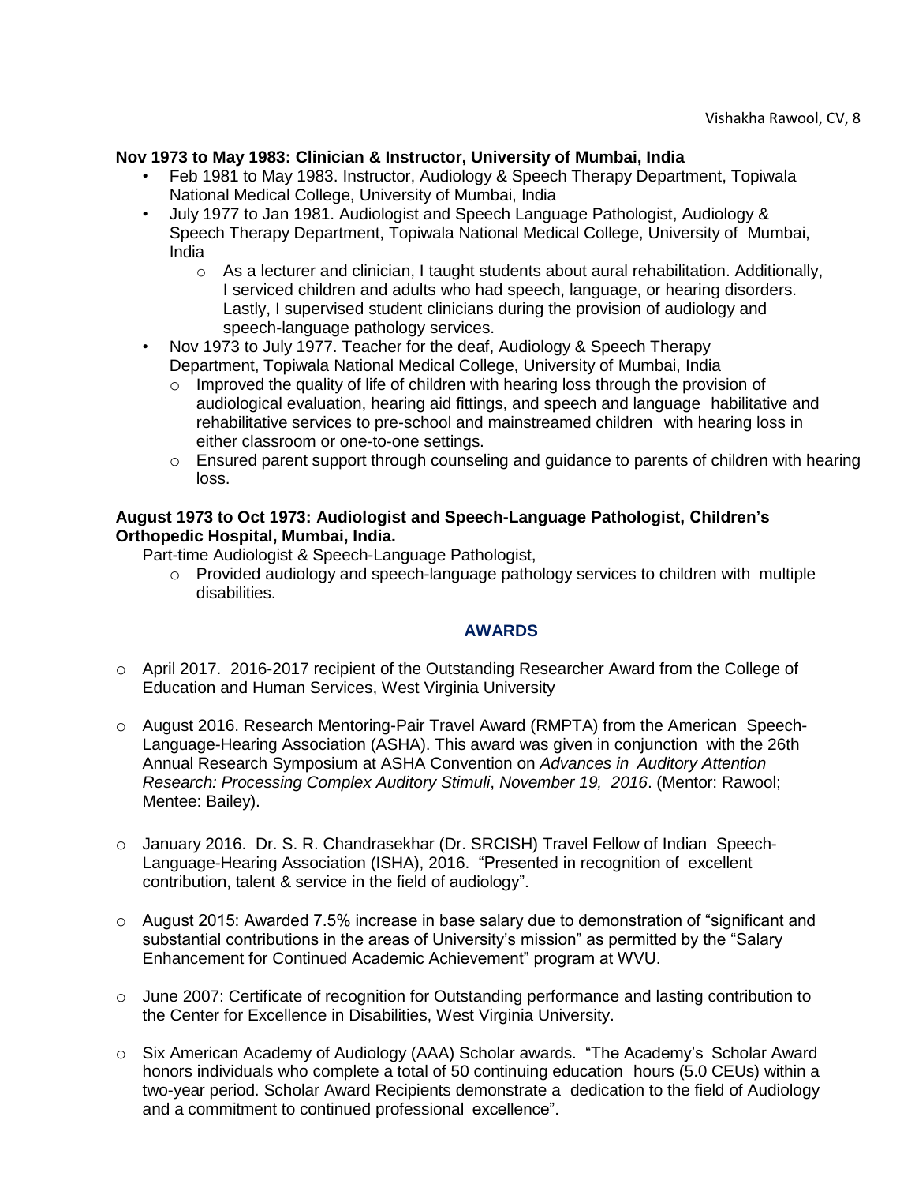**Nov 1973 to May 1983: Clinician & Instructor, University of Mumbai, India**

- Feb 1981 to May 1983. Instructor, Audiology & Speech Therapy Department, Topiwala National Medical College, University of Mumbai, India
- July 1977 to Jan 1981. Audiologist and Speech Language Pathologist, Audiology & Speech Therapy Department, Topiwala National Medical College, University of Mumbai, India
  - As a lecturer and clinician, I taught students about aural rehabilitation. Additionally, I serviced children and adults who had speech, language, or hearing disorders. Lastly, I supervised student clinicians during the provision of audiology and speech-language pathology services.
- Nov 1973 to July 1977. Teacher for the deaf, Audiology & Speech Therapy Department, Topiwala National Medical College, University of Mumbai, India
  - Improved the quality of life of children with hearing loss through the provision of audiological evaluation, hearing aid fittings, and speech and language habilitative and rehabilitative services to pre-school and mainstreamed children with hearing loss in either classroom or one-to-one settings.
  - Ensured parent support through counseling and guidance to parents of children with hearing loss.

**August 1973 to Oct 1973: Audiologist and Speech-Language Pathologist, Children's Orthopedic Hospital, Mumbai, India.**

Part-time Audiologist & Speech-Language Pathologist,

- Provided audiology and speech-language pathology services to children with multiple disabilities.

## AWARDS

- April 2017. 2016-2017 recipient of the Outstanding Researcher Award from the College of Education and Human Services, West Virginia University
- August 2016. Research Mentoring-Pair Travel Award (RMPTA) from the American Speech-Language-Hearing Association (ASHA). This award was given in conjunction with the 26th Annual Research Symposium at ASHA Convention on *Advances in Auditory Attention Research: Processing Complex Auditory Stimuli*, *November 19, 2016*. (Mentor: Rawool; Mentee: Bailey).
- January 2016. Dr. S. R. Chandrasekhar (Dr. SRCISH) Travel Fellow of Indian Speech-Language-Hearing Association (ISHA), 2016. "Presented in recognition of excellent contribution, talent & service in the field of audiology".
- August 2015: Awarded 7.5% increase in base salary due to demonstration of "significant and substantial contributions in the areas of University's mission" as permitted by the "Salary Enhancement for Continued Academic Achievement" program at WVU.
- June 2007: Certificate of recognition for Outstanding performance and lasting contribution to the Center for Excellence in Disabilities, West Virginia University.
- Six American Academy of Audiology (AAA) Scholar awards. "The Academy's Scholar Award honors individuals who complete a total of 50 continuing education hours (5.0 CEUs) within a two-year period. Scholar Award Recipients demonstrate a dedication to the field of Audiology and a commitment to continued professional excellence".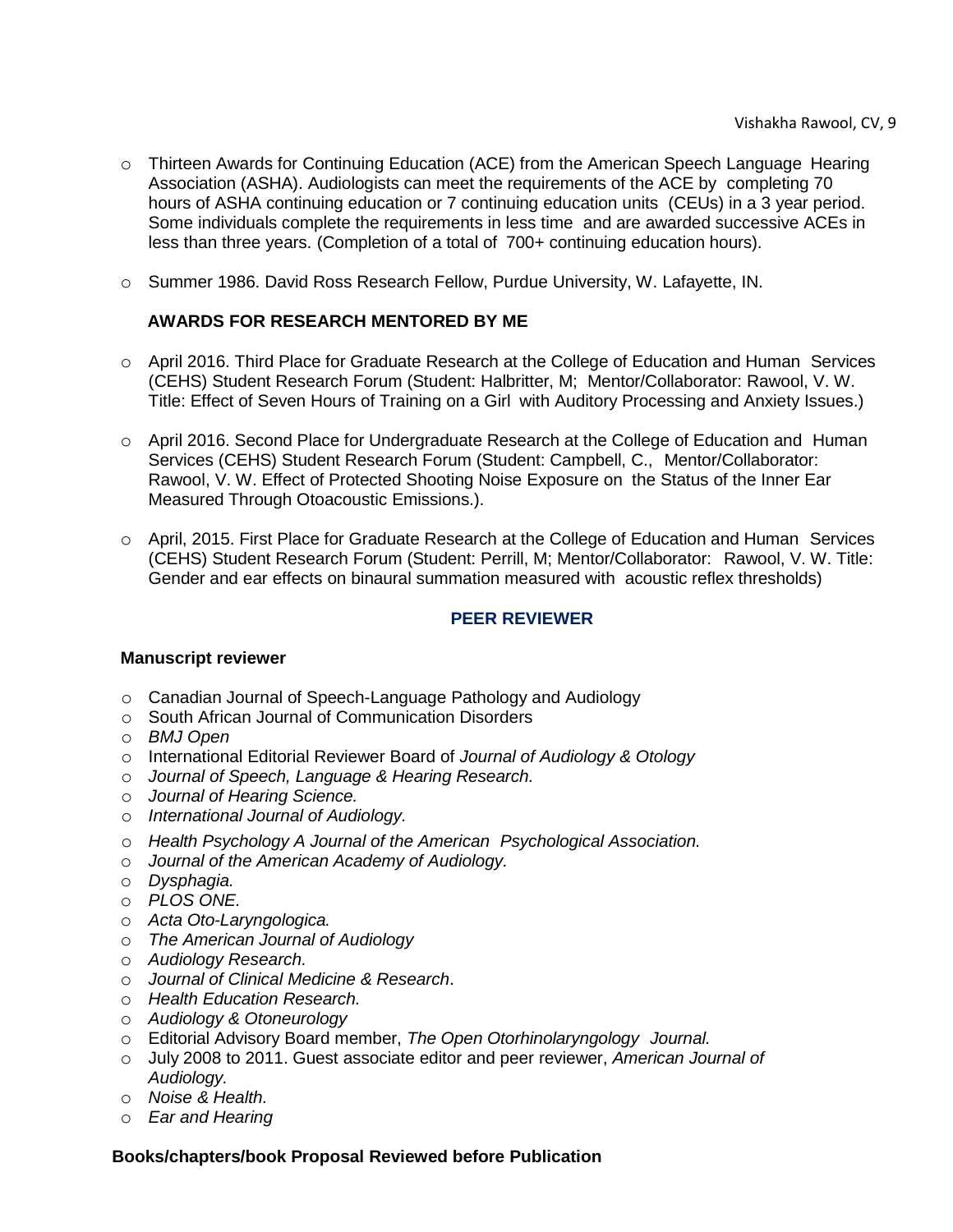- Thirteen Awards for Continuing Education (ACE) from the American Speech Language Hearing Association (ASHA). Audiologists can meet the requirements of the ACE by completing 70 hours of ASHA continuing education or 7 continuing education units (CEUs) in a 3 year period. Some individuals complete the requirements in less time and are awarded successive ACEs in less than three years. (Completion of a total of 700+ continuing education hours).

- Summer 1986. David Ross Research Fellow, Purdue University, W. Lafayette, IN.

**AWARDS FOR RESEARCH MENTORED BY ME**

- April 2016. Third Place for Graduate Research at the College of Education and Human Services (CEHS) Student Research Forum (Student: Halbritter, M; Mentor/Collaborator: Rawool, V. W. Title: Effect of Seven Hours of Training on a Girl with Auditory Processing and Anxiety Issues.)

- April 2016. Second Place for Undergraduate Research at the College of Education and Human Services (CEHS) Student Research Forum (Student: Campbell, C., Mentor/Collaborator: Rawool, V. W. Effect of Protected Shooting Noise Exposure on the Status of the Inner Ear Measured Through Otoacoustic Emissions.).

- April, 2015. First Place for Graduate Research at the College of Education and Human Services (CEHS) Student Research Forum (Student: Perrill, M; Mentor/Collaborator: Rawool, V. W. Title: Gender and ear effects on binaural summation measured with acoustic reflex thresholds)

## PEER REVIEWER

**Manuscript reviewer**

- Canadian Journal of Speech-Language Pathology and Audiology
- South African Journal of Communication Disorders
- *BMJ Open*
- International Editorial Reviewer Board of *Journal of Audiology & Otology*
- *Journal of Speech, Language & Hearing Research.*
- *Journal of Hearing Science.*
- *International Journal of Audiology.*
- *Health Psychology A Journal of the American Psychological Association.*
- *Journal of the American Academy of Audiology.*
- *Dysphagia.*
- *PLOS ONE.*
- *Acta Oto-Laryngologica.*
- *The American Journal of Audiology*
- *Audiology Research.*
- *Journal of Clinical Medicine & Research*.
- *Health Education Research.*
- *Audiology & Otoneurology*
- Editorial Advisory Board member, *The Open Otorhinolaryngology Journal.*
- July 2008 to 2011. Guest associate editor and peer reviewer, *American Journal of Audiology.*
- *Noise & Health.*
- *Ear and Hearing*

**Books/chapters/book Proposal Reviewed before Publication**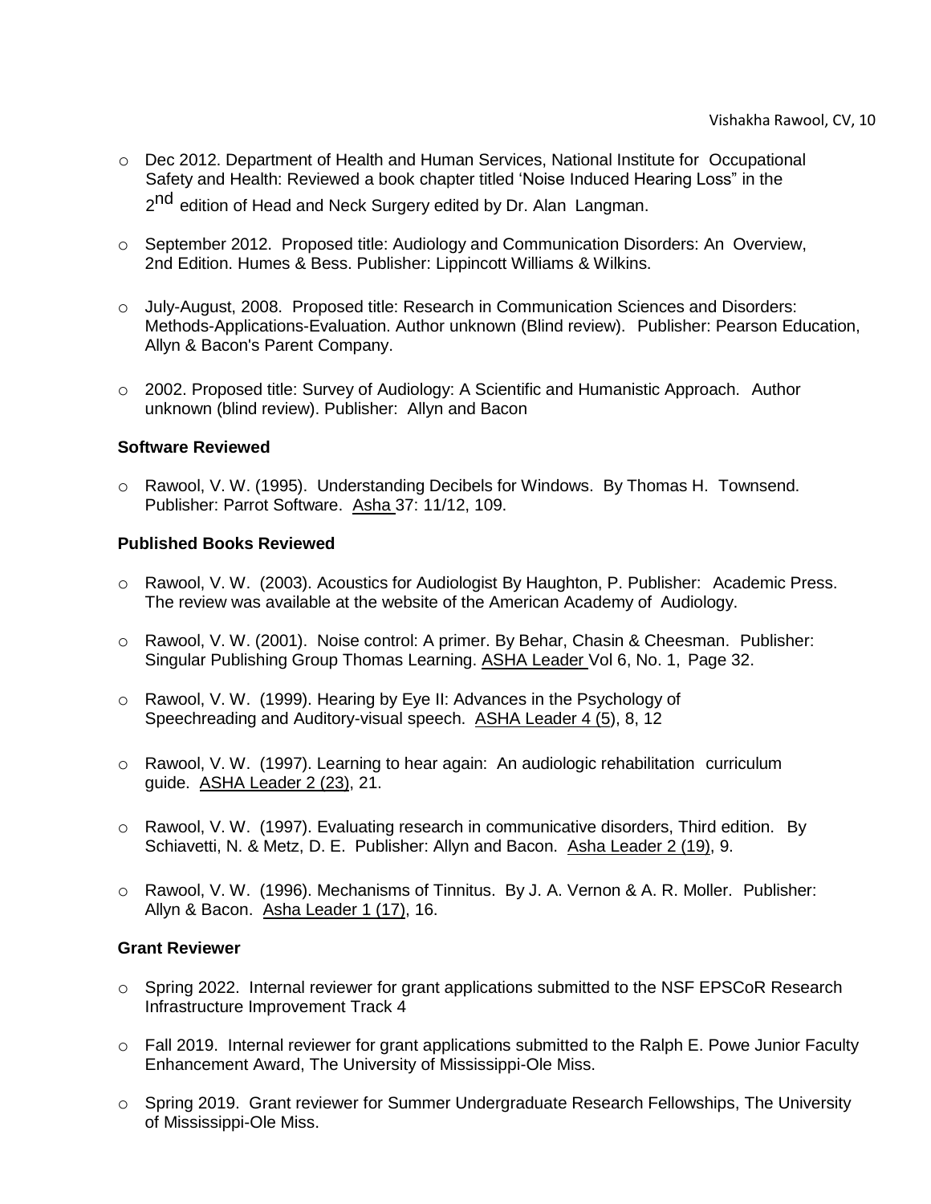- Dec 2012. Department of Health and Human Services, National Institute for Occupational Safety and Health: Reviewed a book chapter titled 'Noise Induced Hearing Loss" in the 2nd edition of Head and Neck Surgery edited by Dr. Alan Langman.

- September 2012. Proposed title: Audiology and Communication Disorders: An Overview, 2nd Edition. Humes & Bess. Publisher: Lippincott Williams & Wilkins.

- July-August, 2008. Proposed title: Research in Communication Sciences and Disorders: Methods-Applications-Evaluation. Author unknown (Blind review). Publisher: Pearson Education, Allyn & Bacon's Parent Company.

- 2002. Proposed title: Survey of Audiology: A Scientific and Humanistic Approach. Author unknown (blind review). Publisher: Allyn and Bacon

**Software Reviewed**

- Rawool, V. W. (1995). Understanding Decibels for Windows. By Thomas H. Townsend. Publisher: Parrot Software. Asha 37: 11/12, 109.

**Published Books Reviewed**

- Rawool, V. W. (2003). Acoustics for Audiologist By Haughton, P. Publisher: Academic Press. The review was available at the website of the American Academy of Audiology.

- Rawool, V. W. (2001). Noise control: A primer. By Behar, Chasin & Cheesman. Publisher: Singular Publishing Group Thomas Learning. ASHA Leader Vol 6, No. 1, Page 32.

- Rawool, V. W. (1999). Hearing by Eye II: Advances in the Psychology of Speechreading and Auditory-visual speech. ASHA Leader 4 (5), 8, 12

- Rawool, V. W. (1997). Learning to hear again: An audiologic rehabilitation curriculum guide. ASHA Leader 2 (23), 21.

- Rawool, V. W. (1997). Evaluating research in communicative disorders, Third edition. By Schiavetti, N. & Metz, D. E. Publisher: Allyn and Bacon. Asha Leader 2 (19), 9.

- Rawool, V. W. (1996). Mechanisms of Tinnitus. By J. A. Vernon & A. R. Moller. Publisher: Allyn & Bacon. Asha Leader 1 (17), 16.

**Grant Reviewer**

- Spring 2022. Internal reviewer for grant applications submitted to the NSF EPSCoR Research Infrastructure Improvement Track 4

- Fall 2019. Internal reviewer for grant applications submitted to the Ralph E. Powe Junior Faculty Enhancement Award, The University of Mississippi-Ole Miss.

- Spring 2019. Grant reviewer for Summer Undergraduate Research Fellowships, The University of Mississippi-Ole Miss.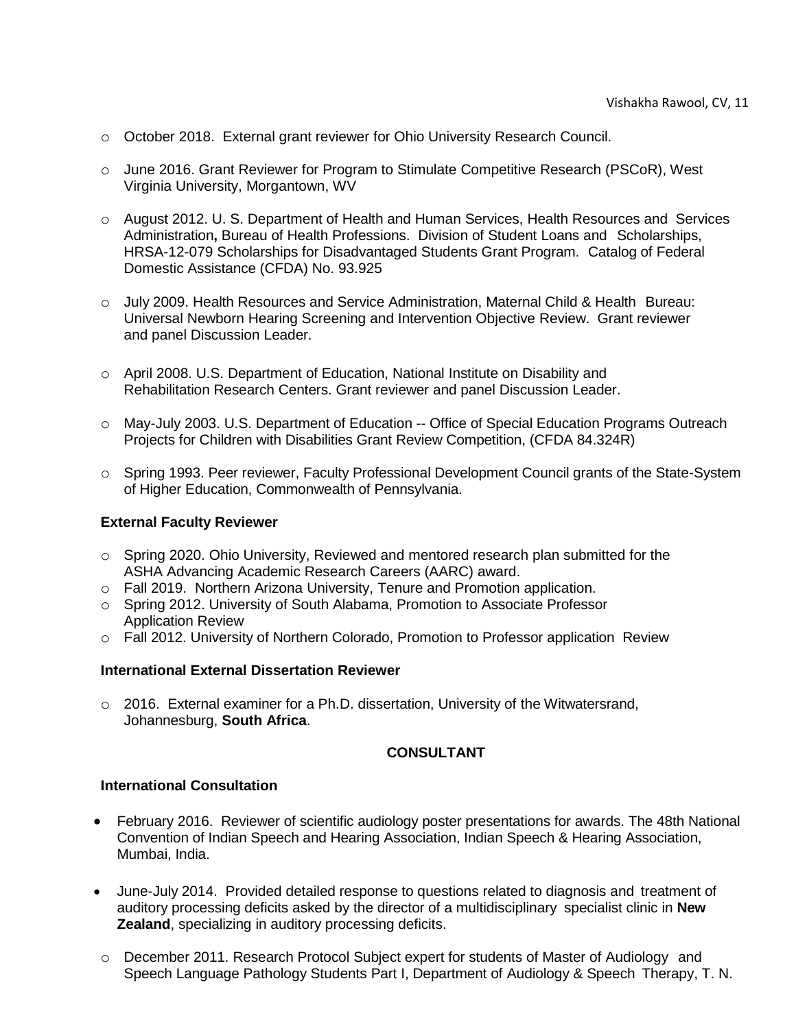- October 2018. External grant reviewer for Ohio University Research Council.

- June 2016. Grant Reviewer for Program to Stimulate Competitive Research (PSCoR), West Virginia University, Morgantown, WV

- August 2012. U. S. Department of Health and Human Services, Health Resources and Services Administration**,** Bureau of Health Professions. Division of Student Loans and Scholarships, HRSA-12-079 Scholarships for Disadvantaged Students Grant Program. Catalog of Federal Domestic Assistance (CFDA) No. 93.925

- July 2009. Health Resources and Service Administration, Maternal Child & Health Bureau: Universal Newborn Hearing Screening and Intervention Objective Review. Grant reviewer and panel Discussion Leader.

- April 2008. U.S. Department of Education, National Institute on Disability and Rehabilitation Research Centers. Grant reviewer and panel Discussion Leader.

- May-July 2003. U.S. Department of Education -- Office of Special Education Programs Outreach Projects for Children with Disabilities Grant Review Competition, (CFDA 84.324R)

- Spring 1993. Peer reviewer, Faculty Professional Development Council grants of the State-System of Higher Education, Commonwealth of Pennsylvania.

**External Faculty Reviewer**

- Spring 2020. Ohio University, Reviewed and mentored research plan submitted for the ASHA Advancing Academic Research Careers (AARC) award.
- Fall 2019. Northern Arizona University, Tenure and Promotion application.
- Spring 2012. University of South Alabama, Promotion to Associate Professor Application Review
- Fall 2012. University of Northern Colorado, Promotion to Professor application Review

**International External Dissertation Reviewer**

- 2016. External examiner for a Ph.D. dissertation, University of the Witwatersrand, Johannesburg, **South Africa**.

## CONSULTANT

**International Consultation**

- February 2016. Reviewer of scientific audiology poster presentations for awards. The 48th National Convention of Indian Speech and Hearing Association, Indian Speech & Hearing Association, Mumbai, India.

- June-July 2014. Provided detailed response to questions related to diagnosis and treatment of auditory processing deficits asked by the director of a multidisciplinary specialist clinic in **New Zealand**, specializing in auditory processing deficits.

  - December 2011. Research Protocol Subject expert for students of Master of Audiology and Speech Language Pathology Students Part I, Department of Audiology & Speech Therapy, T. N.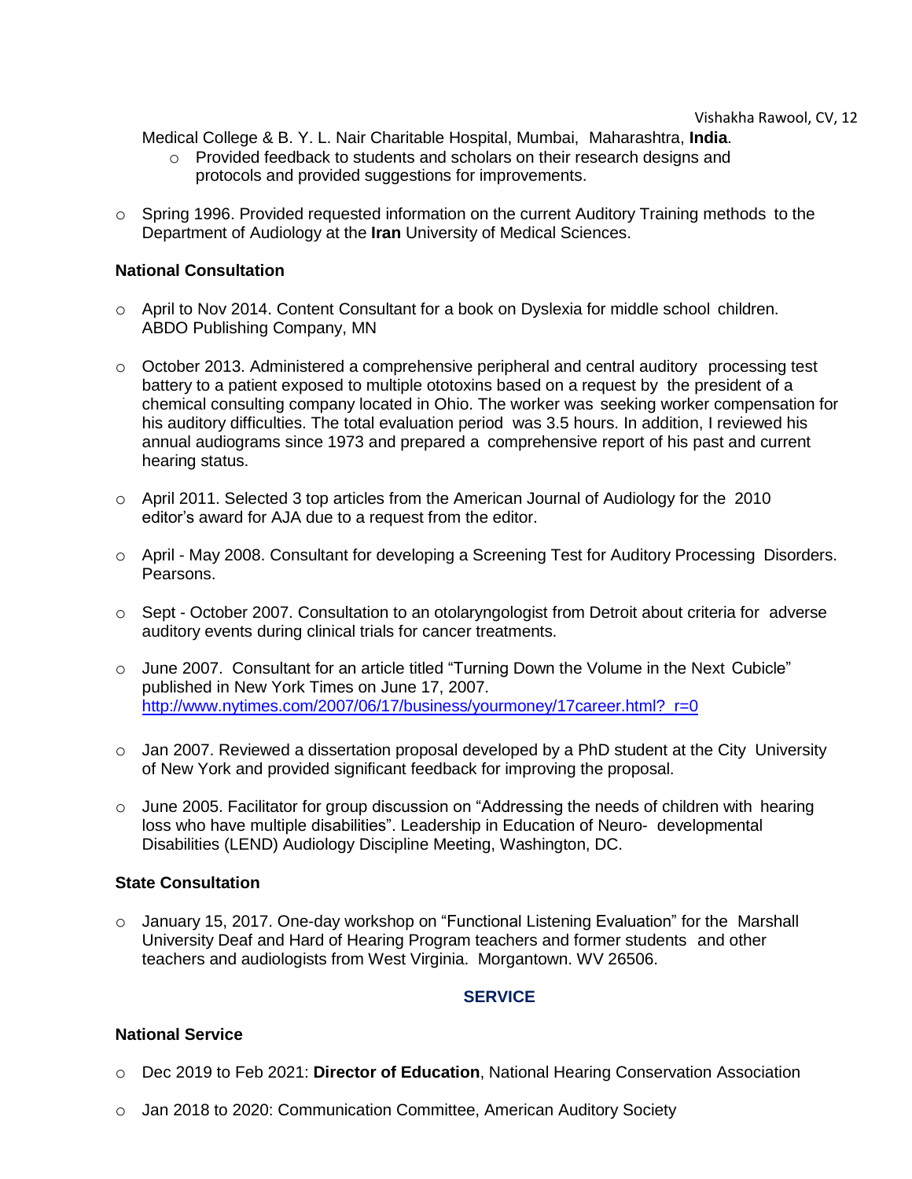Medical College & B. Y. L. Nair Charitable Hospital, Mumbai, Maharashtra, **India**.

- Provided feedback to students and scholars on their research designs and protocols and provided suggestions for improvements.

- Spring 1996. Provided requested information on the current Auditory Training methods to the Department of Audiology at the **Iran** University of Medical Sciences.

**National Consultation**

- April to Nov 2014. Content Consultant for a book on Dyslexia for middle school children. ABDO Publishing Company, MN

- October 2013. Administered a comprehensive peripheral and central auditory processing test battery to a patient exposed to multiple ototoxins based on a request by the president of a chemical consulting company located in Ohio. The worker was seeking worker compensation for his auditory difficulties. The total evaluation period was 3.5 hours. In addition, I reviewed his annual audiograms since 1973 and prepared a comprehensive report of his past and current hearing status.

- April 2011. Selected 3 top articles from the American Journal of Audiology for the 2010 editor's award for AJA due to a request from the editor.

- April - May 2008. Consultant for developing a Screening Test for Auditory Processing Disorders. Pearsons.

- Sept - October 2007. Consultation to an otolaryngologist from Detroit about criteria for adverse auditory events during clinical trials for cancer treatments.

- June 2007. Consultant for an article titled "Turning Down the Volume in the Next Cubicle" published in New York Times on June 17, 2007. http://www.nytimes.com/2007/06/17/business/yourmoney/17career.html?_r=0

- Jan 2007. Reviewed a dissertation proposal developed by a PhD student at the City University of New York and provided significant feedback for improving the proposal.

- June 2005. Facilitator for group discussion on "Addressing the needs of children with hearing loss who have multiple disabilities". Leadership in Education of Neuro- developmental Disabilities (LEND) Audiology Discipline Meeting, Washington, DC.

**State Consultation**

- January 15, 2017. One-day workshop on "Functional Listening Evaluation" for the Marshall University Deaf and Hard of Hearing Program teachers and former students and other teachers and audiologists from West Virginia. Morgantown. WV 26506.

## SERVICE

**National Service**

- Dec 2019 to Feb 2021: **Director of Education**, National Hearing Conservation Association

- Jan 2018 to 2020: Communication Committee, American Auditory Society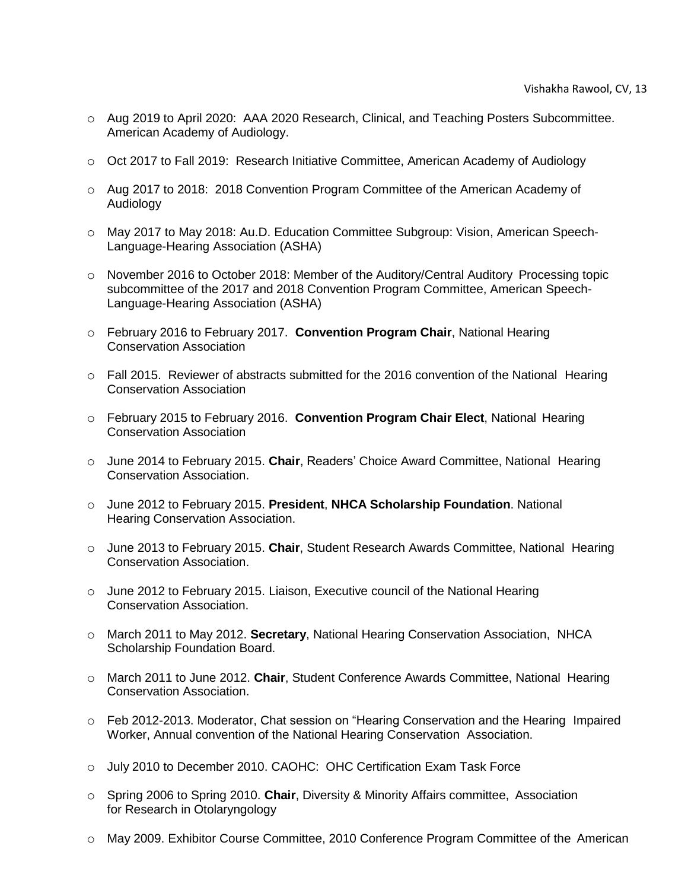- Aug 2019 to April 2020: AAA 2020 Research, Clinical, and Teaching Posters Subcommittee. American Academy of Audiology.
- Oct 2017 to Fall 2019: Research Initiative Committee, American Academy of Audiology
- Aug 2017 to 2018: 2018 Convention Program Committee of the American Academy of Audiology
- May 2017 to May 2018: Au.D. Education Committee Subgroup: Vision, American Speech-Language-Hearing Association (ASHA)
- November 2016 to October 2018: Member of the Auditory/Central Auditory Processing topic subcommittee of the 2017 and 2018 Convention Program Committee, American Speech-Language-Hearing Association (ASHA)
- February 2016 to February 2017. **Convention Program Chair**, National Hearing Conservation Association
- Fall 2015. Reviewer of abstracts submitted for the 2016 convention of the National Hearing Conservation Association
- February 2015 to February 2016. **Convention Program Chair Elect**, National Hearing Conservation Association
- June 2014 to February 2015. **Chair**, Readers' Choice Award Committee, National Hearing Conservation Association.
- June 2012 to February 2015. **President**, **NHCA Scholarship Foundation**. National Hearing Conservation Association.
- June 2013 to February 2015. **Chair**, Student Research Awards Committee, National Hearing Conservation Association.
- June 2012 to February 2015. Liaison, Executive council of the National Hearing Conservation Association.
- March 2011 to May 2012. **Secretary**, National Hearing Conservation Association, NHCA Scholarship Foundation Board.
- March 2011 to June 2012. **Chair**, Student Conference Awards Committee, National Hearing Conservation Association.
- Feb 2012-2013. Moderator, Chat session on "Hearing Conservation and the Hearing Impaired Worker, Annual convention of the National Hearing Conservation Association.
- July 2010 to December 2010. CAOHC: OHC Certification Exam Task Force
- Spring 2006 to Spring 2010. **Chair**, Diversity & Minority Affairs committee, Association for Research in Otolaryngology
- May 2009. Exhibitor Course Committee, 2010 Conference Program Committee of the American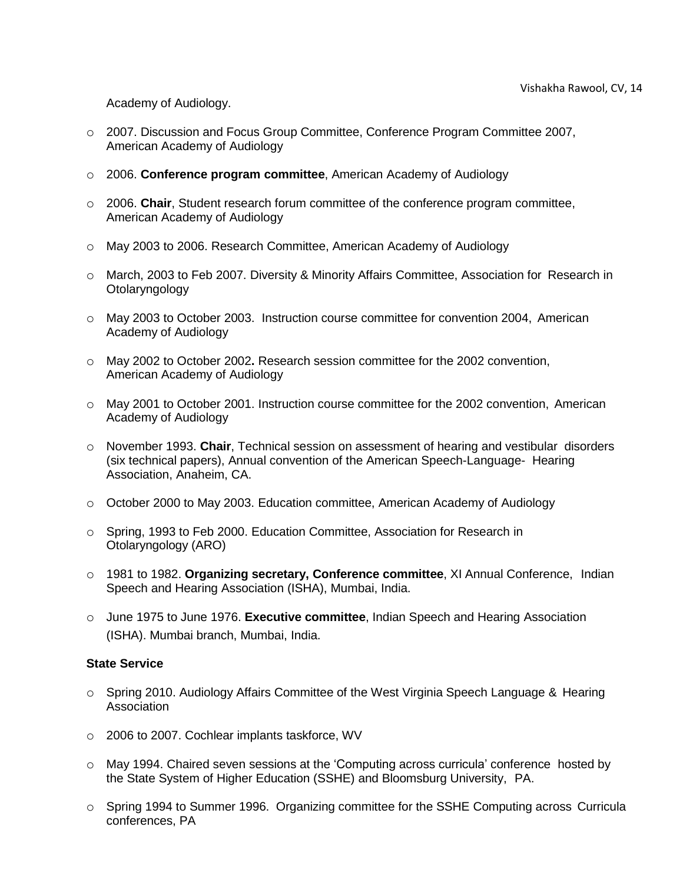Academy of Audiology.

- 2007. Discussion and Focus Group Committee, Conference Program Committee 2007, American Academy of Audiology
- 2006. **Conference program committee**, American Academy of Audiology
- 2006. **Chair**, Student research forum committee of the conference program committee, American Academy of Audiology
- May 2003 to 2006. Research Committee, American Academy of Audiology
- March, 2003 to Feb 2007. Diversity & Minority Affairs Committee, Association for Research in Otolaryngology
- May 2003 to October 2003. Instruction course committee for convention 2004, American Academy of Audiology
- May 2002 to October 2002**.** Research session committee for the 2002 convention, American Academy of Audiology
- May 2001 to October 2001. Instruction course committee for the 2002 convention, American Academy of Audiology
- November 1993. **Chair**, Technical session on assessment of hearing and vestibular disorders (six technical papers), Annual convention of the American Speech-Language- Hearing Association, Anaheim, CA.
- October 2000 to May 2003. Education committee, American Academy of Audiology
- Spring, 1993 to Feb 2000. Education Committee, Association for Research in Otolaryngology (ARO)
- 1981 to 1982. **Organizing secretary, Conference committee**, XI Annual Conference, Indian Speech and Hearing Association (ISHA), Mumbai, India.
- June 1975 to June 1976. **Executive committee**, Indian Speech and Hearing Association (ISHA). Mumbai branch, Mumbai, India.

**State Service**

- Spring 2010. Audiology Affairs Committee of the West Virginia Speech Language & Hearing Association
- 2006 to 2007. Cochlear implants taskforce, WV
- May 1994. Chaired seven sessions at the 'Computing across curricula' conference hosted by the State System of Higher Education (SSHE) and Bloomsburg University, PA.
- Spring 1994 to Summer 1996. Organizing committee for the SSHE Computing across Curricula conferences, PA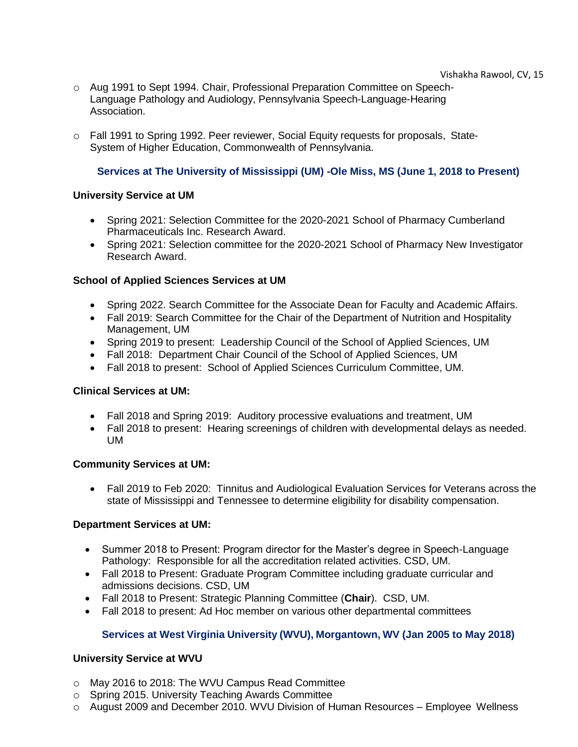- Aug 1991 to Sept 1994. Chair, Professional Preparation Committee on Speech-Language Pathology and Audiology, Pennsylvania Speech-Language-Hearing Association.

- Fall 1991 to Spring 1992. Peer reviewer, Social Equity requests for proposals, State-System of Higher Education, Commonwealth of Pennsylvania.

## Services at The University of Mississippi (UM) -Ole Miss, MS (June 1, 2018 to Present)

### University Service at UM

- Spring 2021: Selection Committee for the 2020-2021 School of Pharmacy Cumberland Pharmaceuticals Inc. Research Award.
- Spring 2021: Selection committee for the 2020-2021 School of Pharmacy New Investigator Research Award.

### School of Applied Sciences Services at UM

- Spring 2022. Search Committee for the Associate Dean for Faculty and Academic Affairs.
- Fall 2019: Search Committee for the Chair of the Department of Nutrition and Hospitality Management, UM
- Spring 2019 to present: Leadership Council of the School of Applied Sciences, UM
- Fall 2018: Department Chair Council of the School of Applied Sciences, UM
- Fall 2018 to present: School of Applied Sciences Curriculum Committee, UM.

### Clinical Services at UM:

- Fall 2018 and Spring 2019: Auditory processive evaluations and treatment, UM
- Fall 2018 to present: Hearing screenings of children with developmental delays as needed. UM

### Community Services at UM:

- Fall 2019 to Feb 2020: Tinnitus and Audiological Evaluation Services for Veterans across the state of Mississippi and Tennessee to determine eligibility for disability compensation.

### Department Services at UM:

- Summer 2018 to Present: Program director for the Master's degree in Speech-Language Pathology: Responsible for all the accreditation related activities. CSD, UM.
- Fall 2018 to Present: Graduate Program Committee including graduate curricular and admissions decisions. CSD, UM
- Fall 2018 to Present: Strategic Planning Committee (**Chair**). CSD, UM.
- Fall 2018 to present: Ad Hoc member on various other departmental committees

## Services at West Virginia University (WVU), Morgantown, WV (Jan 2005 to May 2018)

### University Service at WVU

- May 2016 to 2018: The WVU Campus Read Committee
- Spring 2015. University Teaching Awards Committee
- August 2009 and December 2010. WVU Division of Human Resources – Employee Wellness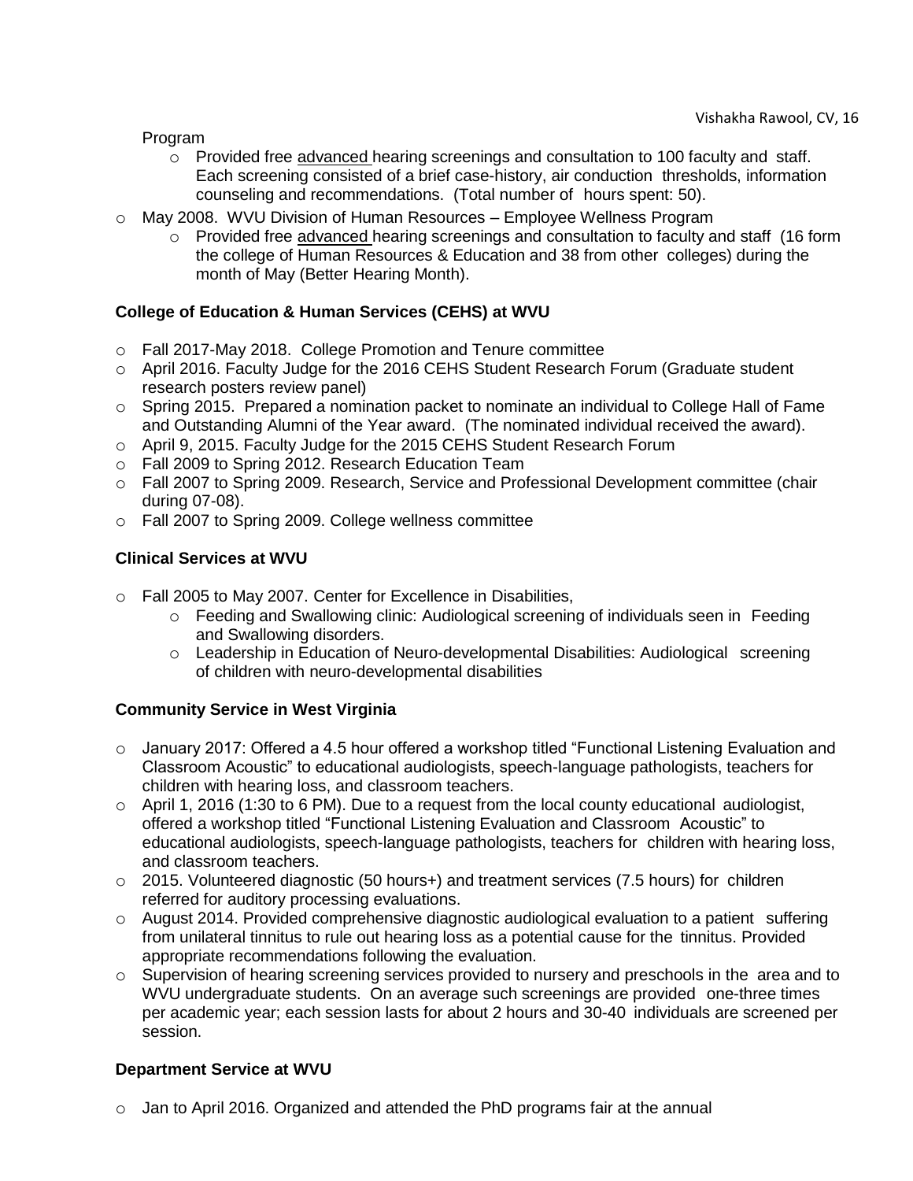Program

- Provided free <u>advanced</u> hearing screenings and consultation to 100 faculty and staff. Each screening consisted of a brief case-history, air conduction thresholds, information counseling and recommendations. (Total number of hours spent: 50).

- May 2008. WVU Division of Human Resources – Employee Wellness Program
  - Provided free <u>advanced</u> hearing screenings and consultation to faculty and staff (16 form the college of Human Resources & Education and 38 from other colleges) during the month of May (Better Hearing Month).

**College of Education & Human Services (CEHS) at WVU**

- Fall 2017-May 2018. College Promotion and Tenure committee
- April 2016. Faculty Judge for the 2016 CEHS Student Research Forum (Graduate student research posters review panel)
- Spring 2015. Prepared a nomination packet to nominate an individual to College Hall of Fame and Outstanding Alumni of the Year award. (The nominated individual received the award).
- April 9, 2015. Faculty Judge for the 2015 CEHS Student Research Forum
- Fall 2009 to Spring 2012. Research Education Team
- Fall 2007 to Spring 2009. Research, Service and Professional Development committee (chair during 07-08).
- Fall 2007 to Spring 2009. College wellness committee

**Clinical Services at WVU**

- Fall 2005 to May 2007. Center for Excellence in Disabilities,
  - Feeding and Swallowing clinic: Audiological screening of individuals seen in Feeding and Swallowing disorders.
  - Leadership in Education of Neuro-developmental Disabilities: Audiological screening of children with neuro-developmental disabilities

**Community Service in West Virginia**

- January 2017: Offered a 4.5 hour offered a workshop titled "Functional Listening Evaluation and Classroom Acoustic" to educational audiologists, speech-language pathologists, teachers for children with hearing loss, and classroom teachers.
- April 1, 2016 (1:30 to 6 PM). Due to a request from the local county educational audiologist, offered a workshop titled "Functional Listening Evaluation and Classroom Acoustic" to educational audiologists, speech-language pathologists, teachers for children with hearing loss, and classroom teachers.
- 2015. Volunteered diagnostic (50 hours+) and treatment services (7.5 hours) for children referred for auditory processing evaluations.
- August 2014. Provided comprehensive diagnostic audiological evaluation to a patient suffering from unilateral tinnitus to rule out hearing loss as a potential cause for the tinnitus. Provided appropriate recommendations following the evaluation.
- Supervision of hearing screening services provided to nursery and preschools in the area and to WVU undergraduate students. On an average such screenings are provided one-three times per academic year; each session lasts for about 2 hours and 30-40 individuals are screened per session.

**Department Service at WVU**

- Jan to April 2016. Organized and attended the PhD programs fair at the annual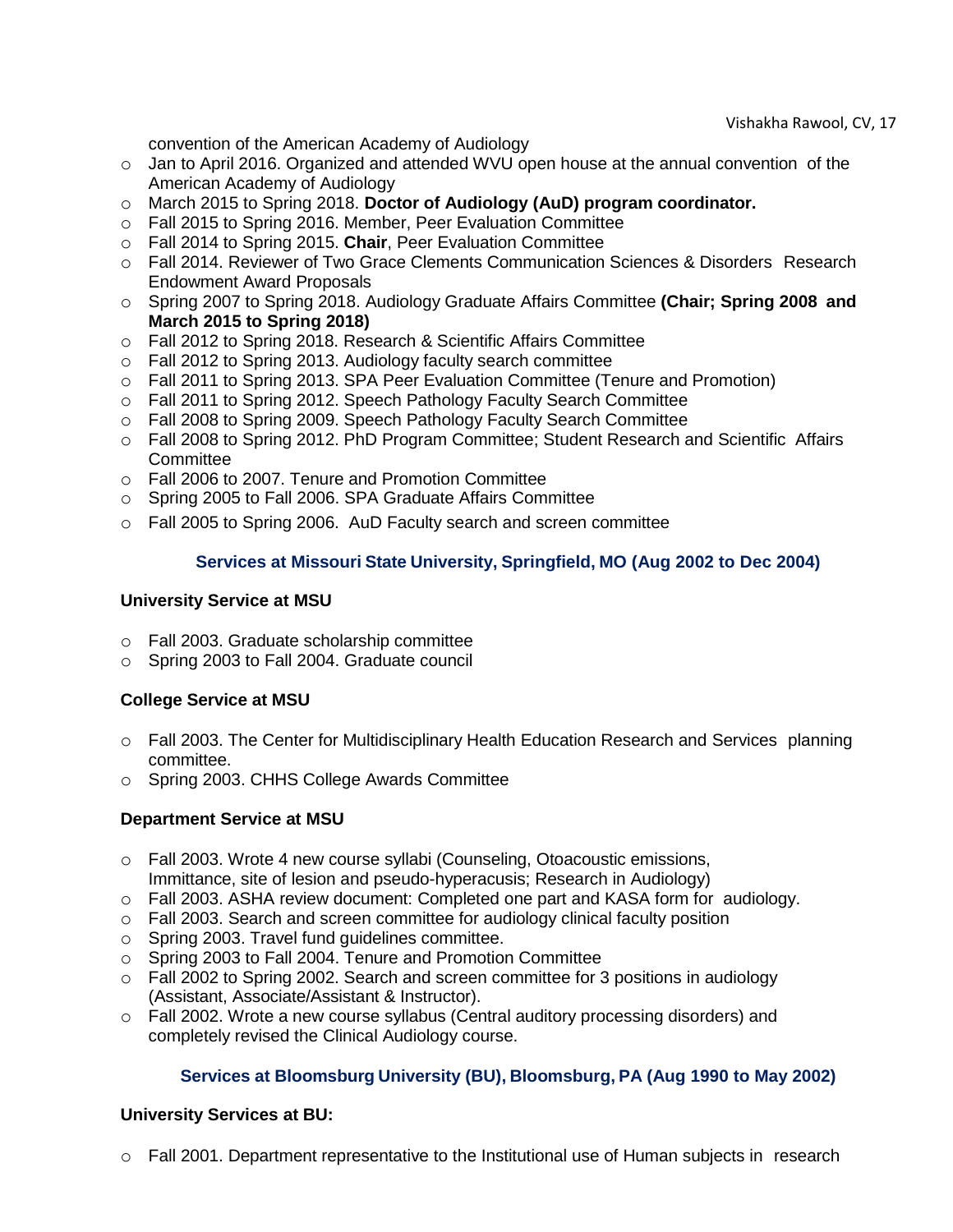convention of the American Academy of Audiology

- Jan to April 2016. Organized and attended WVU open house at the annual convention of the American Academy of Audiology
- March 2015 to Spring 2018. **Doctor of Audiology (AuD) program coordinator.**
- Fall 2015 to Spring 2016. Member, Peer Evaluation Committee
- Fall 2014 to Spring 2015. **Chair**, Peer Evaluation Committee
- Fall 2014. Reviewer of Two Grace Clements Communication Sciences & Disorders Research Endowment Award Proposals
- Spring 2007 to Spring 2018. Audiology Graduate Affairs Committee **(Chair; Spring 2008 and March 2015 to Spring 2018)**
- Fall 2012 to Spring 2018. Research & Scientific Affairs Committee
- Fall 2012 to Spring 2013. Audiology faculty search committee
- Fall 2011 to Spring 2013. SPA Peer Evaluation Committee (Tenure and Promotion)
- Fall 2011 to Spring 2012. Speech Pathology Faculty Search Committee
- Fall 2008 to Spring 2009. Speech Pathology Faculty Search Committee
- Fall 2008 to Spring 2012. PhD Program Committee; Student Research and Scientific Affairs Committee
- Fall 2006 to 2007. Tenure and Promotion Committee
- Spring 2005 to Fall 2006. SPA Graduate Affairs Committee
- Fall 2005 to Spring 2006. AuD Faculty search and screen committee

## Services at Missouri State University, Springfield, MO (Aug 2002 to Dec 2004)

### University Service at MSU

- Fall 2003. Graduate scholarship committee
- Spring 2003 to Fall 2004. Graduate council

### College Service at MSU

- Fall 2003. The Center for Multidisciplinary Health Education Research and Services planning committee.
- Spring 2003. CHHS College Awards Committee

### Department Service at MSU

- Fall 2003. Wrote 4 new course syllabi (Counseling, Otoacoustic emissions, Immittance, site of lesion and pseudo-hyperacusis; Research in Audiology)
- Fall 2003. ASHA review document: Completed one part and KASA form for audiology.
- Fall 2003. Search and screen committee for audiology clinical faculty position
- Spring 2003. Travel fund guidelines committee.
- Spring 2003 to Fall 2004. Tenure and Promotion Committee
- Fall 2002 to Spring 2002. Search and screen committee for 3 positions in audiology (Assistant, Associate/Assistant & Instructor).
- Fall 2002. Wrote a new course syllabus (Central auditory processing disorders) and completely revised the Clinical Audiology course.

## Services at Bloomsburg University (BU), Bloomsburg, PA (Aug 1990 to May 2002)

### University Services at BU:

- Fall 2001. Department representative to the Institutional use of Human subjects in research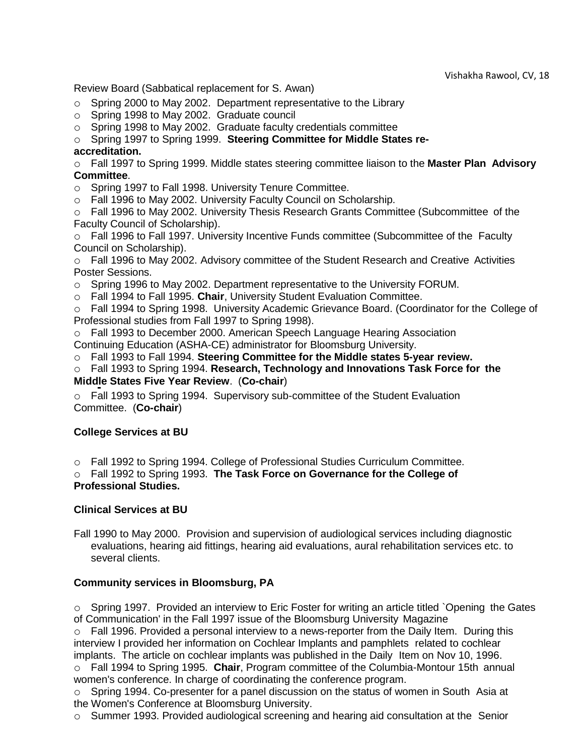Review Board (Sabbatical replacement for S. Awan)

- Spring 2000 to May 2002. Department representative to the Library
- Spring 1998 to May 2002. Graduate council
- Spring 1998 to May 2002. Graduate faculty credentials committee
- Spring 1997 to Spring 1999. **Steering Committee for Middle States re-accreditation.**
- Fall 1997 to Spring 1999. Middle states steering committee liaison to the **Master Plan Advisory Committee**.
- Spring 1997 to Fall 1998. University Tenure Committee.
- Fall 1996 to May 2002. University Faculty Council on Scholarship.
- Fall 1996 to May 2002. University Thesis Research Grants Committee (Subcommittee of the Faculty Council of Scholarship).
- Fall 1996 to Fall 1997. University Incentive Funds committee (Subcommittee of the Faculty Council on Scholarship).
- Fall 1996 to May 2002. Advisory committee of the Student Research and Creative Activities Poster Sessions.
- Spring 1996 to May 2002. Department representative to the University FORUM.
- Fall 1994 to Fall 1995. **Chair**, University Student Evaluation Committee.
- Fall 1994 to Spring 1998. University Academic Grievance Board. (Coordinator for the College of Professional studies from Fall 1997 to Spring 1998).
- Fall 1993 to December 2000. American Speech Language Hearing Association Continuing Education (ASHA-CE) administrator for Bloomsburg University.
- Fall 1993 to Fall 1994. **Steering Committee for the Middle states 5-year review.**
- Fall 1993 to Spring 1994. **Research, Technology and Innovations Task Force for the Middle States Five Year Review**. (**Co-chair**)
- Fall 1993 to Spring 1994. Supervisory sub-committee of the Student Evaluation Committee. (**Co-chair**)

**College Services at BU**

- Fall 1992 to Spring 1994. College of Professional Studies Curriculum Committee.
- Fall 1992 to Spring 1993. **The Task Force on Governance for the College of Professional Studies.**

**Clinical Services at BU**

Fall 1990 to May 2000. Provision and supervision of audiological services including diagnostic evaluations, hearing aid fittings, hearing aid evaluations, aural rehabilitation services etc. to several clients.

**Community services in Bloomsburg, PA**

- Spring 1997. Provided an interview to Eric Foster for writing an article titled `Opening the Gates of Communication' in the Fall 1997 issue of the Bloomsburg University Magazine
- Fall 1996. Provided a personal interview to a news-reporter from the Daily Item. During this interview I provided her information on Cochlear Implants and pamphlets related to cochlear implants. The article on cochlear implants was published in the Daily Item on Nov 10, 1996.
- Fall 1994 to Spring 1995. **Chair**, Program committee of the Columbia-Montour 15th annual women's conference. In charge of coordinating the conference program.
- Spring 1994. Co-presenter for a panel discussion on the status of women in South Asia at the Women's Conference at Bloomsburg University.
- Summer 1993. Provided audiological screening and hearing aid consultation at the Senior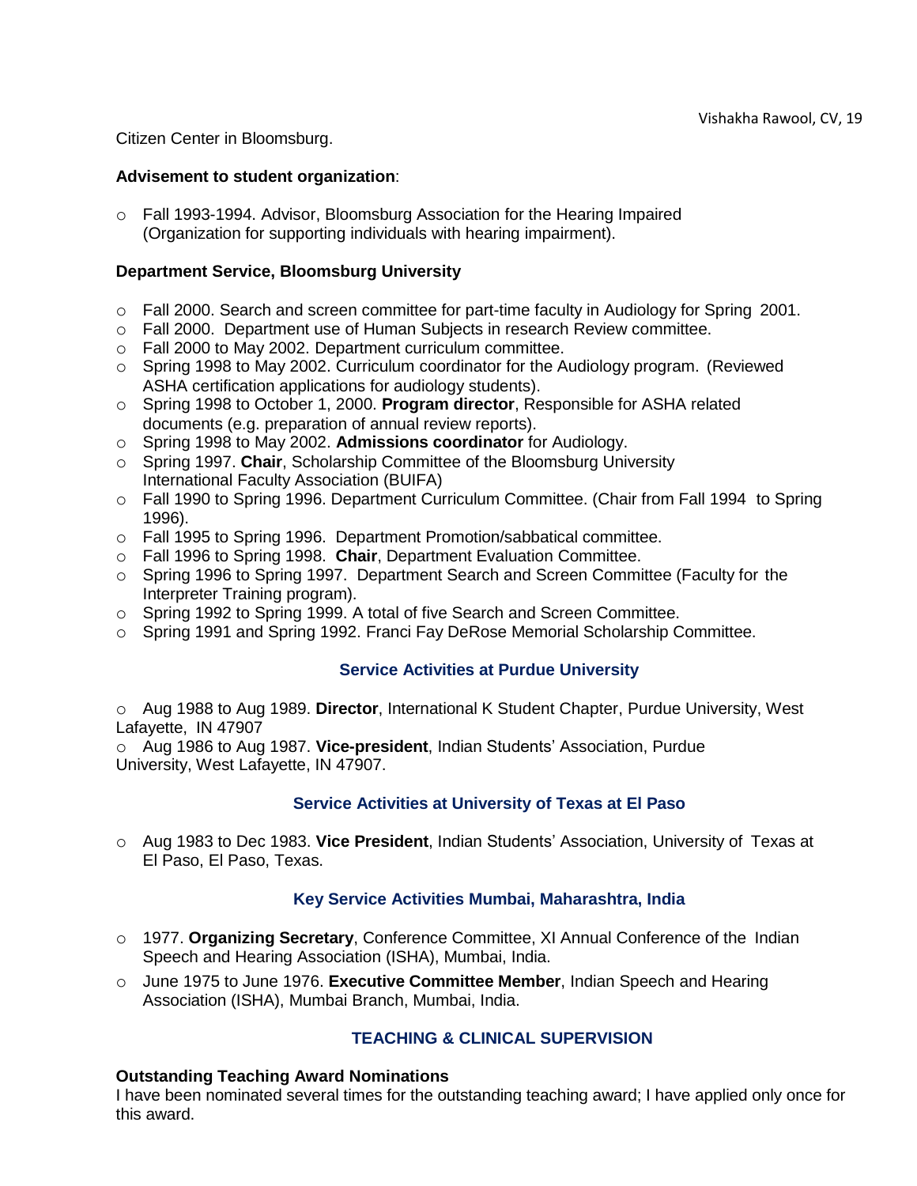Citizen Center in Bloomsburg.

**Advisement to student organization**:

- Fall 1993-1994. Advisor, Bloomsburg Association for the Hearing Impaired (Organization for supporting individuals with hearing impairment).

**Department Service, Bloomsburg University**

- Fall 2000. Search and screen committee for part-time faculty in Audiology for Spring 2001.
- Fall 2000. Department use of Human Subjects in research Review committee.
- Fall 2000 to May 2002. Department curriculum committee.
- Spring 1998 to May 2002. Curriculum coordinator for the Audiology program. (Reviewed ASHA certification applications for audiology students).
- Spring 1998 to October 1, 2000. **Program director**, Responsible for ASHA related documents (e.g. preparation of annual review reports).
- Spring 1998 to May 2002. **Admissions coordinator** for Audiology.
- Spring 1997. **Chair**, Scholarship Committee of the Bloomsburg University International Faculty Association (BUIFA)
- Fall 1990 to Spring 1996. Department Curriculum Committee. (Chair from Fall 1994 to Spring 1996).
- Fall 1995 to Spring 1996. Department Promotion/sabbatical committee.
- Fall 1996 to Spring 1998. **Chair**, Department Evaluation Committee.
- Spring 1996 to Spring 1997. Department Search and Screen Committee (Faculty for the Interpreter Training program).
- Spring 1992 to Spring 1999. A total of five Search and Screen Committee.
- Spring 1991 and Spring 1992. Franci Fay DeRose Memorial Scholarship Committee.

### Service Activities at Purdue University

- Aug 1988 to Aug 1989. **Director**, International K Student Chapter, Purdue University, West Lafayette, IN 47907
- Aug 1986 to Aug 1987. **Vice-president**, Indian Students' Association, Purdue University, West Lafayette, IN 47907.

### Service Activities at University of Texas at El Paso

- Aug 1983 to Dec 1983. **Vice President**, Indian Students' Association, University of Texas at El Paso, El Paso, Texas.

### Key Service Activities Mumbai, Maharashtra, India

- 1977. **Organizing Secretary**, Conference Committee, XI Annual Conference of the Indian Speech and Hearing Association (ISHA), Mumbai, India.
- June 1975 to June 1976. **Executive Committee Member**, Indian Speech and Hearing Association (ISHA), Mumbai Branch, Mumbai, India.

## TEACHING & CLINICAL SUPERVISION

**Outstanding Teaching Award Nominations**

I have been nominated several times for the outstanding teaching award; I have applied only once for this award.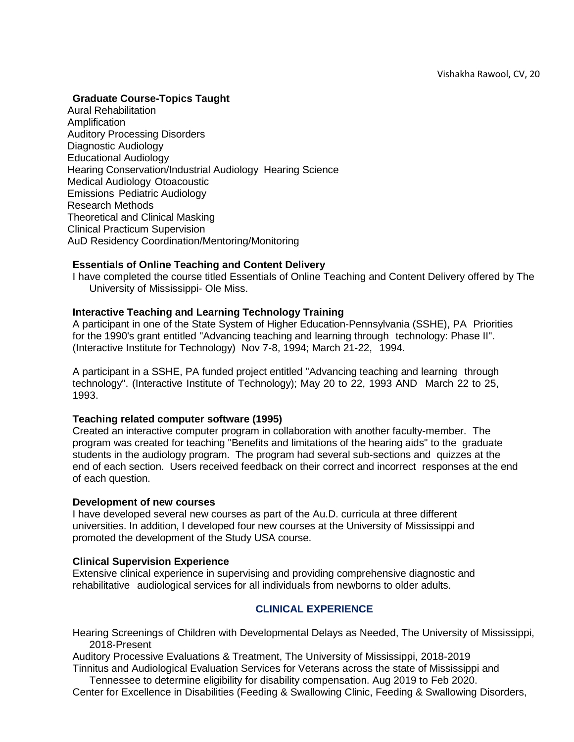**Graduate Course-Topics Taught**

Aural Rehabilitation
Amplification
Auditory Processing Disorders
Diagnostic Audiology
Educational Audiology
Hearing Conservation/Industrial Audiology Hearing Science
Medical Audiology Otoacoustic
Emissions Pediatric Audiology
Research Methods
Theoretical and Clinical Masking
Clinical Practicum Supervision
AuD Residency Coordination/Mentoring/Monitoring

**Essentials of Online Teaching and Content Delivery**

I have completed the course titled Essentials of Online Teaching and Content Delivery offered by The University of Mississippi- Ole Miss.

**Interactive Teaching and Learning Technology Training**

A participant in one of the State System of Higher Education-Pennsylvania (SSHE), PA Priorities for the 1990's grant entitled "Advancing teaching and learning through technology: Phase II". (Interactive Institute for Technology) Nov 7-8, 1994; March 21-22, 1994.

A participant in a SSHE, PA funded project entitled "Advancing teaching and learning through technology". (Interactive Institute of Technology); May 20 to 22, 1993 AND March 22 to 25, 1993.

**Teaching related computer software (1995)**

Created an interactive computer program in collaboration with another faculty-member. The program was created for teaching "Benefits and limitations of the hearing aids" to the graduate students in the audiology program. The program had several sub-sections and quizzes at the end of each section. Users received feedback on their correct and incorrect responses at the end of each question.

**Development of new courses**

I have developed several new courses as part of the Au.D. curricula at three different universities. In addition, I developed four new courses at the University of Mississippi and promoted the development of the Study USA course.

**Clinical Supervision Experience**

Extensive clinical experience in supervising and providing comprehensive diagnostic and rehabilitative audiological services for all individuals from newborns to older adults.

## CLINICAL EXPERIENCE

Hearing Screenings of Children with Developmental Delays as Needed, The University of Mississippi, 2018-Present

Auditory Processive Evaluations & Treatment, The University of Mississippi, 2018-2019

Tinnitus and Audiological Evaluation Services for Veterans across the state of Mississippi and Tennessee to determine eligibility for disability compensation. Aug 2019 to Feb 2020.

Center for Excellence in Disabilities (Feeding & Swallowing Clinic, Feeding & Swallowing Disorders,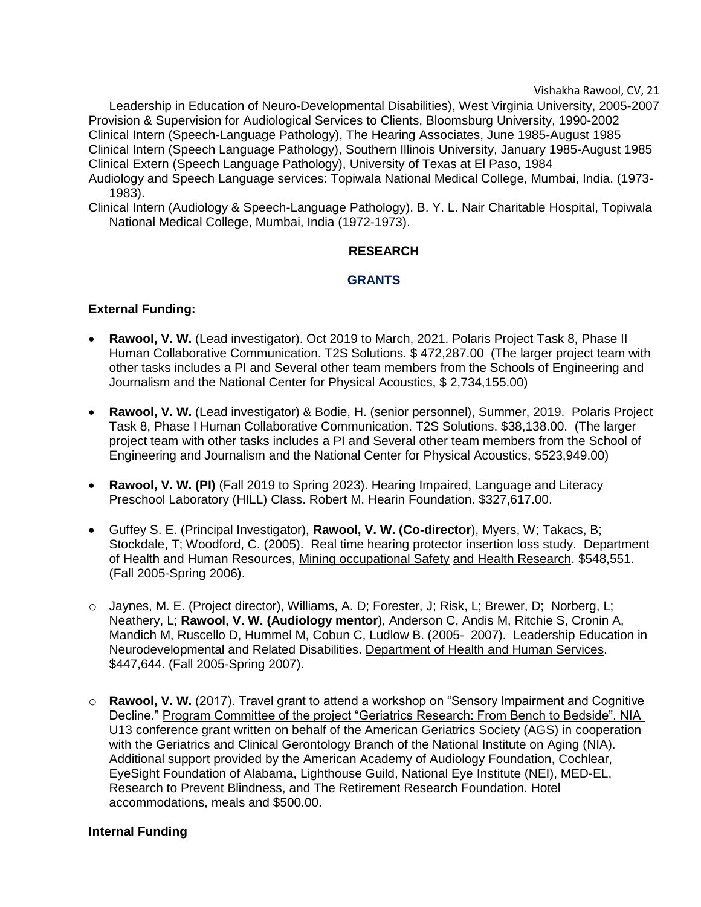Leadership in Education of Neuro-Developmental Disabilities), West Virginia University, 2005-2007
Provision & Supervision for Audiological Services to Clients, Bloomsburg University, 1990-2002
Clinical Intern (Speech-Language Pathology), The Hearing Associates, June 1985-August 1985
Clinical Intern (Speech Language Pathology), Southern Illinois University, January 1985-August 1985
Clinical Extern (Speech Language Pathology), University of Texas at El Paso, 1984
Audiology and Speech Language services: Topiwala National Medical College, Mumbai, India. (1973-1983).
Clinical Intern (Audiology & Speech-Language Pathology). B. Y. L. Nair Charitable Hospital, Topiwala National Medical College, Mumbai, India (1972-1973).

## RESEARCH

### GRANTS

**External Funding:**

- **Rawool, V. W.** (Lead investigator). Oct 2019 to March, 2021. Polaris Project Task 8, Phase II Human Collaborative Communication. T2S Solutions. $ 472,287.00 (The larger project team with other tasks includes a PI and Several other team members from the Schools of Engineering and Journalism and the National Center for Physical Acoustics, $ 2,734,155.00)
- **Rawool, V. W.** (Lead investigator) & Bodie, H. (senior personnel), Summer, 2019. Polaris Project Task 8, Phase I Human Collaborative Communication. T2S Solutions. $38,138.00. (The larger project team with other tasks includes a PI and Several other team members from the School of Engineering and Journalism and the National Center for Physical Acoustics, $523,949.00)
- **Rawool, V. W. (PI)** (Fall 2019 to Spring 2023). Hearing Impaired, Language and Literacy Preschool Laboratory (HILL) Class. Robert M. Hearin Foundation. $327,617.00.
- Guffey S. E. (Principal Investigator), **Rawool, V. W. (Co-director**), Myers, W; Takacs, B; Stockdale, T; Woodford, C. (2005). Real time hearing protector insertion loss study. Department of Health and Human Resources, Mining occupational Safety and Health Research. $548,551. (Fall 2005-Spring 2006).
- Jaynes, M. E. (Project director), Williams, A. D; Forester, J; Risk, L; Brewer, D; Norberg, L; Neathery, L; **Rawool, V. W. (Audiology mentor**), Anderson C, Andis M, Ritchie S, Cronin A, Mandich M, Ruscello D, Hummel M, Cobun C, Ludlow B. (2005- 2007). Leadership Education in Neurodevelopmental and Related Disabilities. Department of Health and Human Services. $447,644. (Fall 2005-Spring 2007).
- **Rawool, V. W.** (2017). Travel grant to attend a workshop on "Sensory Impairment and Cognitive Decline." Program Committee of the project "Geriatrics Research: From Bench to Bedside". NIA U13 conference grant written on behalf of the American Geriatrics Society (AGS) in cooperation with the Geriatrics and Clinical Gerontology Branch of the National Institute on Aging (NIA). Additional support provided by the American Academy of Audiology Foundation, Cochlear, EyeSight Foundation of Alabama, Lighthouse Guild, National Eye Institute (NEI), MED-EL, Research to Prevent Blindness, and The Retirement Research Foundation. Hotel accommodations, meals and $500.00.

**Internal Funding**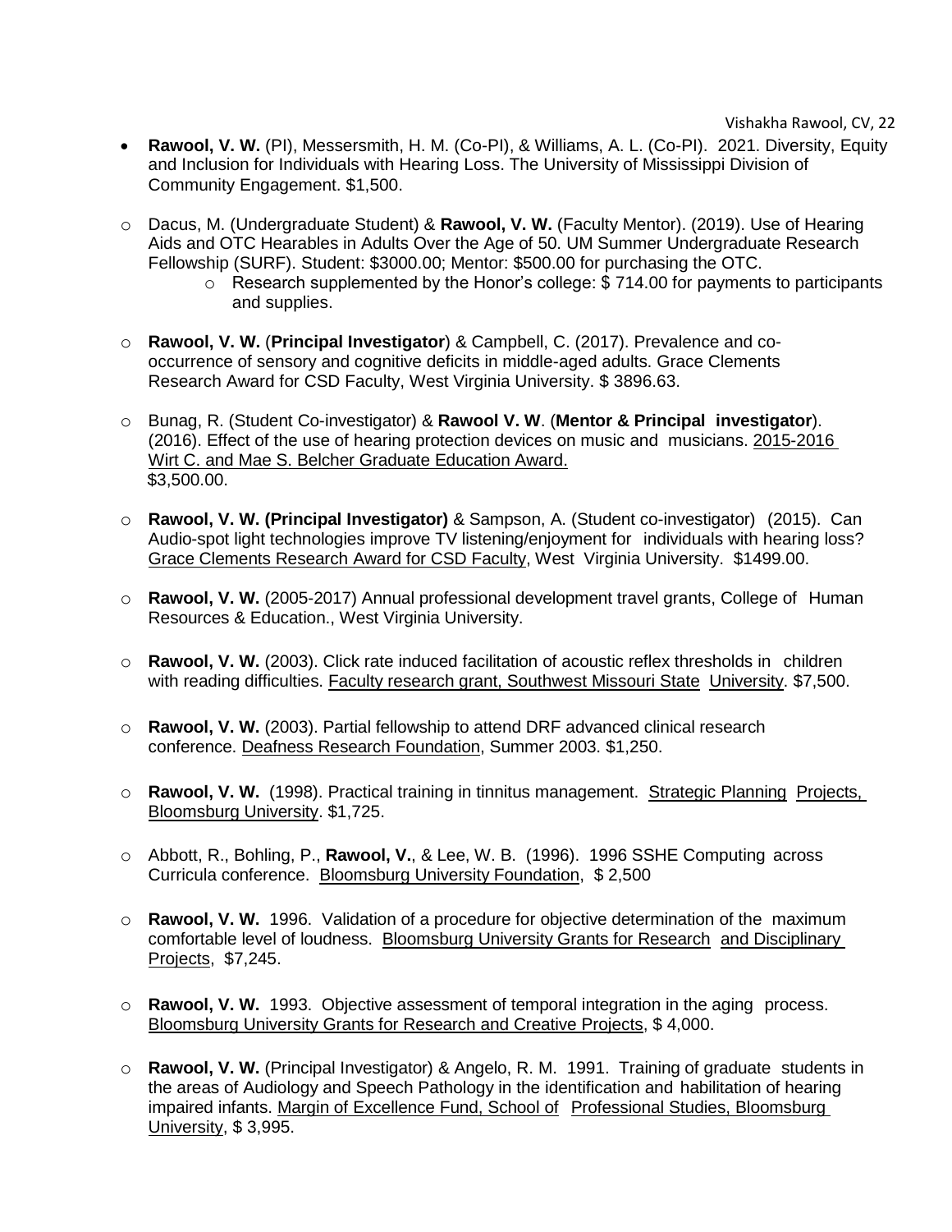- **Rawool, V. W.** (PI), Messersmith, H. M. (Co-PI), & Williams, A. L. (Co-PI). 2021. Diversity, Equity and Inclusion for Individuals with Hearing Loss. The University of Mississippi Division of Community Engagement. $1,500.

- Dacus, M. (Undergraduate Student) & **Rawool, V. W.** (Faculty Mentor). (2019). Use of Hearing Aids and OTC Hearables in Adults Over the Age of 50. UM Summer Undergraduate Research Fellowship (SURF). Student: $3000.00; Mentor: $500.00 for purchasing the OTC.
  - Research supplemented by the Honor's college: $ 714.00 for payments to participants and supplies.

- **Rawool, V. W.** (**Principal Investigator**) & Campbell, C. (2017). Prevalence and co-occurrence of sensory and cognitive deficits in middle-aged adults. Grace Clements Research Award for CSD Faculty, West Virginia University. $ 3896.63.

- Bunag, R. (Student Co-investigator) & **Rawool V. W**. (**Mentor & Principal investigator**). (2016). Effect of the use of hearing protection devices on music and musicians. 2015-2016 Wirt C. and Mae S. Belcher Graduate Education Award. $3,500.00.

- **Rawool, V. W. (Principal Investigator)** & Sampson, A. (Student co-investigator) (2015). Can Audio-spot light technologies improve TV listening/enjoyment for individuals with hearing loss? Grace Clements Research Award for CSD Faculty, West Virginia University. $1499.00.

- **Rawool, V. W.** (2005-2017) Annual professional development travel grants, College of Human Resources & Education., West Virginia University.

- **Rawool, V. W.** (2003). Click rate induced facilitation of acoustic reflex thresholds in children with reading difficulties. Faculty research grant, Southwest Missouri State University. $7,500.

- **Rawool, V. W.** (2003). Partial fellowship to attend DRF advanced clinical research conference. Deafness Research Foundation, Summer 2003. $1,250.

- **Rawool, V. W.** (1998). Practical training in tinnitus management. Strategic Planning Projects, Bloomsburg University. $1,725.

- Abbott, R., Bohling, P., **Rawool, V.**, & Lee, W. B. (1996). 1996 SSHE Computing across Curricula conference. Bloomsburg University Foundation, $ 2,500

- **Rawool, V. W.** 1996. Validation of a procedure for objective determination of the maximum comfortable level of loudness. Bloomsburg University Grants for Research and Disciplinary Projects, $7,245.

- **Rawool, V. W.** 1993. Objective assessment of temporal integration in the aging process. Bloomsburg University Grants for Research and Creative Projects, $ 4,000.

- **Rawool, V. W.** (Principal Investigator) & Angelo, R. M. 1991. Training of graduate students in the areas of Audiology and Speech Pathology in the identification and habilitation of hearing impaired infants. Margin of Excellence Fund, School of Professional Studies, Bloomsburg University, $ 3,995.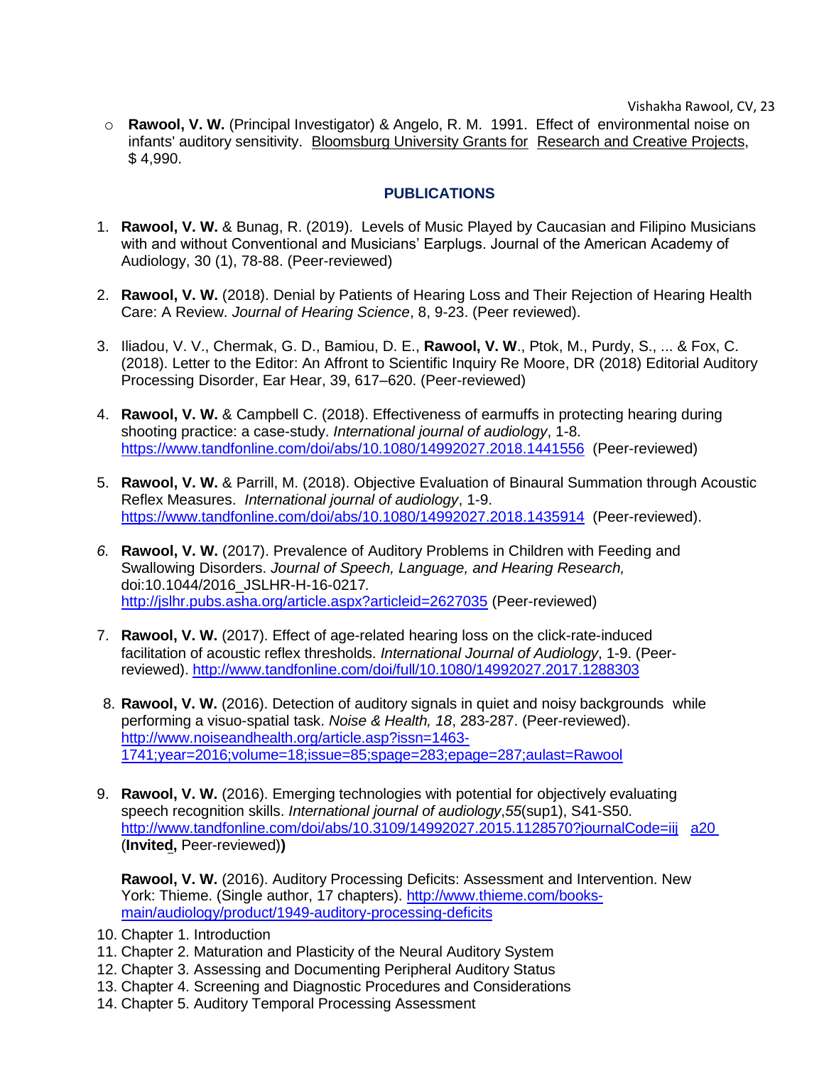- **Rawool, V. W.** (Principal Investigator) & Angelo, R. M. 1991. Effect of environmental noise on infants' auditory sensitivity. Bloomsburg University Grants for Research and Creative Projects, $ 4,990.

## PUBLICATIONS

1. **Rawool, V. W.** & Bunag, R. (2019). Levels of Music Played by Caucasian and Filipino Musicians with and without Conventional and Musicians' Earplugs. Journal of the American Academy of Audiology, 30 (1), 78-88. (Peer-reviewed)

2. **Rawool, V. W.** (2018). Denial by Patients of Hearing Loss and Their Rejection of Hearing Health Care: A Review. *Journal of Hearing Science*, 8, 9-23. (Peer reviewed).

3. Iliadou, V. V., Chermak, G. D., Bamiou, D. E., **Rawool, V. W**., Ptok, M., Purdy, S., ... & Fox, C. (2018). Letter to the Editor: An Affront to Scientific Inquiry Re Moore, DR (2018) Editorial Auditory Processing Disorder, Ear Hear, 39, 617–620. (Peer-reviewed)

4. **Rawool, V. W.** & Campbell C. (2018). Effectiveness of earmuffs in protecting hearing during shooting practice: a case-study. *International journal of audiology*, 1-8. https://www.tandfonline.com/doi/abs/10.1080/14992027.2018.1441556 (Peer-reviewed)

5. **Rawool, V. W.** & Parrill, M. (2018). Objective Evaluation of Binaural Summation through Acoustic Reflex Measures. *International journal of audiology*, 1-9. https://www.tandfonline.com/doi/abs/10.1080/14992027.2018.1435914 (Peer-reviewed).

6. **Rawool, V. W.** (2017). Prevalence of Auditory Problems in Children with Feeding and Swallowing Disorders. *Journal of Speech, Language, and Hearing Research,* doi:10.1044/2016_JSLHR-H-16-0217*.* http://jslhr.pubs.asha.org/article.aspx?articleid=2627035 (Peer-reviewed)

7. **Rawool, V. W.** (2017). Effect of age-related hearing loss on the click-rate-induced facilitation of acoustic reflex thresholds. *International Journal of Audiology*, 1-9. (Peer-reviewed). http://www.tandfonline.com/doi/full/10.1080/14992027.2017.1288303

8. **Rawool, V. W.** (2016). Detection of auditory signals in quiet and noisy backgrounds while performing a visuo-spatial task. *Noise & Health, 18*, 283-287. (Peer-reviewed). http://www.noiseandhealth.org/article.asp?issn=1463-1741;year=2016;volume=18;issue=85;spage=283;epage=287;aulast=Rawool

9. **Rawool, V. W.** (2016). Emerging technologies with potential for objectively evaluating speech recognition skills. *International journal of audiology*,*55*(sup1), S41-S50. http://www.tandfonline.com/doi/abs/10.3109/14992027.2015.1128570?journalCode=iija20 (**Invited,** Peer-reviewed)**)**

   **Rawool, V. W.** (2016). Auditory Processing Deficits: Assessment and Intervention. New York: Thieme. (Single author, 17 chapters). http://www.thieme.com/books-main/audiology/product/1949-auditory-processing-deficits

10. Chapter 1. Introduction
11. Chapter 2. Maturation and Plasticity of the Neural Auditory System
12. Chapter 3. Assessing and Documenting Peripheral Auditory Status
13. Chapter 4. Screening and Diagnostic Procedures and Considerations
14. Chapter 5. Auditory Temporal Processing Assessment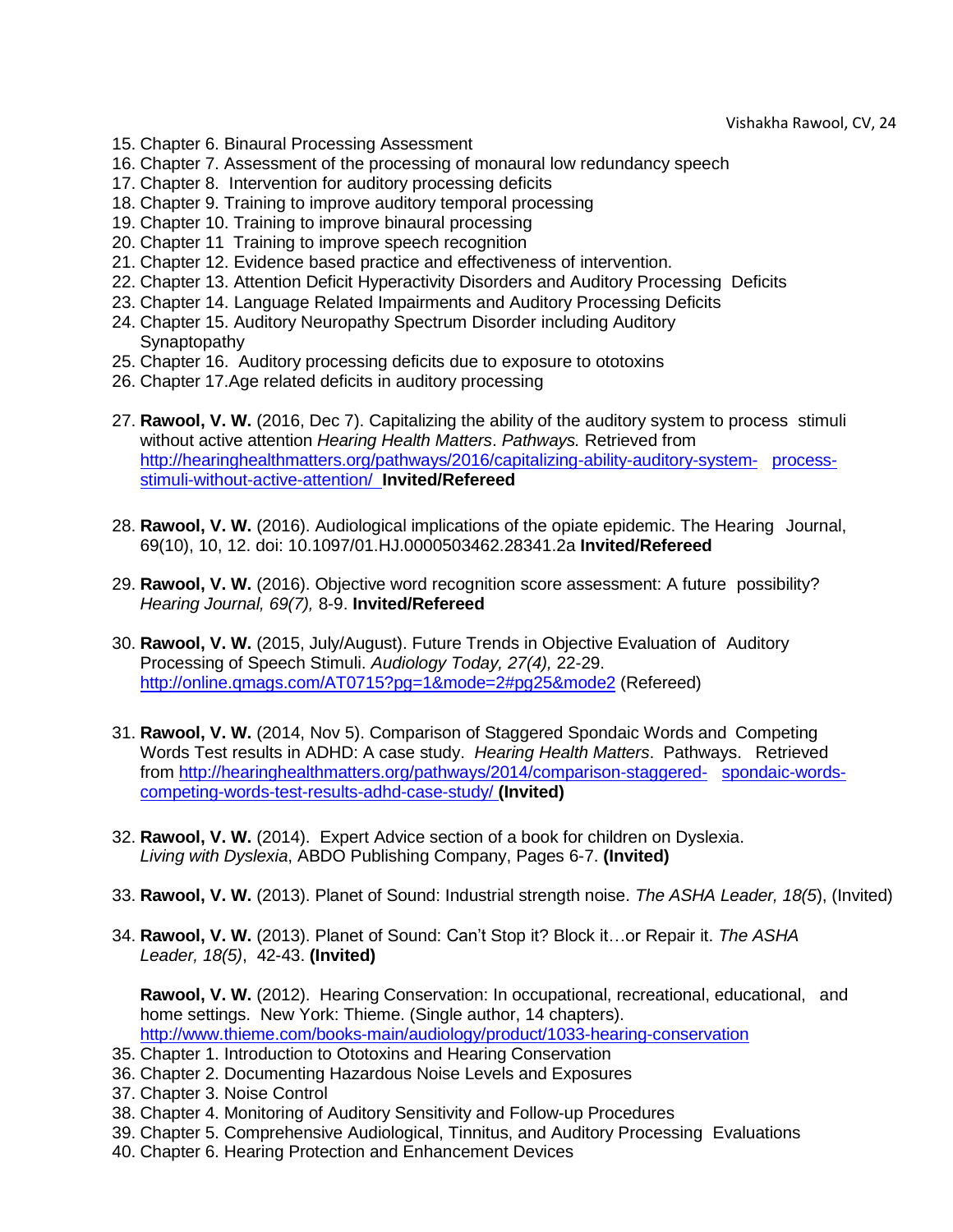15. Chapter 6. Binaural Processing Assessment
16. Chapter 7. Assessment of the processing of monaural low redundancy speech
17. Chapter 8. Intervention for auditory processing deficits
18. Chapter 9. Training to improve auditory temporal processing
19. Chapter 10. Training to improve binaural processing
20. Chapter 11 Training to improve speech recognition
21. Chapter 12. Evidence based practice and effectiveness of intervention.
22. Chapter 13. Attention Deficit Hyperactivity Disorders and Auditory Processing Deficits
23. Chapter 14. Language Related Impairments and Auditory Processing Deficits
24. Chapter 15. Auditory Neuropathy Spectrum Disorder including Auditory Synaptopathy
25. Chapter 16. Auditory processing deficits due to exposure to ototoxins
26. Chapter 17.Age related deficits in auditory processing

27. **Rawool, V. W.** (2016, Dec 7). Capitalizing the ability of the auditory system to process stimuli without active attention *Hearing Health Matters*. *Pathways.* Retrieved from http://hearinghealthmatters.org/pathways/2016/capitalizing-ability-auditory-system- process-stimuli-without-active-attention/ **Invited/Refereed**

28. **Rawool, V. W.** (2016). Audiological implications of the opiate epidemic. The Hearing Journal, 69(10), 10, 12. doi: 10.1097/01.HJ.0000503462.28341.2a **Invited/Refereed**

29. **Rawool, V. W.** (2016). Objective word recognition score assessment: A future possibility? *Hearing Journal, 69(7),* 8-9. **Invited/Refereed**

30. **Rawool, V. W.** (2015, July/August). Future Trends in Objective Evaluation of Auditory Processing of Speech Stimuli. *Audiology Today, 27(4),* 22-29. http://online.qmags.com/AT0715?pg=1&mode=2#pg25&mode2 (Refereed)

31. **Rawool, V. W.** (2014, Nov 5). Comparison of Staggered Spondaic Words and Competing Words Test results in ADHD: A case study. *Hearing Health Matters*. Pathways. Retrieved from http://hearinghealthmatters.org/pathways/2014/comparison-staggered- spondaic-words-competing-words-test-results-adhd-case-study/ **(Invited)**

32. **Rawool, V. W.** (2014). Expert Advice section of a book for children on Dyslexia. *Living with Dyslexia*, ABDO Publishing Company, Pages 6-7. **(Invited)**

33. **Rawool, V. W.** (2013). Planet of Sound: Industrial strength noise. *The ASHA Leader, 18(5*), (Invited)

34. **Rawool, V. W.** (2013). Planet of Sound: Can't Stop it? Block it…or Repair it. *The ASHA Leader, 18(5)*, 42-43. **(Invited)**

**Rawool, V. W.** (2012). Hearing Conservation: In occupational, recreational, educational, and home settings. New York: Thieme. (Single author, 14 chapters). http://www.thieme.com/books-main/audiology/product/1033-hearing-conservation

35. Chapter 1. Introduction to Ototoxins and Hearing Conservation
36. Chapter 2. Documenting Hazardous Noise Levels and Exposures
37. Chapter 3. Noise Control
38. Chapter 4. Monitoring of Auditory Sensitivity and Follow-up Procedures
39. Chapter 5. Comprehensive Audiological, Tinnitus, and Auditory Processing Evaluations
40. Chapter 6. Hearing Protection and Enhancement Devices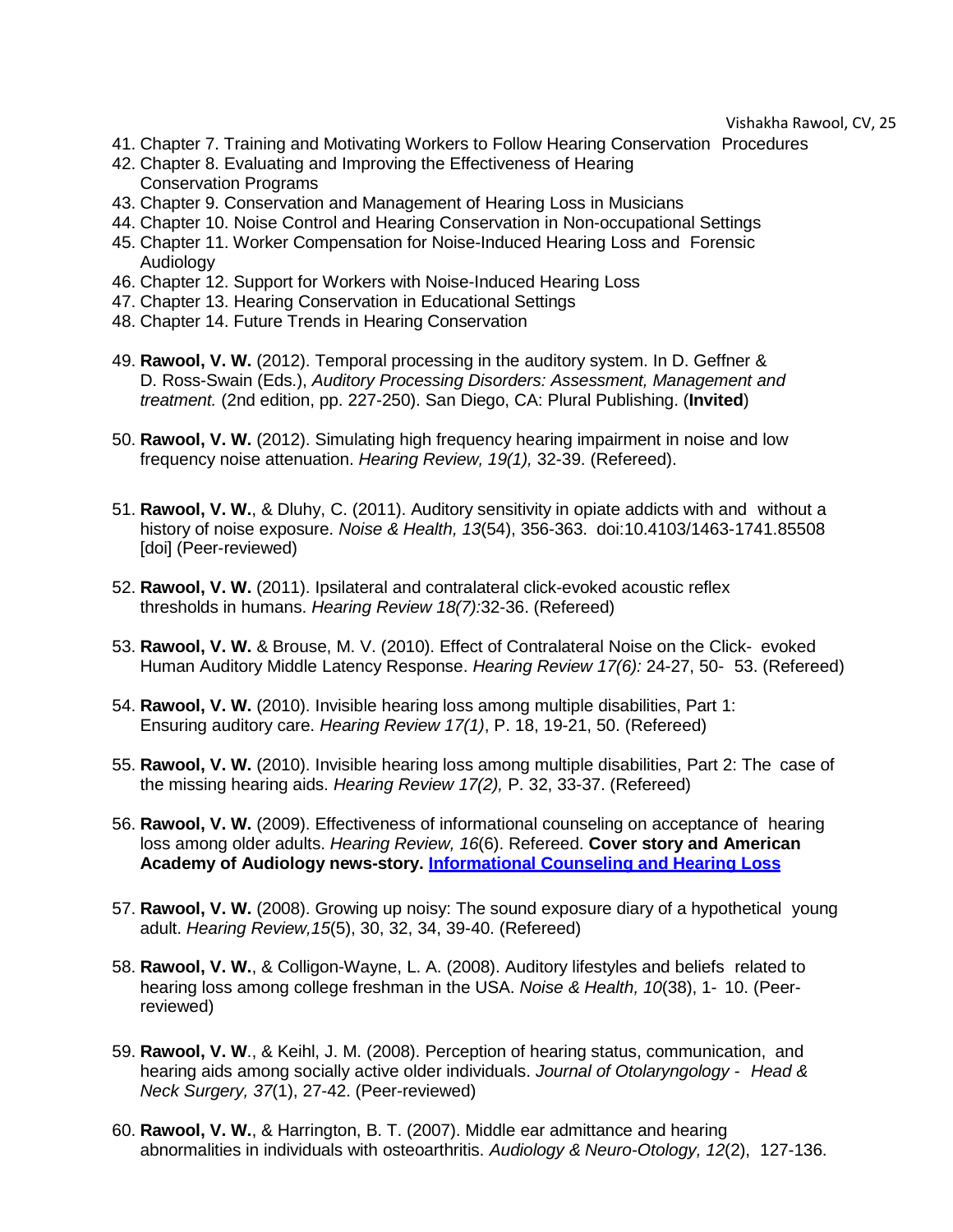41. Chapter 7. Training and Motivating Workers to Follow Hearing Conservation Procedures
42. Chapter 8. Evaluating and Improving the Effectiveness of Hearing Conservation Programs
43. Chapter 9. Conservation and Management of Hearing Loss in Musicians
44. Chapter 10. Noise Control and Hearing Conservation in Non-occupational Settings
45. Chapter 11. Worker Compensation for Noise-Induced Hearing Loss and Forensic Audiology
46. Chapter 12. Support for Workers with Noise-Induced Hearing Loss
47. Chapter 13. Hearing Conservation in Educational Settings
48. Chapter 14. Future Trends in Hearing Conservation

49. **Rawool, V. W.** (2012). Temporal processing in the auditory system. In D. Geffner & D. Ross-Swain (Eds.), *Auditory Processing Disorders: Assessment, Management and treatment.* (2nd edition, pp. 227-250). San Diego, CA: Plural Publishing. (**Invited**)

50. **Rawool, V. W.** (2012). Simulating high frequency hearing impairment in noise and low frequency noise attenuation. *Hearing Review, 19(1),* 32-39. (Refereed).

51. **Rawool, V. W.**, & Dluhy, C. (2011). Auditory sensitivity in opiate addicts with and without a history of noise exposure. *Noise & Health, 13*(54), 356-363. doi:10.4103/1463-1741.85508 [doi] (Peer-reviewed)

52. **Rawool, V. W.** (2011). Ipsilateral and contralateral click-evoked acoustic reflex thresholds in humans. *Hearing Review 18(7):*32-36. (Refereed)

53. **Rawool, V. W.** & Brouse, M. V. (2010). Effect of Contralateral Noise on the Click- evoked Human Auditory Middle Latency Response. *Hearing Review 17(6):* 24-27, 50- 53. (Refereed)

54. **Rawool, V. W.** (2010). Invisible hearing loss among multiple disabilities, Part 1: Ensuring auditory care. *Hearing Review 17(1)*, P. 18, 19-21, 50. (Refereed)

55. **Rawool, V. W.** (2010). Invisible hearing loss among multiple disabilities, Part 2: The case of the missing hearing aids. *Hearing Review 17(2),* P. 32, 33-37. (Refereed)

56. **Rawool, V. W.** (2009). Effectiveness of informational counseling on acceptance of hearing loss among older adults. *Hearing Review, 16*(6). Refereed. **Cover story and American Academy of Audiology news-story. [Informational Counseling and Hearing Loss]()**

57. **Rawool, V. W.** (2008). Growing up noisy: The sound exposure diary of a hypothetical young adult. *Hearing Review,15*(5), 30, 32, 34, 39-40. (Refereed)

58. **Rawool, V. W.**, & Colligon-Wayne, L. A. (2008). Auditory lifestyles and beliefs related to hearing loss among college freshman in the USA. *Noise & Health, 10*(38), 1- 10. (Peer-reviewed)

59. **Rawool, V. W**., & Keihl, J. M. (2008). Perception of hearing status, communication, and hearing aids among socially active older individuals. *Journal of Otolaryngology - Head & Neck Surgery, 37*(1), 27-42. (Peer-reviewed)

60. **Rawool, V. W.**, & Harrington, B. T. (2007). Middle ear admittance and hearing abnormalities in individuals with osteoarthritis. *Audiology & Neuro-Otology, 12*(2), 127-136.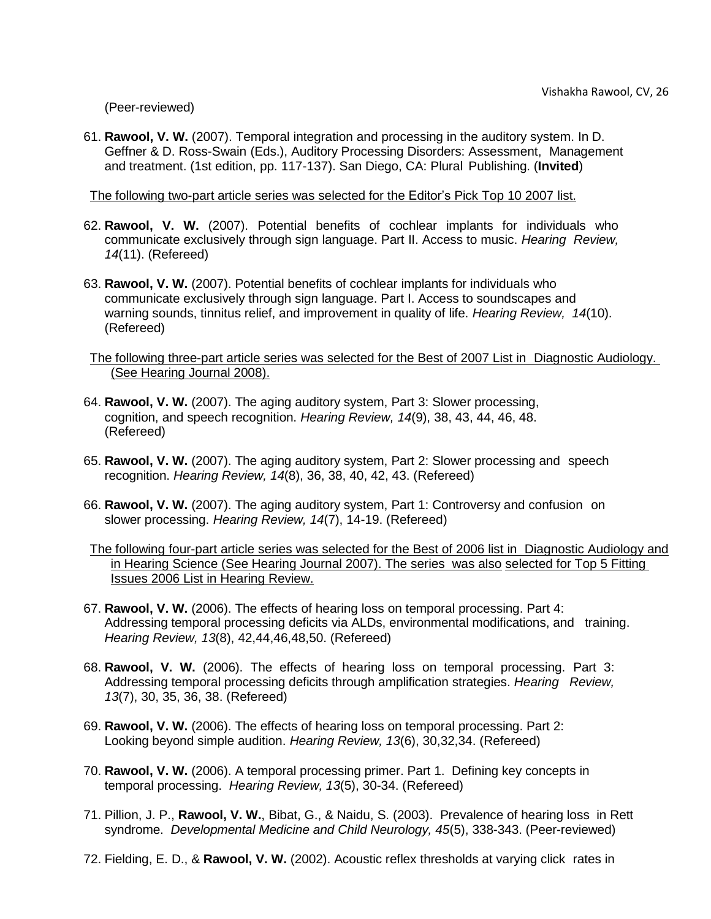(Peer-reviewed)

61. **Rawool, V. W.** (2007). Temporal integration and processing in the auditory system. In D. Geffner & D. Ross-Swain (Eds.), Auditory Processing Disorders: Assessment, Management and treatment. (1st edition, pp. 117-137). San Diego, CA: Plural Publishing. (**Invited**)

<u>The following two-part article series was selected for the Editor's Pick Top 10 2007 list.</u>

62. **Rawool, V. W.** (2007). Potential benefits of cochlear implants for individuals who communicate exclusively through sign language. Part II. Access to music. *Hearing Review, 14*(11). (Refereed)

63. **Rawool, V. W.** (2007). Potential benefits of cochlear implants for individuals who communicate exclusively through sign language. Part I. Access to soundscapes and warning sounds, tinnitus relief, and improvement in quality of life. *Hearing Review, 14*(10). (Refereed)

<u>The following three-part article series was selected for the Best of 2007 List in Diagnostic Audiology. (See Hearing Journal 2008).</u>

64. **Rawool, V. W.** (2007). The aging auditory system, Part 3: Slower processing, cognition, and speech recognition. *Hearing Review, 14*(9), 38, 43, 44, 46, 48. (Refereed)

65. **Rawool, V. W.** (2007). The aging auditory system, Part 2: Slower processing and speech recognition. *Hearing Review, 14*(8), 36, 38, 40, 42, 43. (Refereed)

66. **Rawool, V. W.** (2007). The aging auditory system, Part 1: Controversy and confusion on slower processing. *Hearing Review, 14*(7), 14-19. (Refereed)

<u>The following four-part article series was selected for the Best of 2006 list in Diagnostic Audiology and in Hearing Science (See Hearing Journal 2007). The series was also selected for Top 5 Fitting Issues 2006 List in Hearing Review.</u>

67. **Rawool, V. W.** (2006). The effects of hearing loss on temporal processing. Part 4: Addressing temporal processing deficits via ALDs, environmental modifications, and training. *Hearing Review, 13*(8), 42,44,46,48,50. (Refereed)

68. **Rawool, V. W.** (2006). The effects of hearing loss on temporal processing. Part 3: Addressing temporal processing deficits through amplification strategies. *Hearing Review, 13*(7), 30, 35, 36, 38. (Refereed)

69. **Rawool, V. W.** (2006). The effects of hearing loss on temporal processing. Part 2: Looking beyond simple audition. *Hearing Review, 13*(6), 30,32,34. (Refereed)

70. **Rawool, V. W.** (2006). A temporal processing primer. Part 1. Defining key concepts in temporal processing. *Hearing Review, 13*(5), 30-34. (Refereed)

71. Pillion, J. P., **Rawool, V. W.**, Bibat, G., & Naidu, S. (2003). Prevalence of hearing loss in Rett syndrome. *Developmental Medicine and Child Neurology, 45*(5), 338-343. (Peer-reviewed)

72. Fielding, E. D., & **Rawool, V. W.** (2002). Acoustic reflex thresholds at varying click rates in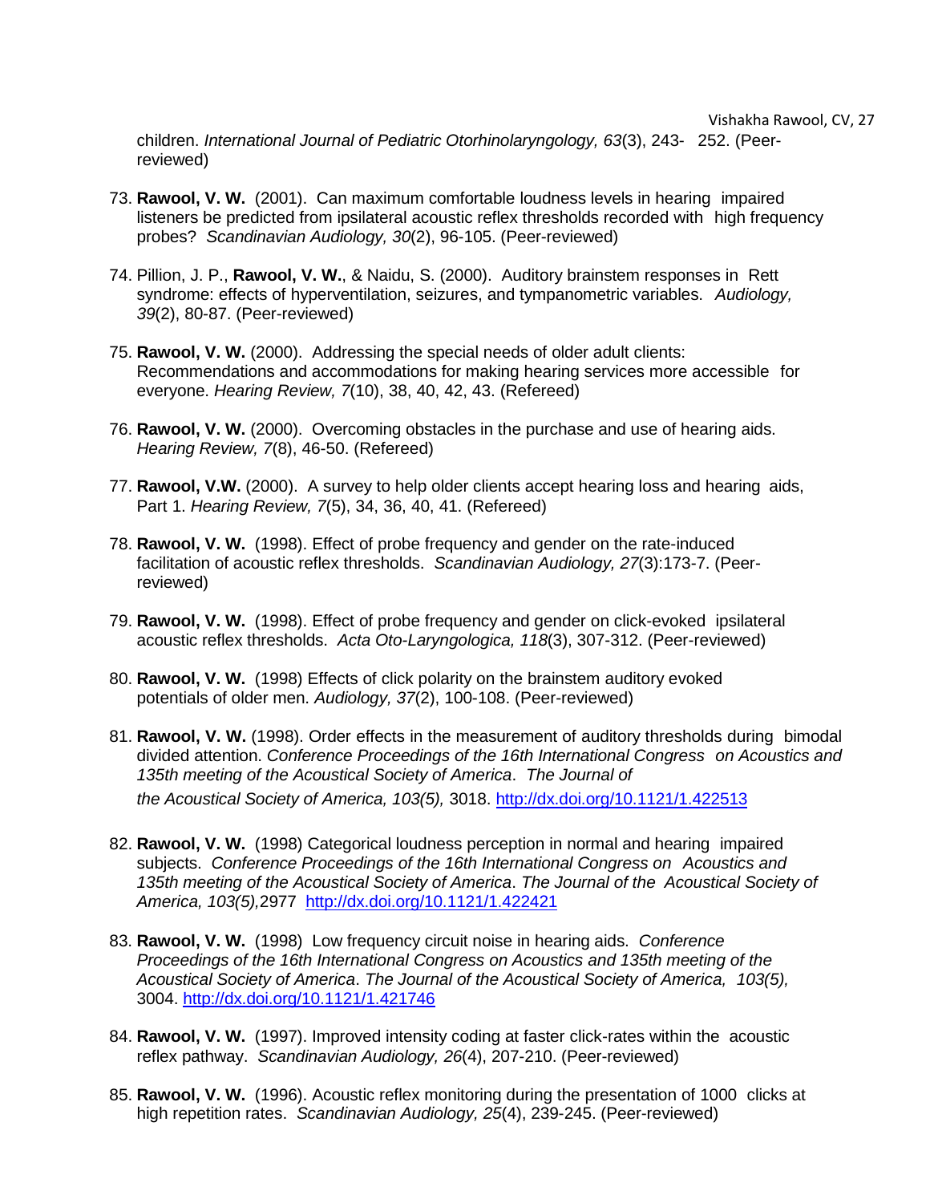children. *International Journal of Pediatric Otorhinolaryngology, 63*(3), 243- 252. (Peer-reviewed)

73. **Rawool, V. W.** (2001). Can maximum comfortable loudness levels in hearing impaired listeners be predicted from ipsilateral acoustic reflex thresholds recorded with high frequency probes? *Scandinavian Audiology, 30*(2), 96-105. (Peer-reviewed)

74. Pillion, J. P., **Rawool, V. W.**, & Naidu, S. (2000). Auditory brainstem responses in Rett syndrome: effects of hyperventilation, seizures, and tympanometric variables. *Audiology, 39*(2), 80-87. (Peer-reviewed)

75. **Rawool, V. W.** (2000). Addressing the special needs of older adult clients: Recommendations and accommodations for making hearing services more accessible for everyone. *Hearing Review, 7*(10), 38, 40, 42, 43. (Refereed)

76. **Rawool, V. W.** (2000). Overcoming obstacles in the purchase and use of hearing aids. *Hearing Review, 7*(8), 46-50. (Refereed)

77. **Rawool, V.W.** (2000). A survey to help older clients accept hearing loss and hearing aids, Part 1. *Hearing Review, 7*(5), 34, 36, 40, 41. (Refereed)

78. **Rawool, V. W.** (1998). Effect of probe frequency and gender on the rate-induced facilitation of acoustic reflex thresholds. *Scandinavian Audiology, 27*(3):173-7. (Peer-reviewed)

79. **Rawool, V. W.** (1998). Effect of probe frequency and gender on click-evoked ipsilateral acoustic reflex thresholds. *Acta Oto-Laryngologica, 118*(3), 307-312. (Peer-reviewed)

80. **Rawool, V. W.** (1998) Effects of click polarity on the brainstem auditory evoked potentials of older men. *Audiology, 37*(2), 100-108. (Peer-reviewed)

81. **Rawool, V. W.** (1998). Order effects in the measurement of auditory thresholds during bimodal divided attention. *Conference Proceedings of the 16th International Congress on Acoustics and 135th meeting of the Acoustical Society of America*. *The Journal of the Acoustical Society of America, 103(5),* 3018. http://dx.doi.org/10.1121/1.422513

82. **Rawool, V. W.** (1998) Categorical loudness perception in normal and hearing impaired subjects. *Conference Proceedings of the 16th International Congress on Acoustics and 135th meeting of the Acoustical Society of America*. *The Journal of the Acoustical Society of America, 103(5),*2977 http://dx.doi.org/10.1121/1.422421

83. **Rawool, V. W.** (1998) Low frequency circuit noise in hearing aids. *Conference Proceedings of the 16th International Congress on Acoustics and 135th meeting of the Acoustical Society of America*. *The Journal of the Acoustical Society of America, 103(5),* 3004. http://dx.doi.org/10.1121/1.421746

84. **Rawool, V. W.** (1997). Improved intensity coding at faster click-rates within the acoustic reflex pathway. *Scandinavian Audiology, 26*(4), 207-210. (Peer-reviewed)

85. **Rawool, V. W.** (1996). Acoustic reflex monitoring during the presentation of 1000 clicks at high repetition rates. *Scandinavian Audiology, 25*(4), 239-245. (Peer-reviewed)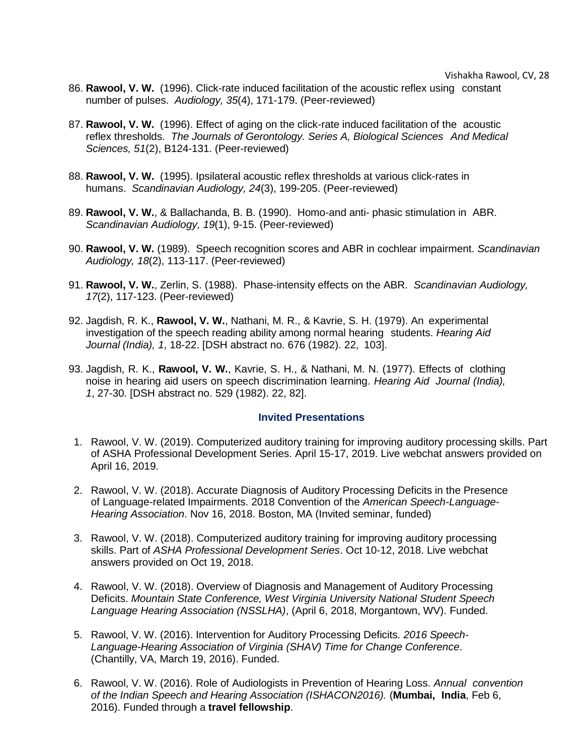86. **Rawool, V. W.** (1996). Click-rate induced facilitation of the acoustic reflex using constant number of pulses. *Audiology, 35*(4), 171-179. (Peer-reviewed)

87. **Rawool, V. W.** (1996). Effect of aging on the click-rate induced facilitation of the acoustic reflex thresholds. *The Journals of Gerontology. Series A, Biological Sciences And Medical Sciences, 51*(2), B124-131. (Peer-reviewed)

88. **Rawool, V. W.** (1995). Ipsilateral acoustic reflex thresholds at various click-rates in humans. *Scandinavian Audiology, 24*(3), 199-205. (Peer-reviewed)

89. **Rawool, V. W.**, & Ballachanda, B. B. (1990). Homo-and anti- phasic stimulation in ABR. *Scandinavian Audiology, 19*(1), 9-15. (Peer-reviewed)

90. **Rawool, V. W.** (1989). Speech recognition scores and ABR in cochlear impairment. *Scandinavian Audiology, 18*(2), 113-117. (Peer-reviewed)

91. **Rawool, V. W.**, Zerlin, S. (1988). Phase-intensity effects on the ABR. *Scandinavian Audiology, 17*(2), 117-123. (Peer-reviewed)

92. Jagdish, R. K., **Rawool, V. W.**, Nathani, M. R., & Kavrie, S. H. (1979). An experimental investigation of the speech reading ability among normal hearing students. *Hearing Aid Journal (India), 1*, 18-22. [DSH abstract no. 676 (1982). 22, 103].

93. Jagdish, R. K., **Rawool, V. W.**, Kavrie, S. H., & Nathani, M. N. (1977). Effects of clothing noise in hearing aid users on speech discrimination learning. *Hearing Aid Journal (India), 1*, 27-30. [DSH abstract no. 529 (1982). 22, 82].

## Invited Presentations

1. Rawool, V. W. (2019). Computerized auditory training for improving auditory processing skills. Part of ASHA Professional Development Series. April 15-17, 2019. Live webchat answers provided on April 16, 2019.

2. Rawool, V. W. (2018). Accurate Diagnosis of Auditory Processing Deficits in the Presence of Language-related Impairments. 2018 Convention of the *American Speech-Language-Hearing Association*. Nov 16, 2018. Boston, MA (Invited seminar, funded)

3. Rawool, V. W. (2018). Computerized auditory training for improving auditory processing skills. Part of *ASHA Professional Development Series*. Oct 10-12, 2018. Live webchat answers provided on Oct 19, 2018.

4. Rawool, V. W. (2018). Overview of Diagnosis and Management of Auditory Processing Deficits. *Mountain State Conference, West Virginia University National Student Speech Language Hearing Association (NSSLHA)*, (April 6, 2018, Morgantown, WV). Funded.

5. Rawool, V. W. (2016). Intervention for Auditory Processing Deficits. *2016 Speech-Language-Hearing Association of Virginia (SHAV) Time for Change Conference*. (Chantilly, VA, March 19, 2016). Funded.

6. Rawool, V. W. (2016). Role of Audiologists in Prevention of Hearing Loss. *Annual convention of the Indian Speech and Hearing Association (ISHACON2016).* (**Mumbai, India**, Feb 6, 2016). Funded through a **travel fellowship**.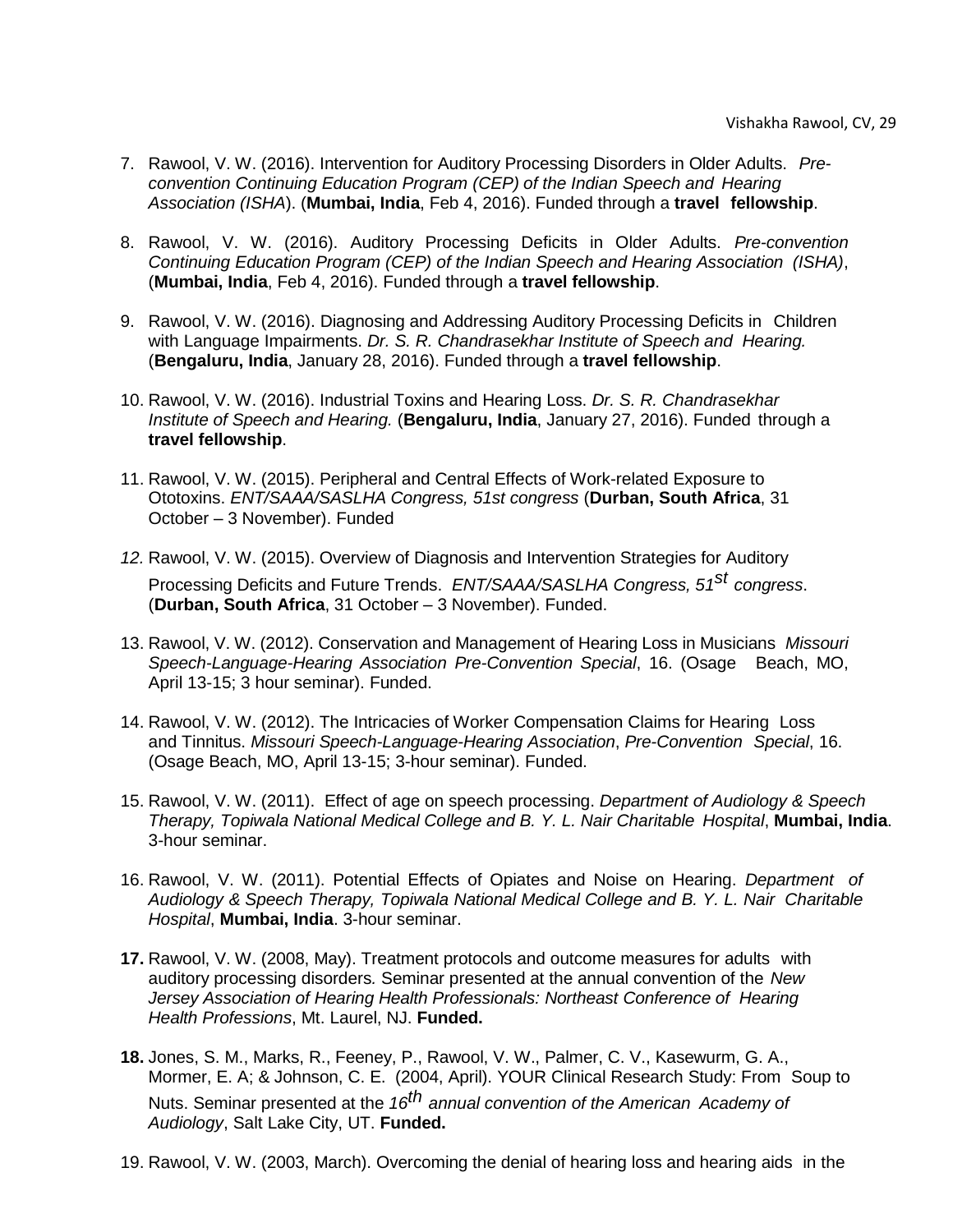7. Rawool, V. W. (2016). Intervention for Auditory Processing Disorders in Older Adults. *Pre-convention Continuing Education Program (CEP) of the Indian Speech and Hearing Association (ISHA*). (**Mumbai, India**, Feb 4, 2016). Funded through a **travel fellowship**.

8. Rawool, V. W. (2016). Auditory Processing Deficits in Older Adults. *Pre-convention Continuing Education Program (CEP) of the Indian Speech and Hearing Association (ISHA)*, (**Mumbai, India**, Feb 4, 2016). Funded through a **travel fellowship**.

9. Rawool, V. W. (2016). Diagnosing and Addressing Auditory Processing Deficits in Children with Language Impairments. *Dr. S. R. Chandrasekhar Institute of Speech and Hearing.* (**Bengaluru, India**, January 28, 2016). Funded through a **travel fellowship**.

10. Rawool, V. W. (2016). Industrial Toxins and Hearing Loss. *Dr. S. R. Chandrasekhar Institute of Speech and Hearing.* (**Bengaluru, India**, January 27, 2016). Funded through a **travel fellowship**.

11. Rawool, V. W. (2015). Peripheral and Central Effects of Work-related Exposure to Ototoxins. *ENT/SAAA/SASLHA Congress, 51st congress* (**Durban, South Africa**, 31 October – 3 November). Funded

12. Rawool, V. W. (2015). Overview of Diagnosis and Intervention Strategies for Auditory Processing Deficits and Future Trends. *ENT/SAAA/SASLHA Congress, 51st congress*. (**Durban, South Africa**, 31 October – 3 November). Funded.

13. Rawool, V. W. (2012). Conservation and Management of Hearing Loss in Musicians *Missouri Speech-Language-Hearing Association Pre-Convention Special*, 16. (Osage Beach, MO, April 13-15; 3 hour seminar). Funded.

14. Rawool, V. W. (2012). The Intricacies of Worker Compensation Claims for Hearing Loss and Tinnitus. *Missouri Speech-Language-Hearing Association*, *Pre-Convention Special*, 16. (Osage Beach, MO, April 13-15; 3-hour seminar). Funded.

15. Rawool, V. W. (2011). Effect of age on speech processing. *Department of Audiology & Speech Therapy, Topiwala National Medical College and B. Y. L. Nair Charitable Hospital*, **Mumbai, India**. 3-hour seminar.

16. Rawool, V. W. (2011). Potential Effects of Opiates and Noise on Hearing. *Department of Audiology & Speech Therapy, Topiwala National Medical College and B. Y. L. Nair Charitable Hospital*, **Mumbai, India**. 3-hour seminar.

17. Rawool, V. W. (2008, May). Treatment protocols and outcome measures for adults with auditory processing disorders*.* Seminar presented at the annual convention of the *New Jersey Association of Hearing Health Professionals: Northeast Conference of Hearing Health Professions*, Mt. Laurel, NJ. **Funded.**

18. Jones, S. M., Marks, R., Feeney, P., Rawool, V. W., Palmer, C. V., Kasewurm, G. A., Mormer, E. A; & Johnson, C. E. (2004, April). YOUR Clinical Research Study: From Soup to Nuts. Seminar presented at the *16th annual convention of the American Academy of Audiology*, Salt Lake City, UT. **Funded.**

19. Rawool, V. W. (2003, March). Overcoming the denial of hearing loss and hearing aids in the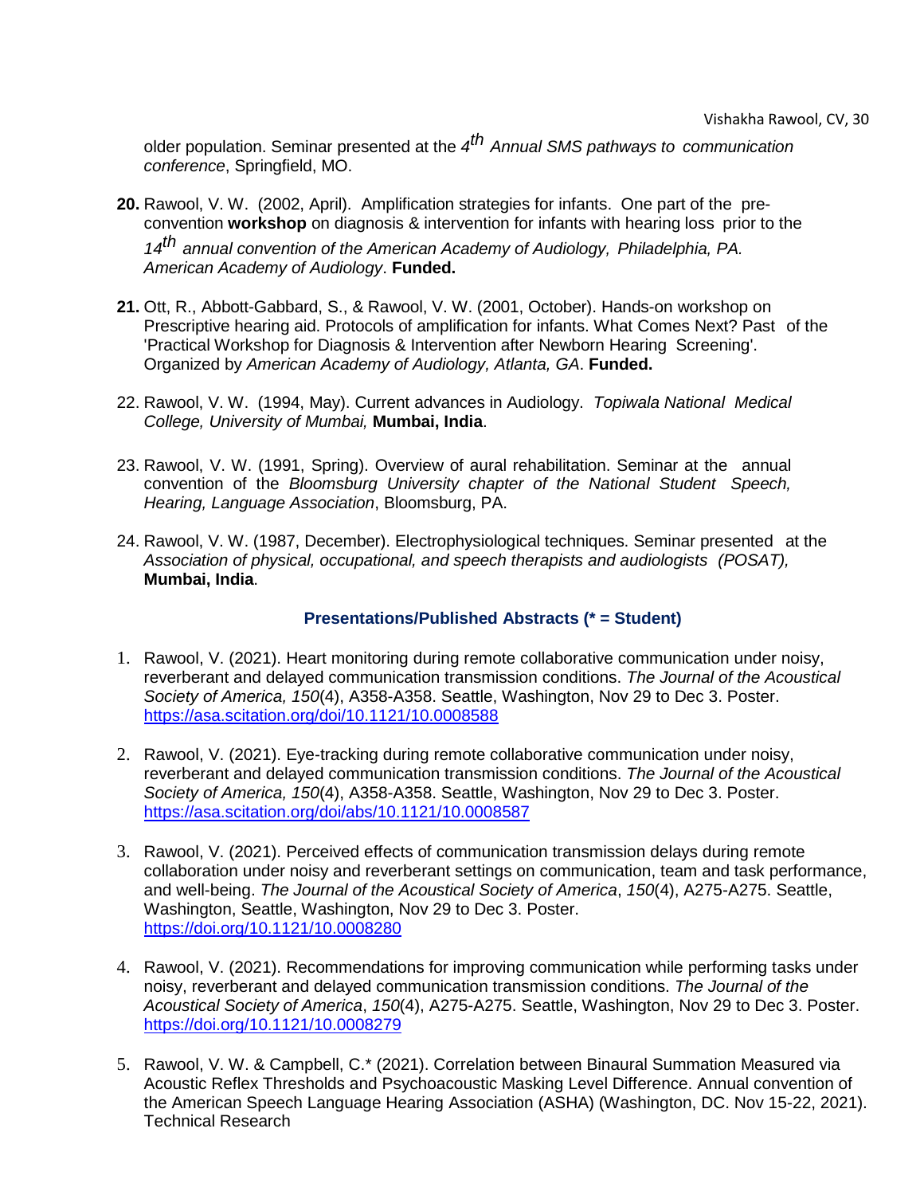older population. Seminar presented at the *4th Annual SMS pathways to communication conference*, Springfield, MO.

**20.** Rawool, V. W. (2002, April). Amplification strategies for infants. One part of the pre-convention **workshop** on diagnosis & intervention for infants with hearing loss prior to the *14th annual convention of the American Academy of Audiology, Philadelphia, PA. American Academy of Audiology*. **Funded.**

**21.** Ott, R., Abbott-Gabbard, S., & Rawool, V. W. (2001, October). Hands-on workshop on Prescriptive hearing aid. Protocols of amplification for infants. What Comes Next? Past of the 'Practical Workshop for Diagnosis & Intervention after Newborn Hearing Screening'. Organized by *American Academy of Audiology, Atlanta, GA*. **Funded.**

22. Rawool, V. W. (1994, May). Current advances in Audiology. *Topiwala National Medical College, University of Mumbai,* **Mumbai, India**.

23. Rawool, V. W. (1991, Spring). Overview of aural rehabilitation. Seminar at the annual convention of the *Bloomsburg University chapter of the National Student Speech, Hearing, Language Association*, Bloomsburg, PA.

24. Rawool, V. W. (1987, December). Electrophysiological techniques. Seminar presented at the *Association of physical, occupational, and speech therapists and audiologists (POSAT),* **Mumbai, India**.

### Presentations/Published Abstracts (* = Student)

1. Rawool, V. (2021). Heart monitoring during remote collaborative communication under noisy, reverberant and delayed communication transmission conditions. *The Journal of the Acoustical Society of America, 150*(4), A358-A358. Seattle, Washington, Nov 29 to Dec 3. Poster. https://asa.scitation.org/doi/10.1121/10.0008588

2. Rawool, V. (2021). Eye-tracking during remote collaborative communication under noisy, reverberant and delayed communication transmission conditions. *The Journal of the Acoustical Society of America, 150*(4), A358-A358. Seattle, Washington, Nov 29 to Dec 3. Poster. https://asa.scitation.org/doi/abs/10.1121/10.0008587

3. Rawool, V. (2021). Perceived effects of communication transmission delays during remote collaboration under noisy and reverberant settings on communication, team and task performance, and well-being. *The Journal of the Acoustical Society of America*, *150*(4), A275-A275. Seattle, Washington, Seattle, Washington, Nov 29 to Dec 3. Poster. https://doi.org/10.1121/10.0008280

4. Rawool, V. (2021). Recommendations for improving communication while performing tasks under noisy, reverberant and delayed communication transmission conditions. *The Journal of the Acoustical Society of America*, *150*(4), A275-A275. Seattle, Washington, Nov 29 to Dec 3. Poster. https://doi.org/10.1121/10.0008279

5. Rawool, V. W. & Campbell, C.* (2021). Correlation between Binaural Summation Measured via Acoustic Reflex Thresholds and Psychoacoustic Masking Level Difference. Annual convention of the American Speech Language Hearing Association (ASHA) (Washington, DC. Nov 15-22, 2021). Technical Research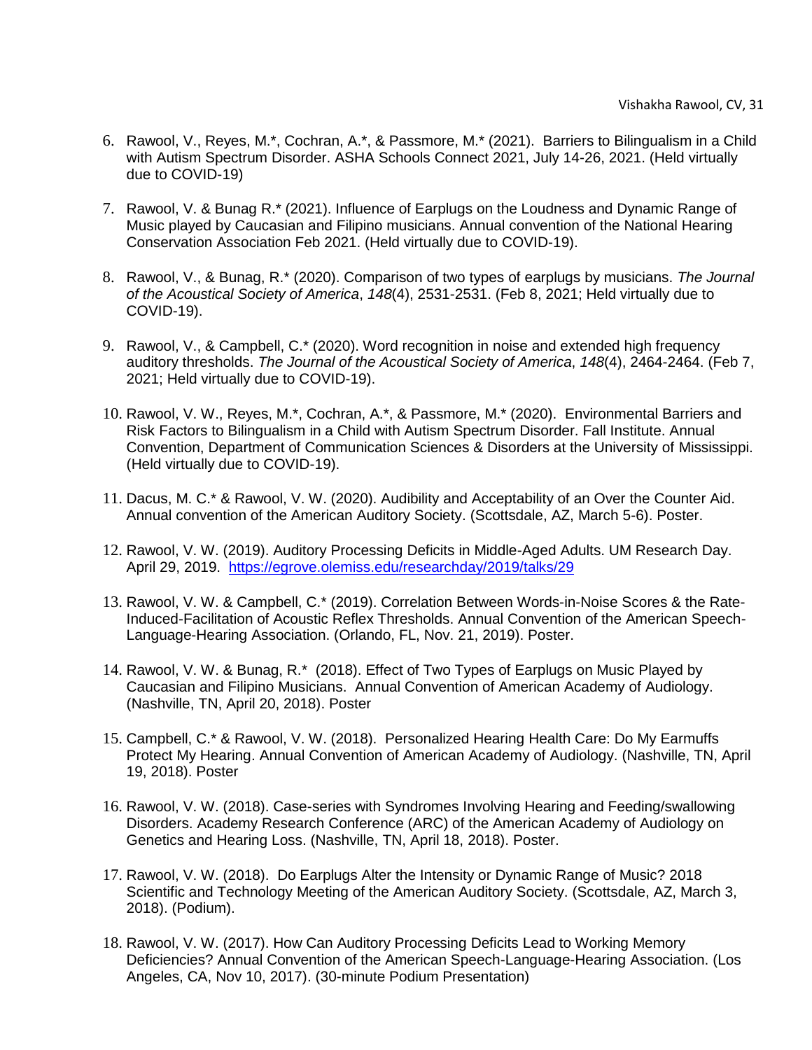6. Rawool, V., Reyes, M.*, Cochran, A.*, & Passmore, M.* (2021). Barriers to Bilingualism in a Child with Autism Spectrum Disorder. ASHA Schools Connect 2021, July 14-26, 2021. (Held virtually due to COVID-19)

7. Rawool, V. & Bunag R.* (2021). Influence of Earplugs on the Loudness and Dynamic Range of Music played by Caucasian and Filipino musicians. Annual convention of the National Hearing Conservation Association Feb 2021. (Held virtually due to COVID-19).

8. Rawool, V., & Bunag, R.* (2020). Comparison of two types of earplugs by musicians. *The Journal of the Acoustical Society of America*, *148*(4), 2531-2531. (Feb 8, 2021; Held virtually due to COVID-19).

9. Rawool, V., & Campbell, C.* (2020). Word recognition in noise and extended high frequency auditory thresholds. *The Journal of the Acoustical Society of America*, *148*(4), 2464-2464. (Feb 7, 2021; Held virtually due to COVID-19).

10. Rawool, V. W., Reyes, M.*, Cochran, A.*, & Passmore, M.* (2020). Environmental Barriers and Risk Factors to Bilingualism in a Child with Autism Spectrum Disorder. Fall Institute. Annual Convention, Department of Communication Sciences & Disorders at the University of Mississippi. (Held virtually due to COVID-19).

11. Dacus, M. C.* & Rawool, V. W. (2020). Audibility and Acceptability of an Over the Counter Aid. Annual convention of the American Auditory Society. (Scottsdale, AZ, March 5-6). Poster.

12. Rawool, V. W. (2019). Auditory Processing Deficits in Middle-Aged Adults. UM Research Day. April 29, 2019. https://egrove.olemiss.edu/researchday/2019/talks/29

13. Rawool, V. W. & Campbell, C.* (2019). Correlation Between Words-in-Noise Scores & the Rate-Induced-Facilitation of Acoustic Reflex Thresholds. Annual Convention of the American Speech-Language-Hearing Association. (Orlando, FL, Nov. 21, 2019). Poster.

14. Rawool, V. W. & Bunag, R.* (2018). Effect of Two Types of Earplugs on Music Played by Caucasian and Filipino Musicians. Annual Convention of American Academy of Audiology. (Nashville, TN, April 20, 2018). Poster

15. Campbell, C.* & Rawool, V. W. (2018). Personalized Hearing Health Care: Do My Earmuffs Protect My Hearing. Annual Convention of American Academy of Audiology. (Nashville, TN, April 19, 2018). Poster

16. Rawool, V. W. (2018). Case-series with Syndromes Involving Hearing and Feeding/swallowing Disorders. Academy Research Conference (ARC) of the American Academy of Audiology on Genetics and Hearing Loss. (Nashville, TN, April 18, 2018). Poster.

17. Rawool, V. W. (2018). Do Earplugs Alter the Intensity or Dynamic Range of Music? 2018 Scientific and Technology Meeting of the American Auditory Society. (Scottsdale, AZ, March 3, 2018). (Podium).

18. Rawool, V. W. (2017). How Can Auditory Processing Deficits Lead to Working Memory Deficiencies? Annual Convention of the American Speech-Language-Hearing Association. (Los Angeles, CA, Nov 10, 2017). (30-minute Podium Presentation)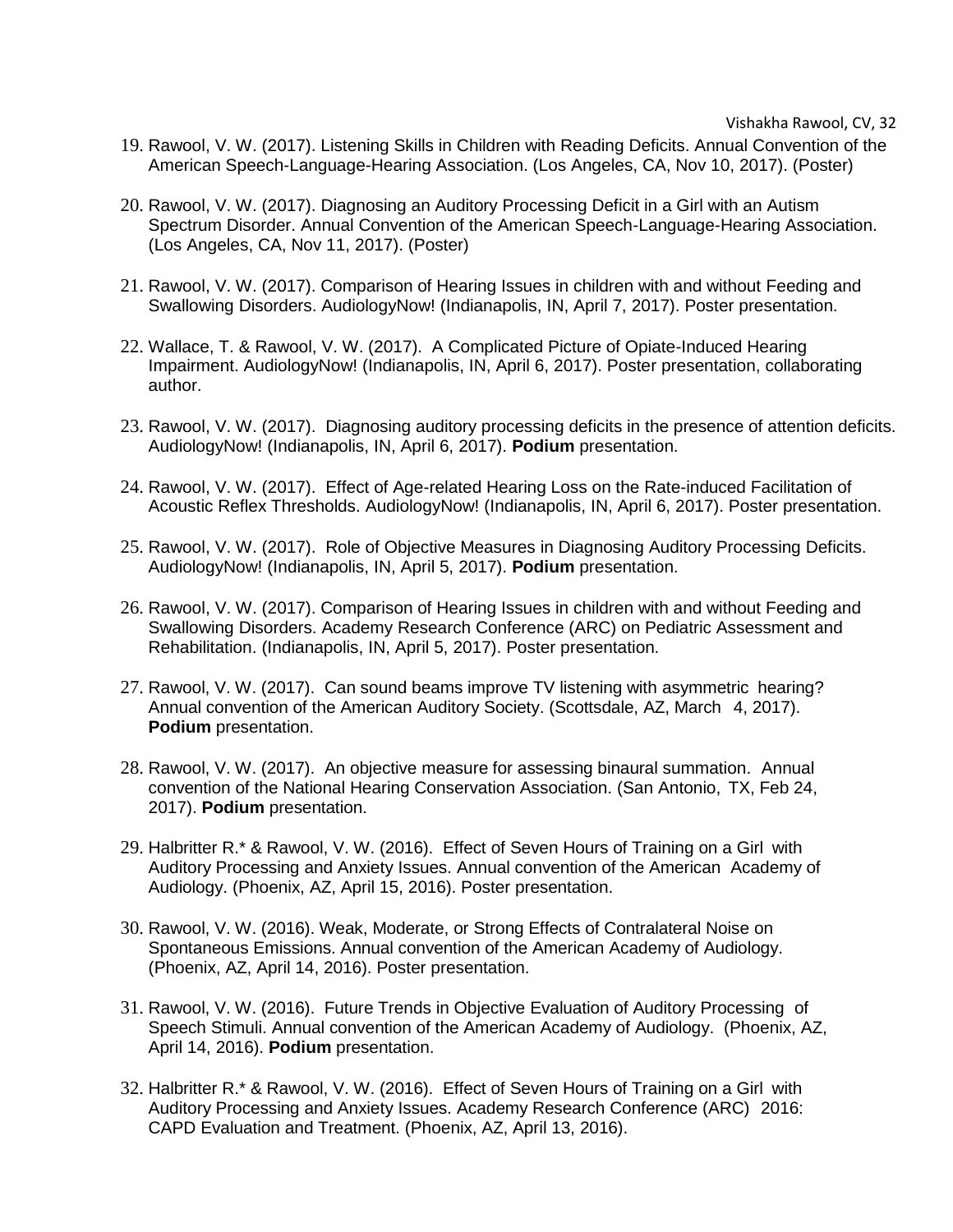19. Rawool, V. W. (2017). Listening Skills in Children with Reading Deficits. Annual Convention of the American Speech-Language-Hearing Association. (Los Angeles, CA, Nov 10, 2017). (Poster)

20. Rawool, V. W. (2017). Diagnosing an Auditory Processing Deficit in a Girl with an Autism Spectrum Disorder. Annual Convention of the American Speech-Language-Hearing Association. (Los Angeles, CA, Nov 11, 2017). (Poster)

21. Rawool, V. W. (2017). Comparison of Hearing Issues in children with and without Feeding and Swallowing Disorders. AudiologyNow! (Indianapolis, IN, April 7, 2017). Poster presentation.

22. Wallace, T. & Rawool, V. W. (2017). A Complicated Picture of Opiate-Induced Hearing Impairment. AudiologyNow! (Indianapolis, IN, April 6, 2017). Poster presentation, collaborating author.

23. Rawool, V. W. (2017). Diagnosing auditory processing deficits in the presence of attention deficits. AudiologyNow! (Indianapolis, IN, April 6, 2017). **Podium** presentation.

24. Rawool, V. W. (2017). Effect of Age-related Hearing Loss on the Rate-induced Facilitation of Acoustic Reflex Thresholds. AudiologyNow! (Indianapolis, IN, April 6, 2017). Poster presentation.

25. Rawool, V. W. (2017). Role of Objective Measures in Diagnosing Auditory Processing Deficits. AudiologyNow! (Indianapolis, IN, April 5, 2017). **Podium** presentation.

26. Rawool, V. W. (2017). Comparison of Hearing Issues in children with and without Feeding and Swallowing Disorders. Academy Research Conference (ARC) on Pediatric Assessment and Rehabilitation. (Indianapolis, IN, April 5, 2017). Poster presentation.

27. Rawool, V. W. (2017). Can sound beams improve TV listening with asymmetric hearing? Annual convention of the American Auditory Society. (Scottsdale, AZ, March 4, 2017). **Podium** presentation.

28. Rawool, V. W. (2017). An objective measure for assessing binaural summation. Annual convention of the National Hearing Conservation Association. (San Antonio, TX, Feb 24, 2017). **Podium** presentation.

29. Halbritter R.* & Rawool, V. W. (2016). Effect of Seven Hours of Training on a Girl with Auditory Processing and Anxiety Issues. Annual convention of the American Academy of Audiology. (Phoenix, AZ, April 15, 2016). Poster presentation.

30. Rawool, V. W. (2016). Weak, Moderate, or Strong Effects of Contralateral Noise on Spontaneous Emissions. Annual convention of the American Academy of Audiology. (Phoenix, AZ, April 14, 2016). Poster presentation.

31. Rawool, V. W. (2016). Future Trends in Objective Evaluation of Auditory Processing of Speech Stimuli. Annual convention of the American Academy of Audiology. (Phoenix, AZ, April 14, 2016). **Podium** presentation.

32. Halbritter R.* & Rawool, V. W. (2016). Effect of Seven Hours of Training on a Girl with Auditory Processing and Anxiety Issues. Academy Research Conference (ARC) 2016: CAPD Evaluation and Treatment. (Phoenix, AZ, April 13, 2016).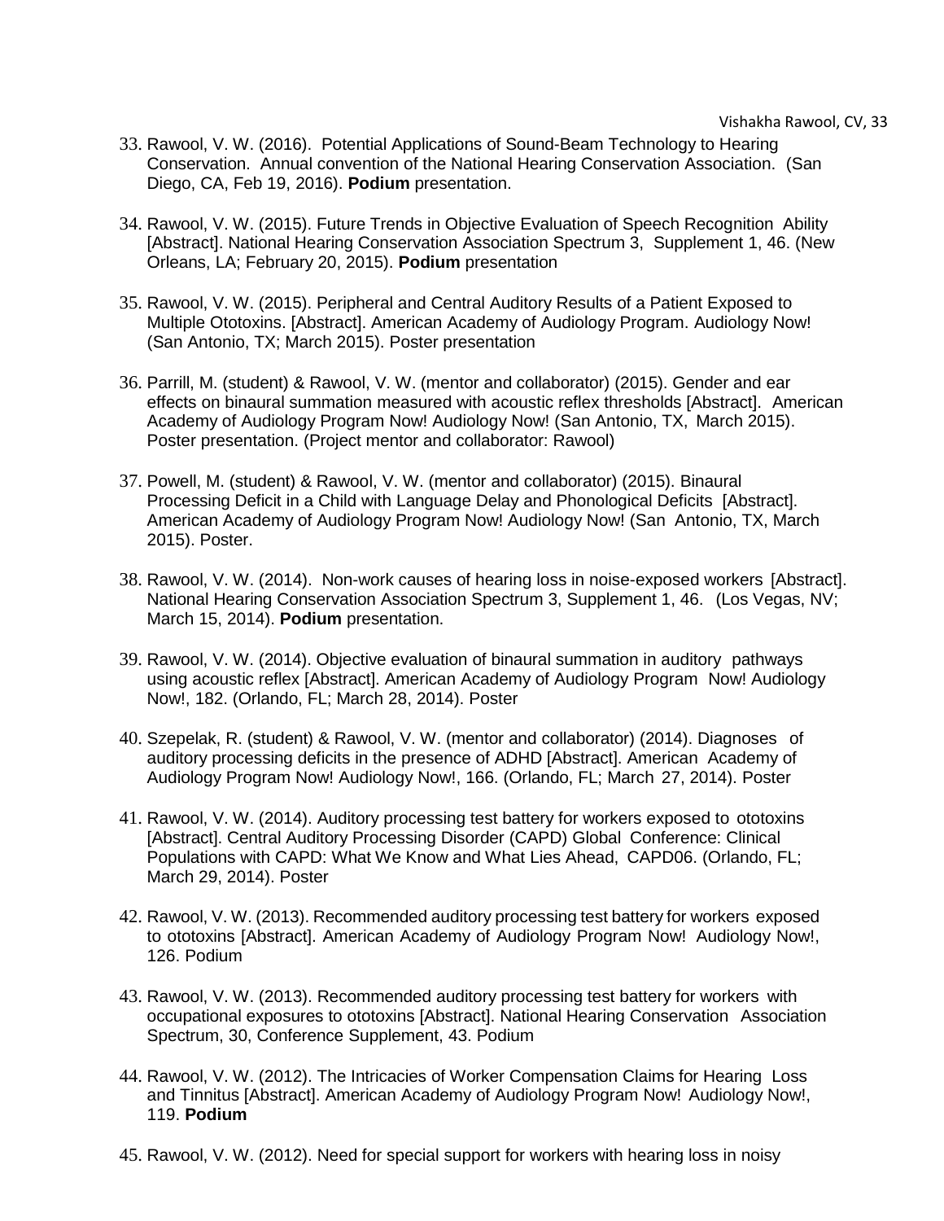33. Rawool, V. W. (2016). Potential Applications of Sound-Beam Technology to Hearing Conservation. Annual convention of the National Hearing Conservation Association. (San Diego, CA, Feb 19, 2016). **Podium** presentation.

34. Rawool, V. W. (2015). Future Trends in Objective Evaluation of Speech Recognition Ability [Abstract]. National Hearing Conservation Association Spectrum 3, Supplement 1, 46. (New Orleans, LA; February 20, 2015). **Podium** presentation

35. Rawool, V. W. (2015). Peripheral and Central Auditory Results of a Patient Exposed to Multiple Ototoxins. [Abstract]. American Academy of Audiology Program. Audiology Now! (San Antonio, TX; March 2015). Poster presentation

36. Parrill, M. (student) & Rawool, V. W. (mentor and collaborator) (2015). Gender and ear effects on binaural summation measured with acoustic reflex thresholds [Abstract]. American Academy of Audiology Program Now! Audiology Now! (San Antonio, TX, March 2015). Poster presentation. (Project mentor and collaborator: Rawool)

37. Powell, M. (student) & Rawool, V. W. (mentor and collaborator) (2015). Binaural Processing Deficit in a Child with Language Delay and Phonological Deficits [Abstract]. American Academy of Audiology Program Now! Audiology Now! (San Antonio, TX, March 2015). Poster.

38. Rawool, V. W. (2014). Non-work causes of hearing loss in noise-exposed workers [Abstract]. National Hearing Conservation Association Spectrum 3, Supplement 1, 46. (Los Vegas, NV; March 15, 2014). **Podium** presentation.

39. Rawool, V. W. (2014). Objective evaluation of binaural summation in auditory pathways using acoustic reflex [Abstract]. American Academy of Audiology Program Now! Audiology Now!, 182. (Orlando, FL; March 28, 2014). Poster

40. Szepelak, R. (student) & Rawool, V. W. (mentor and collaborator) (2014). Diagnoses of auditory processing deficits in the presence of ADHD [Abstract]. American Academy of Audiology Program Now! Audiology Now!, 166. (Orlando, FL; March 27, 2014). Poster

41. Rawool, V. W. (2014). Auditory processing test battery for workers exposed to ototoxins [Abstract]. Central Auditory Processing Disorder (CAPD) Global Conference: Clinical Populations with CAPD: What We Know and What Lies Ahead, CAPD06. (Orlando, FL; March 29, 2014). Poster

42. Rawool, V. W. (2013). Recommended auditory processing test battery for workers exposed to ototoxins [Abstract]. American Academy of Audiology Program Now! Audiology Now!, 126. Podium

43. Rawool, V. W. (2013). Recommended auditory processing test battery for workers with occupational exposures to ototoxins [Abstract]. National Hearing Conservation Association Spectrum, 30, Conference Supplement, 43. Podium

44. Rawool, V. W. (2012). The Intricacies of Worker Compensation Claims for Hearing Loss and Tinnitus [Abstract]. American Academy of Audiology Program Now! Audiology Now!, 119. **Podium**

45. Rawool, V. W. (2012). Need for special support for workers with hearing loss in noisy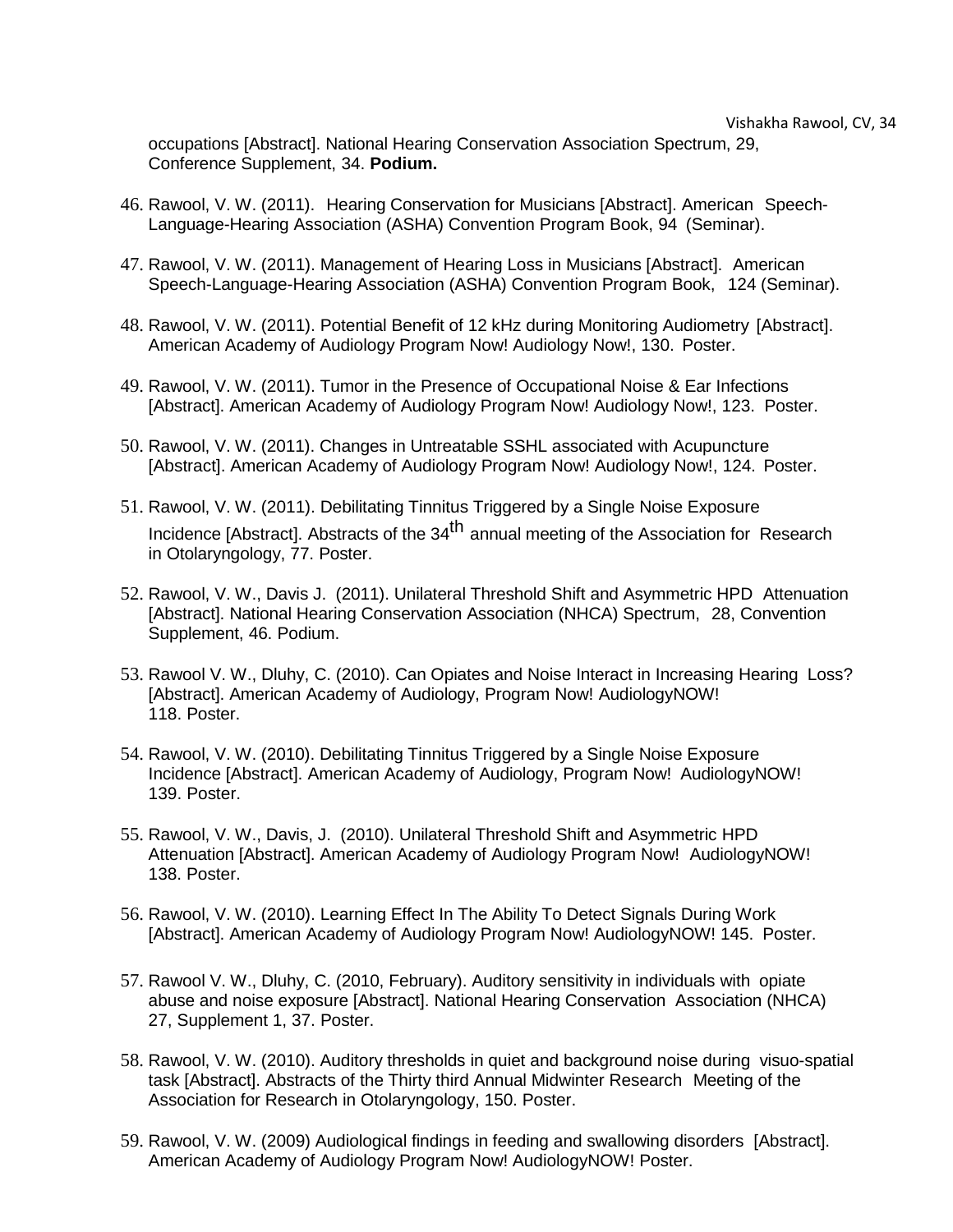occupations [Abstract]. National Hearing Conservation Association Spectrum, 29, Conference Supplement, 34. **Podium.**

46. Rawool, V. W. (2011). Hearing Conservation for Musicians [Abstract]. American Speech-Language-Hearing Association (ASHA) Convention Program Book, 94 (Seminar).

47. Rawool, V. W. (2011). Management of Hearing Loss in Musicians [Abstract]. American Speech-Language-Hearing Association (ASHA) Convention Program Book, 124 (Seminar).

48. Rawool, V. W. (2011). Potential Benefit of 12 kHz during Monitoring Audiometry [Abstract]. American Academy of Audiology Program Now! Audiology Now!, 130. Poster.

49. Rawool, V. W. (2011). Tumor in the Presence of Occupational Noise & Ear Infections [Abstract]. American Academy of Audiology Program Now! Audiology Now!, 123. Poster.

50. Rawool, V. W. (2011). Changes in Untreatable SSHL associated with Acupuncture [Abstract]. American Academy of Audiology Program Now! Audiology Now!, 124. Poster.

51. Rawool, V. W. (2011). Debilitating Tinnitus Triggered by a Single Noise Exposure Incidence [Abstract]. Abstracts of the 34th annual meeting of the Association for Research in Otolaryngology, 77. Poster.

52. Rawool, V. W., Davis J. (2011). Unilateral Threshold Shift and Asymmetric HPD Attenuation [Abstract]. National Hearing Conservation Association (NHCA) Spectrum, 28, Convention Supplement, 46. Podium.

53. Rawool V. W., Dluhy, C. (2010). Can Opiates and Noise Interact in Increasing Hearing Loss? [Abstract]. American Academy of Audiology, Program Now! AudiologyNOW! 118. Poster.

54. Rawool, V. W. (2010). Debilitating Tinnitus Triggered by a Single Noise Exposure Incidence [Abstract]. American Academy of Audiology, Program Now! AudiologyNOW! 139. Poster.

55. Rawool, V. W., Davis, J. (2010). Unilateral Threshold Shift and Asymmetric HPD Attenuation [Abstract]. American Academy of Audiology Program Now! AudiologyNOW! 138. Poster.

56. Rawool, V. W. (2010). Learning Effect In The Ability To Detect Signals During Work [Abstract]. American Academy of Audiology Program Now! AudiologyNOW! 145. Poster.

57. Rawool V. W., Dluhy, C. (2010, February). Auditory sensitivity in individuals with opiate abuse and noise exposure [Abstract]. National Hearing Conservation Association (NHCA) 27, Supplement 1, 37. Poster.

58. Rawool, V. W. (2010). Auditory thresholds in quiet and background noise during visuo-spatial task [Abstract]. Abstracts of the Thirty third Annual Midwinter Research Meeting of the Association for Research in Otolaryngology, 150. Poster.

59. Rawool, V. W. (2009) Audiological findings in feeding and swallowing disorders [Abstract]. American Academy of Audiology Program Now! AudiologyNOW! Poster.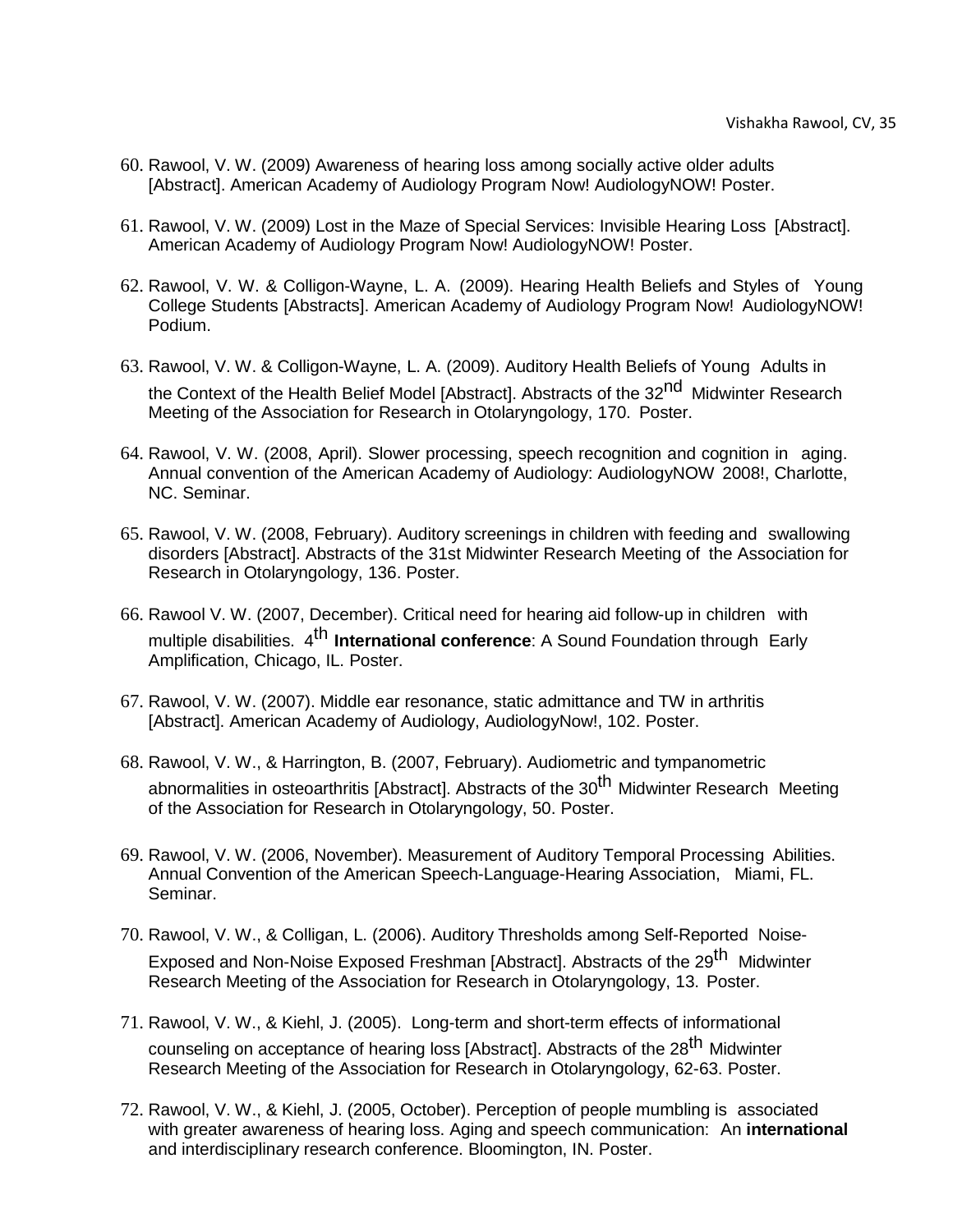60. Rawool, V. W. (2009) Awareness of hearing loss among socially active older adults [Abstract]. American Academy of Audiology Program Now! AudiologyNOW! Poster.

61. Rawool, V. W. (2009) Lost in the Maze of Special Services: Invisible Hearing Loss [Abstract]. American Academy of Audiology Program Now! AudiologyNOW! Poster.

62. Rawool, V. W. & Colligon-Wayne, L. A. (2009). Hearing Health Beliefs and Styles of Young College Students [Abstracts]. American Academy of Audiology Program Now! AudiologyNOW! Podium.

63. Rawool, V. W. & Colligon-Wayne, L. A. (2009). Auditory Health Beliefs of Young Adults in the Context of the Health Belief Model [Abstract]. Abstracts of the 32nd Midwinter Research Meeting of the Association for Research in Otolaryngology, 170. Poster.

64. Rawool, V. W. (2008, April). Slower processing, speech recognition and cognition in aging. Annual convention of the American Academy of Audiology: AudiologyNOW 2008!, Charlotte, NC. Seminar.

65. Rawool, V. W. (2008, February). Auditory screenings in children with feeding and swallowing disorders [Abstract]. Abstracts of the 31st Midwinter Research Meeting of the Association for Research in Otolaryngology, 136. Poster.

66. Rawool V. W. (2007, December). Critical need for hearing aid follow-up in children with multiple disabilities. 4th **International conference**: A Sound Foundation through Early Amplification, Chicago, IL. Poster.

67. Rawool, V. W. (2007). Middle ear resonance, static admittance and TW in arthritis [Abstract]. American Academy of Audiology, AudiologyNow!, 102. Poster.

68. Rawool, V. W., & Harrington, B. (2007, February). Audiometric and tympanometric abnormalities in osteoarthritis [Abstract]. Abstracts of the 30th Midwinter Research Meeting of the Association for Research in Otolaryngology, 50. Poster.

69. Rawool, V. W. (2006, November). Measurement of Auditory Temporal Processing Abilities. Annual Convention of the American Speech-Language-Hearing Association, Miami, FL. Seminar.

70. Rawool, V. W., & Colligan, L. (2006). Auditory Thresholds among Self-Reported Noise-Exposed and Non-Noise Exposed Freshman [Abstract]. Abstracts of the 29th Midwinter Research Meeting of the Association for Research in Otolaryngology, 13. Poster.

71. Rawool, V. W., & Kiehl, J. (2005). Long-term and short-term effects of informational counseling on acceptance of hearing loss [Abstract]. Abstracts of the 28th Midwinter Research Meeting of the Association for Research in Otolaryngology, 62-63. Poster.

72. Rawool, V. W., & Kiehl, J. (2005, October). Perception of people mumbling is associated with greater awareness of hearing loss. Aging and speech communication: An **international** and interdisciplinary research conference. Bloomington, IN. Poster.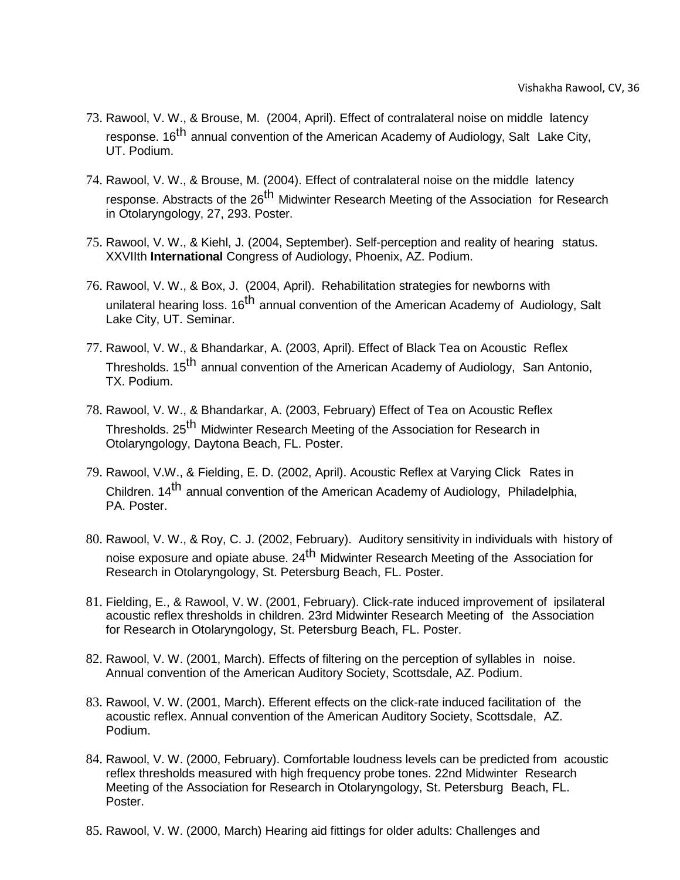73. Rawool, V. W., & Brouse, M. (2004, April). Effect of contralateral noise on middle latency response. 16th annual convention of the American Academy of Audiology, Salt Lake City, UT. Podium.

74. Rawool, V. W., & Brouse, M. (2004). Effect of contralateral noise on the middle latency response. Abstracts of the 26th Midwinter Research Meeting of the Association for Research in Otolaryngology, 27, 293. Poster.

75. Rawool, V. W., & Kiehl, J. (2004, September). Self-perception and reality of hearing status. XXVIIth **International** Congress of Audiology, Phoenix, AZ. Podium.

76. Rawool, V. W., & Box, J. (2004, April). Rehabilitation strategies for newborns with unilateral hearing loss. 16th annual convention of the American Academy of Audiology, Salt Lake City, UT. Seminar.

77. Rawool, V. W., & Bhandarkar, A. (2003, April). Effect of Black Tea on Acoustic Reflex Thresholds. 15th annual convention of the American Academy of Audiology, San Antonio, TX. Podium.

78. Rawool, V. W., & Bhandarkar, A. (2003, February) Effect of Tea on Acoustic Reflex Thresholds. 25th Midwinter Research Meeting of the Association for Research in Otolaryngology, Daytona Beach, FL. Poster.

79. Rawool, V.W., & Fielding, E. D. (2002, April). Acoustic Reflex at Varying Click Rates in Children. 14th annual convention of the American Academy of Audiology, Philadelphia, PA. Poster.

80. Rawool, V. W., & Roy, C. J. (2002, February). Auditory sensitivity in individuals with history of noise exposure and opiate abuse. 24th Midwinter Research Meeting of the Association for Research in Otolaryngology, St. Petersburg Beach, FL. Poster.

81. Fielding, E., & Rawool, V. W. (2001, February). Click-rate induced improvement of ipsilateral acoustic reflex thresholds in children. 23rd Midwinter Research Meeting of the Association for Research in Otolaryngology, St. Petersburg Beach, FL. Poster.

82. Rawool, V. W. (2001, March). Effects of filtering on the perception of syllables in noise. Annual convention of the American Auditory Society, Scottsdale, AZ. Podium.

83. Rawool, V. W. (2001, March). Efferent effects on the click-rate induced facilitation of the acoustic reflex. Annual convention of the American Auditory Society, Scottsdale, AZ. Podium.

84. Rawool, V. W. (2000, February). Comfortable loudness levels can be predicted from acoustic reflex thresholds measured with high frequency probe tones. 22nd Midwinter Research Meeting of the Association for Research in Otolaryngology, St. Petersburg Beach, FL. Poster.

85. Rawool, V. W. (2000, March) Hearing aid fittings for older adults: Challenges and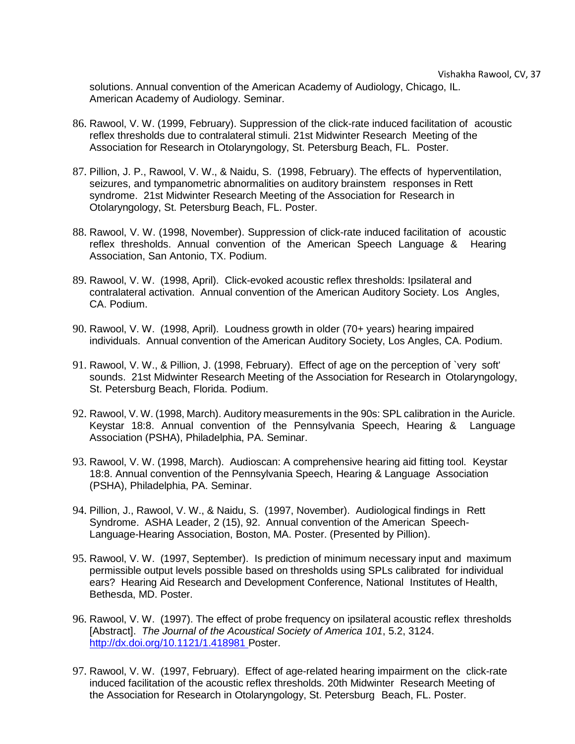solutions. Annual convention of the American Academy of Audiology, Chicago, IL. American Academy of Audiology. Seminar.

86. Rawool, V. W. (1999, February). Suppression of the click-rate induced facilitation of acoustic reflex thresholds due to contralateral stimuli. 21st Midwinter Research Meeting of the Association for Research in Otolaryngology, St. Petersburg Beach, FL. Poster.

87. Pillion, J. P., Rawool, V. W., & Naidu, S. (1998, February). The effects of hyperventilation, seizures, and tympanometric abnormalities on auditory brainstem responses in Rett syndrome. 21st Midwinter Research Meeting of the Association for Research in Otolaryngology, St. Petersburg Beach, FL. Poster.

88. Rawool, V. W. (1998, November). Suppression of click-rate induced facilitation of acoustic reflex thresholds. Annual convention of the American Speech Language & Hearing Association, San Antonio, TX. Podium.

89. Rawool, V. W. (1998, April). Click-evoked acoustic reflex thresholds: Ipsilateral and contralateral activation. Annual convention of the American Auditory Society. Los Angles, CA. Podium.

90. Rawool, V. W. (1998, April). Loudness growth in older (70+ years) hearing impaired individuals. Annual convention of the American Auditory Society, Los Angles, CA. Podium.

91. Rawool, V. W., & Pillion, J. (1998, February). Effect of age on the perception of `very soft' sounds. 21st Midwinter Research Meeting of the Association for Research in Otolaryngology, St. Petersburg Beach, Florida. Podium.

92. Rawool, V. W. (1998, March). Auditory measurements in the 90s: SPL calibration in the Auricle. Keystar 18:8. Annual convention of the Pennsylvania Speech, Hearing & Language Association (PSHA), Philadelphia, PA. Seminar.

93. Rawool, V. W. (1998, March). Audioscan: A comprehensive hearing aid fitting tool. Keystar 18:8. Annual convention of the Pennsylvania Speech, Hearing & Language Association (PSHA), Philadelphia, PA. Seminar.

94. Pillion, J., Rawool, V. W., & Naidu, S. (1997, November). Audiological findings in Rett Syndrome. ASHA Leader, 2 (15), 92. Annual convention of the American Speech-Language-Hearing Association, Boston, MA. Poster. (Presented by Pillion).

95. Rawool, V. W. (1997, September). Is prediction of minimum necessary input and maximum permissible output levels possible based on thresholds using SPLs calibrated for individual ears? Hearing Aid Research and Development Conference, National Institutes of Health, Bethesda, MD. Poster.

96. Rawool, V. W. (1997). The effect of probe frequency on ipsilateral acoustic reflex thresholds [Abstract]. *The Journal of the Acoustical Society of America 101*, 5.2, 3124. http://dx.doi.org/10.1121/1.418981 Poster.

97. Rawool, V. W. (1997, February). Effect of age-related hearing impairment on the click-rate induced facilitation of the acoustic reflex thresholds. 20th Midwinter Research Meeting of the Association for Research in Otolaryngology, St. Petersburg Beach, FL. Poster.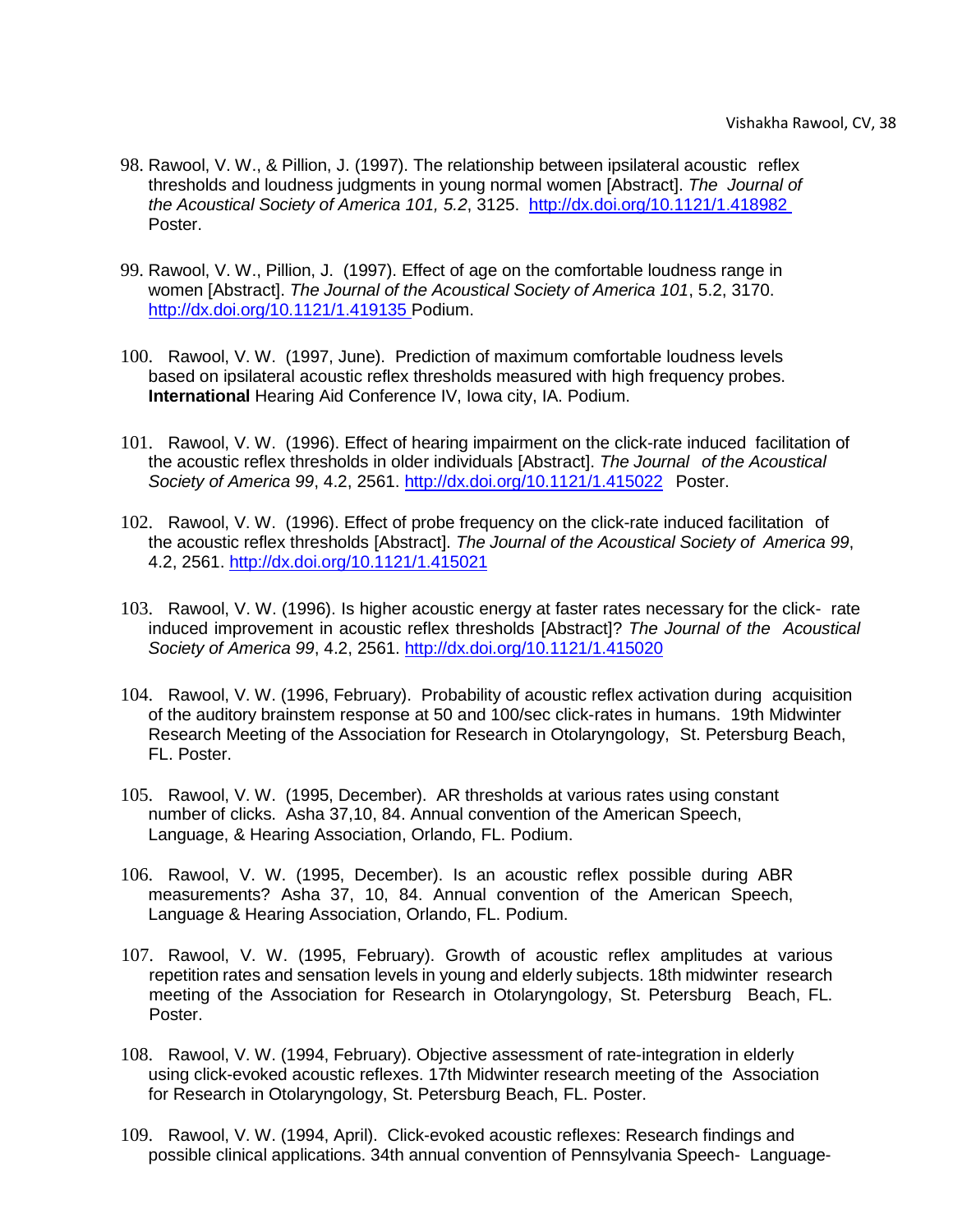98. Rawool, V. W., & Pillion, J. (1997). The relationship between ipsilateral acoustic reflex thresholds and loudness judgments in young normal women [Abstract]. *The Journal of the Acoustical Society of America 101, 5.2*, 3125. http://dx.doi.org/10.1121/1.418982 Poster.

99. Rawool, V. W., Pillion, J. (1997). Effect of age on the comfortable loudness range in women [Abstract]. *The Journal of the Acoustical Society of America 101*, 5.2, 3170. http://dx.doi.org/10.1121/1.419135 Podium.

100. Rawool, V. W. (1997, June). Prediction of maximum comfortable loudness levels based on ipsilateral acoustic reflex thresholds measured with high frequency probes. **International** Hearing Aid Conference IV, Iowa city, IA. Podium.

101. Rawool, V. W. (1996). Effect of hearing impairment on the click-rate induced facilitation of the acoustic reflex thresholds in older individuals [Abstract]. *The Journal of the Acoustical Society of America 99*, 4.2, 2561. http://dx.doi.org/10.1121/1.415022 Poster.

102. Rawool, V. W. (1996). Effect of probe frequency on the click-rate induced facilitation of the acoustic reflex thresholds [Abstract]. *The Journal of the Acoustical Society of America 99*, 4.2, 2561. http://dx.doi.org/10.1121/1.415021

103. Rawool, V. W. (1996). Is higher acoustic energy at faster rates necessary for the click- rate induced improvement in acoustic reflex thresholds [Abstract]? *The Journal of the Acoustical Society of America 99*, 4.2, 2561. http://dx.doi.org/10.1121/1.415020

104. Rawool, V. W. (1996, February). Probability of acoustic reflex activation during acquisition of the auditory brainstem response at 50 and 100/sec click-rates in humans. 19th Midwinter Research Meeting of the Association for Research in Otolaryngology, St. Petersburg Beach, FL. Poster.

105. Rawool, V. W. (1995, December). AR thresholds at various rates using constant number of clicks. Asha 37,10, 84. Annual convention of the American Speech, Language, & Hearing Association, Orlando, FL. Podium.

106. Rawool, V. W. (1995, December). Is an acoustic reflex possible during ABR measurements? Asha 37, 10, 84. Annual convention of the American Speech, Language & Hearing Association, Orlando, FL. Podium.

107. Rawool, V. W. (1995, February). Growth of acoustic reflex amplitudes at various repetition rates and sensation levels in young and elderly subjects. 18th midwinter research meeting of the Association for Research in Otolaryngology, St. Petersburg Beach, FL. Poster.

108. Rawool, V. W. (1994, February). Objective assessment of rate-integration in elderly using click-evoked acoustic reflexes. 17th Midwinter research meeting of the Association for Research in Otolaryngology, St. Petersburg Beach, FL. Poster.

109. Rawool, V. W. (1994, April). Click-evoked acoustic reflexes: Research findings and possible clinical applications. 34th annual convention of Pennsylvania Speech- Language-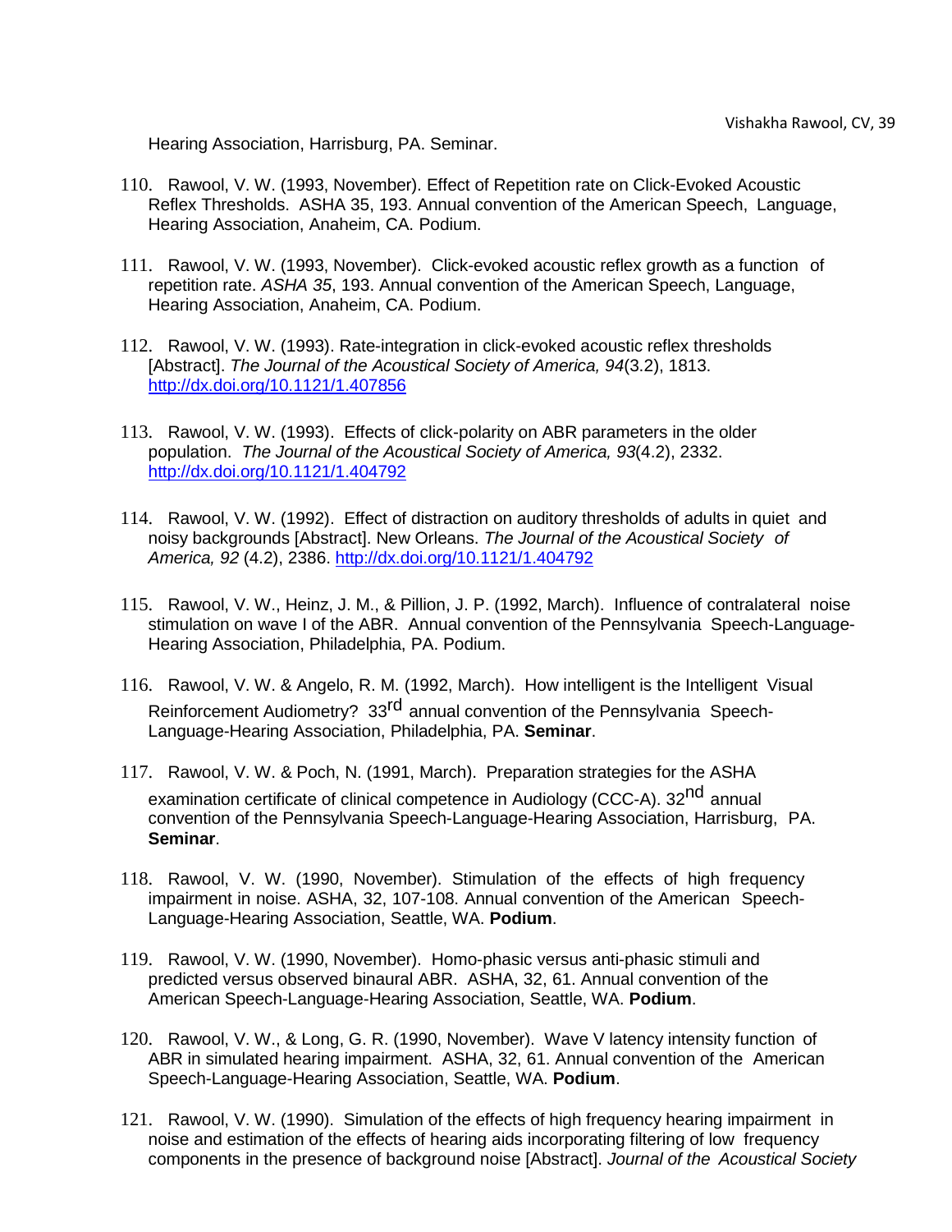Hearing Association, Harrisburg, PA. Seminar.

110. Rawool, V. W. (1993, November). Effect of Repetition rate on Click-Evoked Acoustic Reflex Thresholds. ASHA 35, 193. Annual convention of the American Speech, Language, Hearing Association, Anaheim, CA. Podium.

111. Rawool, V. W. (1993, November). Click-evoked acoustic reflex growth as a function of repetition rate. *ASHA 35*, 193. Annual convention of the American Speech, Language, Hearing Association, Anaheim, CA. Podium.

112. Rawool, V. W. (1993). Rate-integration in click-evoked acoustic reflex thresholds [Abstract]. *The Journal of the Acoustical Society of America, 94*(3.2), 1813. http://dx.doi.org/10.1121/1.407856

113. Rawool, V. W. (1993). Effects of click-polarity on ABR parameters in the older population. *The Journal of the Acoustical Society of America, 93*(4.2), 2332. http://dx.doi.org/10.1121/1.404792

114. Rawool, V. W. (1992). Effect of distraction on auditory thresholds of adults in quiet and noisy backgrounds [Abstract]. New Orleans. *The Journal of the Acoustical Society of America, 92* (4.2), 2386. http://dx.doi.org/10.1121/1.404792

115. Rawool, V. W., Heinz, J. M., & Pillion, J. P. (1992, March). Influence of contralateral noise stimulation on wave I of the ABR. Annual convention of the Pennsylvania Speech-Language-Hearing Association, Philadelphia, PA. Podium.

116. Rawool, V. W. & Angelo, R. M. (1992, March). How intelligent is the Intelligent Visual Reinforcement Audiometry? 33rd annual convention of the Pennsylvania Speech-Language-Hearing Association, Philadelphia, PA. **Seminar**.

117. Rawool, V. W. & Poch, N. (1991, March). Preparation strategies for the ASHA examination certificate of clinical competence in Audiology (CCC-A). 32nd annual convention of the Pennsylvania Speech-Language-Hearing Association, Harrisburg, PA. **Seminar**.

118. Rawool, V. W. (1990, November). Stimulation of the effects of high frequency impairment in noise. ASHA, 32, 107-108. Annual convention of the American Speech-Language-Hearing Association, Seattle, WA. **Podium**.

119. Rawool, V. W. (1990, November). Homo-phasic versus anti-phasic stimuli and predicted versus observed binaural ABR. ASHA, 32, 61. Annual convention of the American Speech-Language-Hearing Association, Seattle, WA. **Podium**.

120. Rawool, V. W., & Long, G. R. (1990, November). Wave V latency intensity function of ABR in simulated hearing impairment. ASHA, 32, 61. Annual convention of the American Speech-Language-Hearing Association, Seattle, WA. **Podium**.

121. Rawool, V. W. (1990). Simulation of the effects of high frequency hearing impairment in noise and estimation of the effects of hearing aids incorporating filtering of low frequency components in the presence of background noise [Abstract]. *Journal of the Acoustical Society*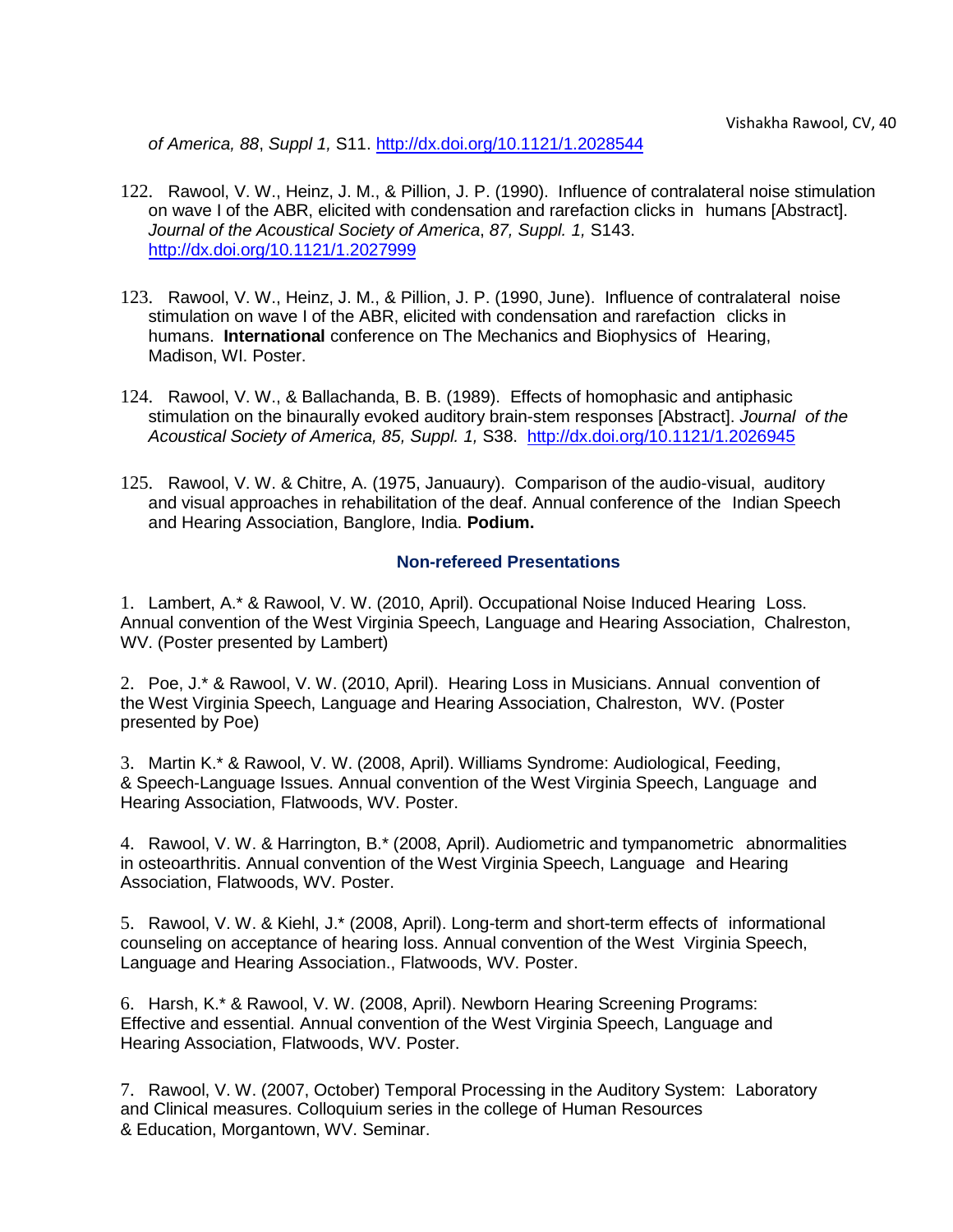*of America, 88*, *Suppl 1,* S11. http://dx.doi.org/10.1121/1.2028544

122. Rawool, V. W., Heinz, J. M., & Pillion, J. P. (1990). Influence of contralateral noise stimulation on wave I of the ABR, elicited with condensation and rarefaction clicks in humans [Abstract]. *Journal of the Acoustical Society of America*, *87, Suppl. 1,* S143. http://dx.doi.org/10.1121/1.2027999

123. Rawool, V. W., Heinz, J. M., & Pillion, J. P. (1990, June). Influence of contralateral noise stimulation on wave I of the ABR, elicited with condensation and rarefaction clicks in humans. **International** conference on The Mechanics and Biophysics of Hearing, Madison, WI. Poster.

124. Rawool, V. W., & Ballachanda, B. B. (1989). Effects of homophasic and antiphasic stimulation on the binaurally evoked auditory brain-stem responses [Abstract]. *Journal of the Acoustical Society of America, 85, Suppl. 1,* S38. http://dx.doi.org/10.1121/1.2026945

125. Rawool, V. W. & Chitre, A. (1975, Januaury). Comparison of the audio-visual, auditory and visual approaches in rehabilitation of the deaf. Annual conference of the Indian Speech and Hearing Association, Banglore, India. **Podium.**

### Non-refereed Presentations

1. Lambert, A.* & Rawool, V. W. (2010, April). Occupational Noise Induced Hearing Loss. Annual convention of the West Virginia Speech, Language and Hearing Association, Chalreston, WV. (Poster presented by Lambert)

2. Poe, J.* & Rawool, V. W. (2010, April). Hearing Loss in Musicians. Annual convention of the West Virginia Speech, Language and Hearing Association, Chalreston, WV. (Poster presented by Poe)

3. Martin K.* & Rawool, V. W. (2008, April). Williams Syndrome: Audiological, Feeding, & Speech-Language Issues. Annual convention of the West Virginia Speech, Language and Hearing Association, Flatwoods, WV. Poster.

4. Rawool, V. W. & Harrington, B.* (2008, April). Audiometric and tympanometric abnormalities in osteoarthritis. Annual convention of the West Virginia Speech, Language and Hearing Association, Flatwoods, WV. Poster.

5. Rawool, V. W. & Kiehl, J.* (2008, April). Long-term and short-term effects of informational counseling on acceptance of hearing loss. Annual convention of the West Virginia Speech, Language and Hearing Association., Flatwoods, WV. Poster.

6. Harsh, K.* & Rawool, V. W. (2008, April). Newborn Hearing Screening Programs: Effective and essential. Annual convention of the West Virginia Speech, Language and Hearing Association, Flatwoods, WV. Poster.

7. Rawool, V. W. (2007, October) Temporal Processing in the Auditory System: Laboratory and Clinical measures. Colloquium series in the college of Human Resources & Education, Morgantown, WV. Seminar.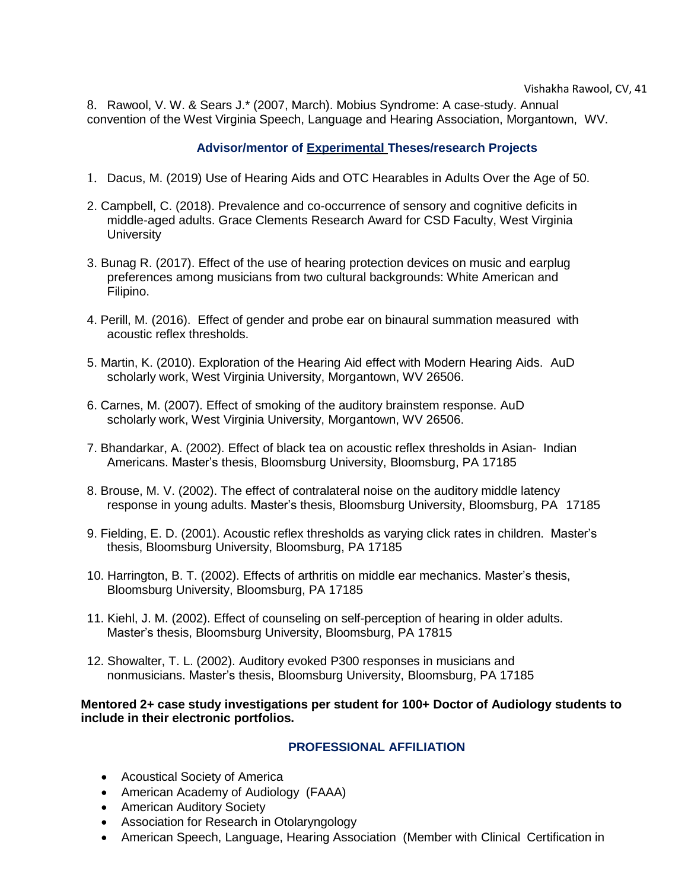8. Rawool, V. W. & Sears J.* (2007, March). Mobius Syndrome: A case-study. Annual convention of the West Virginia Speech, Language and Hearing Association, Morgantown, WV.

### Advisor/mentor of Experimental Theses/research Projects

1. Dacus, M. (2019) Use of Hearing Aids and OTC Hearables in Adults Over the Age of 50.

2. Campbell, C. (2018). Prevalence and co-occurrence of sensory and cognitive deficits in middle-aged adults. Grace Clements Research Award for CSD Faculty, West Virginia University

3. Bunag R. (2017). Effect of the use of hearing protection devices on music and earplug preferences among musicians from two cultural backgrounds: White American and Filipino.

4. Perill, M. (2016). Effect of gender and probe ear on binaural summation measured with acoustic reflex thresholds.

5. Martin, K. (2010). Exploration of the Hearing Aid effect with Modern Hearing Aids. AuD scholarly work, West Virginia University, Morgantown, WV 26506.

6. Carnes, M. (2007). Effect of smoking of the auditory brainstem response. AuD scholarly work, West Virginia University, Morgantown, WV 26506.

7. Bhandarkar, A. (2002). Effect of black tea on acoustic reflex thresholds in Asian- Indian Americans. Master's thesis, Bloomsburg University, Bloomsburg, PA 17185

8. Brouse, M. V. (2002). The effect of contralateral noise on the auditory middle latency response in young adults. Master's thesis, Bloomsburg University, Bloomsburg, PA 17185

9. Fielding, E. D. (2001). Acoustic reflex thresholds as varying click rates in children. Master's thesis, Bloomsburg University, Bloomsburg, PA 17185

10. Harrington, B. T. (2002). Effects of arthritis on middle ear mechanics. Master's thesis, Bloomsburg University, Bloomsburg, PA 17185

11. Kiehl, J. M. (2002). Effect of counseling on self-perception of hearing in older adults. Master's thesis, Bloomsburg University, Bloomsburg, PA 17815

12. Showalter, T. L. (2002). Auditory evoked P300 responses in musicians and nonmusicians. Master's thesis, Bloomsburg University, Bloomsburg, PA 17185

**Mentored 2+ case study investigations per student for 100+ Doctor of Audiology students to include in their electronic portfolios.**

### PROFESSIONAL AFFILIATION

- Acoustical Society of America
- American Academy of Audiology (FAAA)
- American Auditory Society
- Association for Research in Otolaryngology
- American Speech, Language, Hearing Association (Member with Clinical Certification in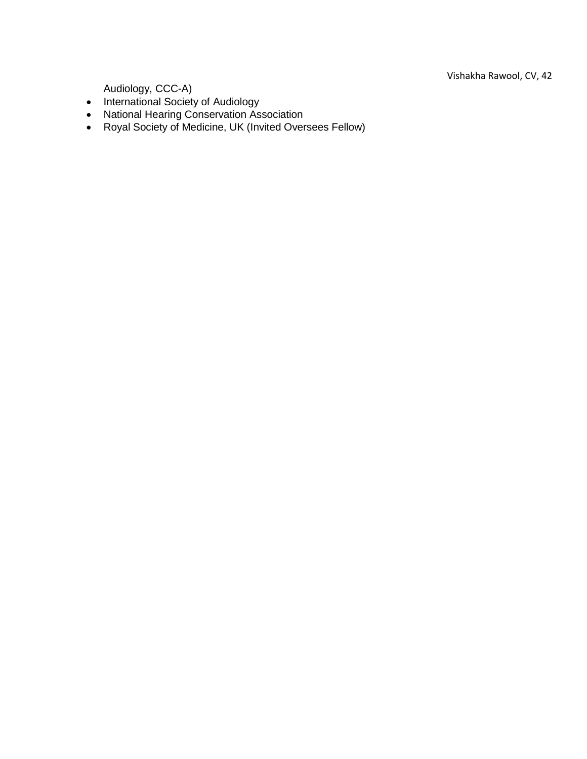Audiology, CCC-A)

- International Society of Audiology
- National Hearing Conservation Association
- Royal Society of Medicine, UK (Invited Oversees Fellow)